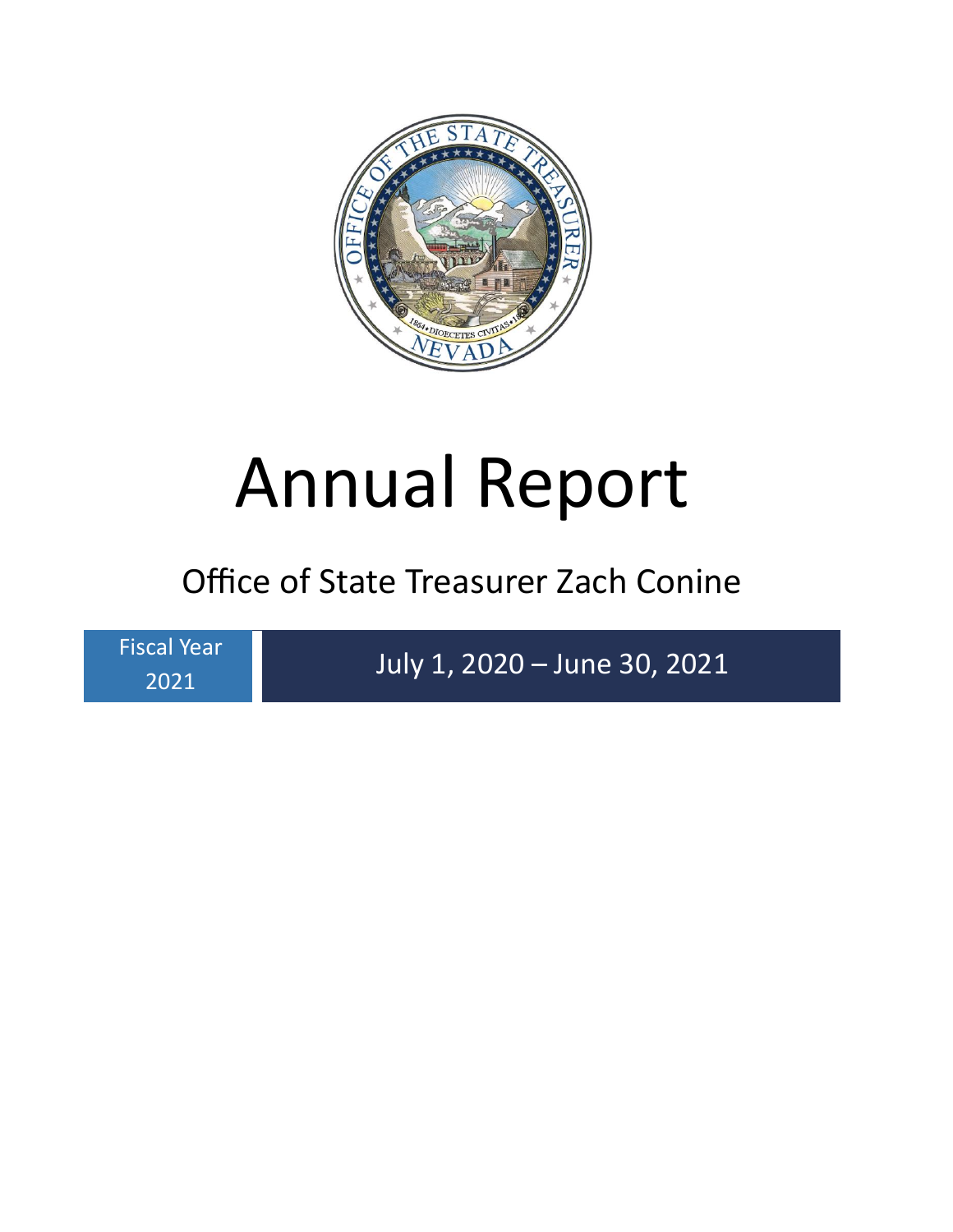# Annual Report

## Office of State Treasurer Zach Conine

Fiscal Year 2021

July 1, 2020 – June 30, 2021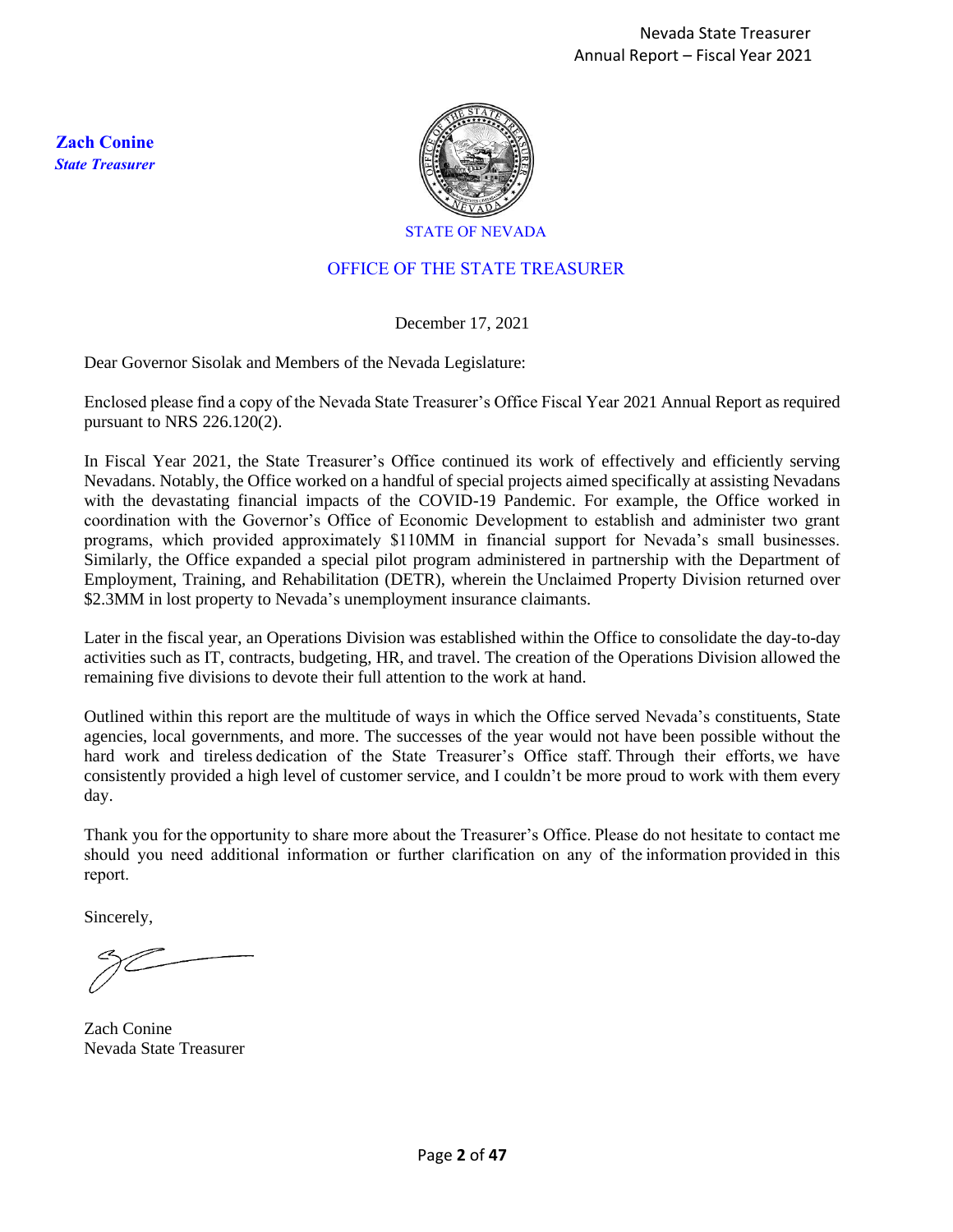**Zach Conine**
***State Treasurer***

STATE OF NEVADA

OFFICE OF THE STATE TREASURER

December 17, 2021

Dear Governor Sisolak and Members of the Nevada Legislature:

Enclosed please find a copy of the Nevada State Treasurer's Office Fiscal Year 2021 Annual Report as required pursuant to NRS 226.120(2).

In Fiscal Year 2021, the State Treasurer's Office continued its work of effectively and efficiently serving Nevadans. Notably, the Office worked on a handful of special projects aimed specifically at assisting Nevadans with the devastating financial impacts of the COVID-19 Pandemic. For example, the Office worked in coordination with the Governor's Office of Economic Development to establish and administer two grant programs, which provided approximately $110MM in financial support for Nevada's small businesses. Similarly, the Office expanded a special pilot program administered in partnership with the Department of Employment, Training, and Rehabilitation (DETR), wherein the Unclaimed Property Division returned over $2.3MM in lost property to Nevada's unemployment insurance claimants.

Later in the fiscal year, an Operations Division was established within the Office to consolidate the day-to-day activities such as IT, contracts, budgeting, HR, and travel. The creation of the Operations Division allowed the remaining five divisions to devote their full attention to the work at hand.

Outlined within this report are the multitude of ways in which the Office served Nevada's constituents, State agencies, local governments, and more. The successes of the year would not have been possible without the hard work and tireless dedication of the State Treasurer's Office staff. Through their efforts, we have consistently provided a high level of customer service, and I couldn't be more proud to work with them every day.

Thank you for the opportunity to share more about the Treasurer's Office. Please do not hesitate to contact me should you need additional information or further clarification on any of the information provided in this report.

Sincerely,

Zach Conine
Nevada State Treasurer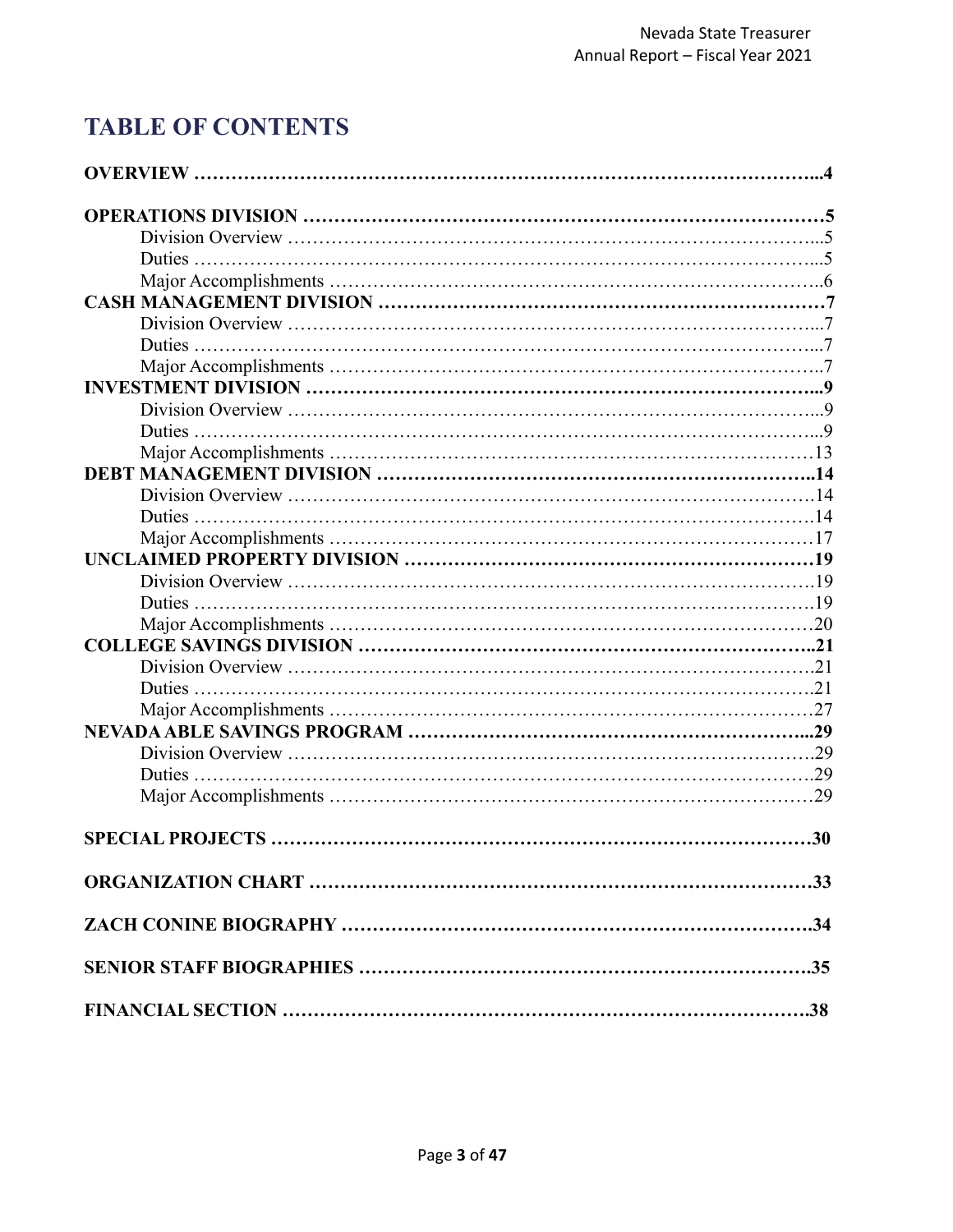# TABLE OF CONTENTS

**OVERVIEW** ……………………………………………………………………………………...4

**OPERATIONS DIVISION** ……………………………………………………………………5
- Division Overview ………………………………………………………………………...5
- Duties ……………………………………………………………………………………...5
- Major Accomplishments …………………………………………………………………..6

**CASH MANAGEMENT DIVISION** …………………………………………………………7
- Division Overview ………………………………………………………………………...7
- Duties ……………………………………………………………………………………...7
- Major Accomplishments …………………………………………………………………..7

**INVESTMENT DIVISION** ……………………………………………………………………...9
- Division Overview ………………………………………………………………………...9
- Duties ……………………………………………………………………………………...9
- Major Accomplishments …………………………………………………………………13

**DEBT MANAGEMENT DIVISION** ………………………………………………………..14
- Division Overview ……………………………………………………………………….14
- Duties …………………………………………………………………………………….14
- Major Accomplishments …………………………………………………………………17

**UNCLAIMED PROPERTY DIVISION** ……………………………………………………19
- Division Overview ……………………………………………………………………….19
- Duties …………………………………………………………………………………….19
- Major Accomplishments …………………………………………………………………20

**COLLEGE SAVINGS DIVISION** …………………………………………………………..21
- Division Overview ……………………………………………………………………….21
- Duties …………………………………………………………………………………….21
- Major Accomplishments …………………………………………………………………27

**NEVADA ABLE SAVINGS PROGRAM** …………………………………………………...29
- Division Overview ……………………………………………………………………….29
- Duties …………………………………………………………………………………….29
- Major Accomplishments …………………………………………………………………29

**SPECIAL PROJECTS** …………………………………………………………………………30

**ORGANIZATION CHART** ……………………………………………………………………33

**ZACH CONINE BIOGRAPHY** ……………………………………………………………….34

**SENIOR STAFF BIOGRAPHIES** …………………………………………………………….35

**FINANCIAL SECTION** ……………………………………………………………………….38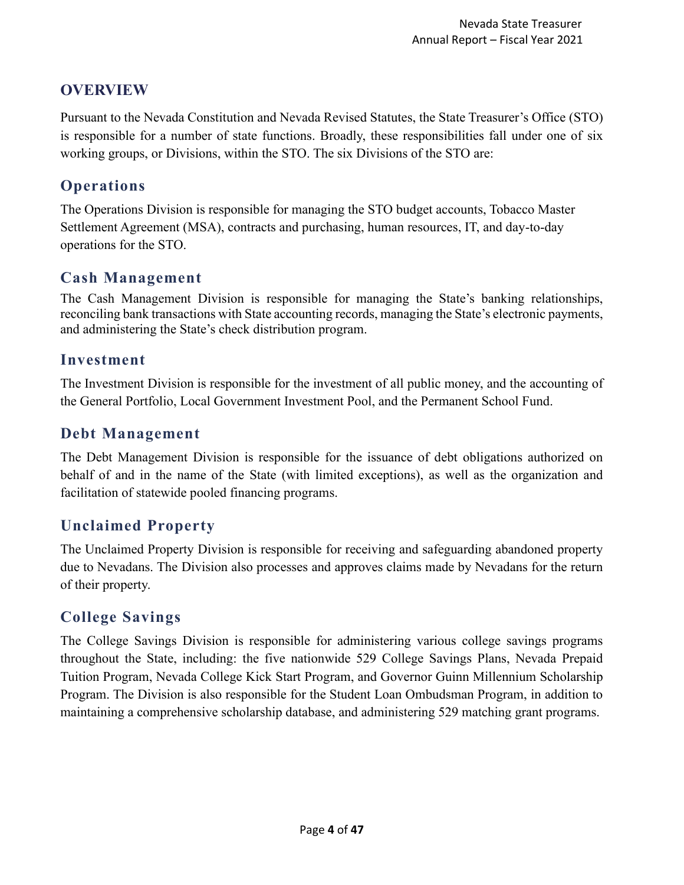## OVERVIEW

Pursuant to the Nevada Constitution and Nevada Revised Statutes, the State Treasurer's Office (STO) is responsible for a number of state functions. Broadly, these responsibilities fall under one of six working groups, or Divisions, within the STO. The six Divisions of the STO are:

### Operations

The Operations Division is responsible for managing the STO budget accounts, Tobacco Master Settlement Agreement (MSA), contracts and purchasing, human resources, IT, and day-to-day operations for the STO.

### Cash Management

The Cash Management Division is responsible for managing the State's banking relationships, reconciling bank transactions with State accounting records, managing the State's electronic payments, and administering the State's check distribution program.

### Investment

The Investment Division is responsible for the investment of all public money, and the accounting of the General Portfolio, Local Government Investment Pool, and the Permanent School Fund.

### Debt Management

The Debt Management Division is responsible for the issuance of debt obligations authorized on behalf of and in the name of the State (with limited exceptions), as well as the organization and facilitation of statewide pooled financing programs.

### Unclaimed Property

The Unclaimed Property Division is responsible for receiving and safeguarding abandoned property due to Nevadans. The Division also processes and approves claims made by Nevadans for the return of their property.

### College Savings

The College Savings Division is responsible for administering various college savings programs throughout the State, including: the five nationwide 529 College Savings Plans, Nevada Prepaid Tuition Program, Nevada College Kick Start Program, and Governor Guinn Millennium Scholarship Program. The Division is also responsible for the Student Loan Ombudsman Program, in addition to maintaining a comprehensive scholarship database, and administering 529 matching grant programs.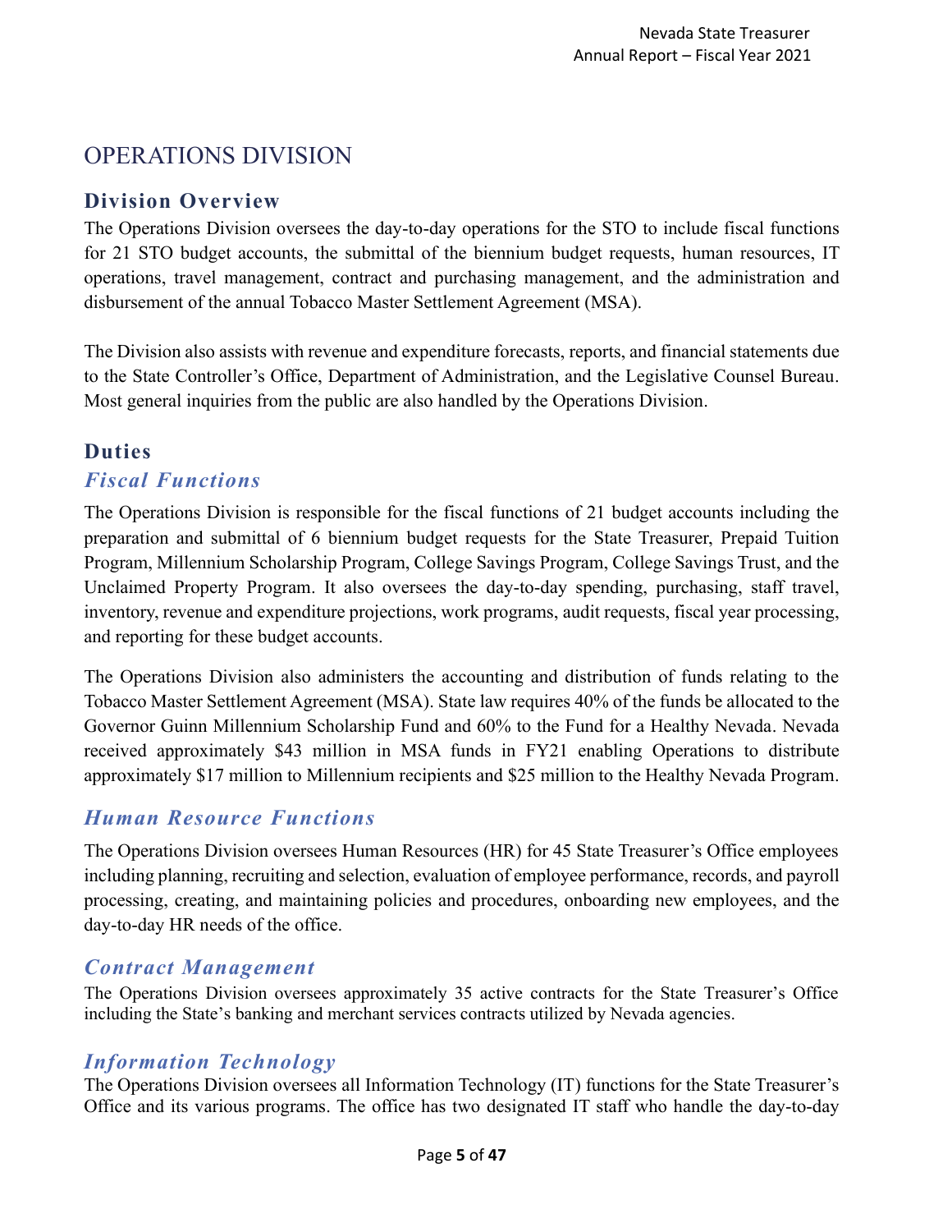# OPERATIONS DIVISION

## Division Overview

The Operations Division oversees the day-to-day operations for the STO to include fiscal functions for 21 STO budget accounts, the submittal of the biennium budget requests, human resources, IT operations, travel management, contract and purchasing management, and the administration and disbursement of the annual Tobacco Master Settlement Agreement (MSA).

The Division also assists with revenue and expenditure forecasts, reports, and financial statements due to the State Controller's Office, Department of Administration, and the Legislative Counsel Bureau. Most general inquiries from the public are also handled by the Operations Division.

## Duties

### *Fiscal Functions*

The Operations Division is responsible for the fiscal functions of 21 budget accounts including the preparation and submittal of 6 biennium budget requests for the State Treasurer, Prepaid Tuition Program, Millennium Scholarship Program, College Savings Program, College Savings Trust, and the Unclaimed Property Program. It also oversees the day-to-day spending, purchasing, staff travel, inventory, revenue and expenditure projections, work programs, audit requests, fiscal year processing, and reporting for these budget accounts.

The Operations Division also administers the accounting and distribution of funds relating to the Tobacco Master Settlement Agreement (MSA). State law requires 40% of the funds be allocated to the Governor Guinn Millennium Scholarship Fund and 60% to the Fund for a Healthy Nevada. Nevada received approximately $43 million in MSA funds in FY21 enabling Operations to distribute approximately $17 million to Millennium recipients and $25 million to the Healthy Nevada Program.

### *Human Resource Functions*

The Operations Division oversees Human Resources (HR) for 45 State Treasurer's Office employees including planning, recruiting and selection, evaluation of employee performance, records, and payroll processing, creating, and maintaining policies and procedures, onboarding new employees, and the day-to-day HR needs of the office.

### *Contract Management*

The Operations Division oversees approximately 35 active contracts for the State Treasurer's Office including the State's banking and merchant services contracts utilized by Nevada agencies.

### *Information Technology*

The Operations Division oversees all Information Technology (IT) functions for the State Treasurer's Office and its various programs. The office has two designated IT staff who handle the day-to-day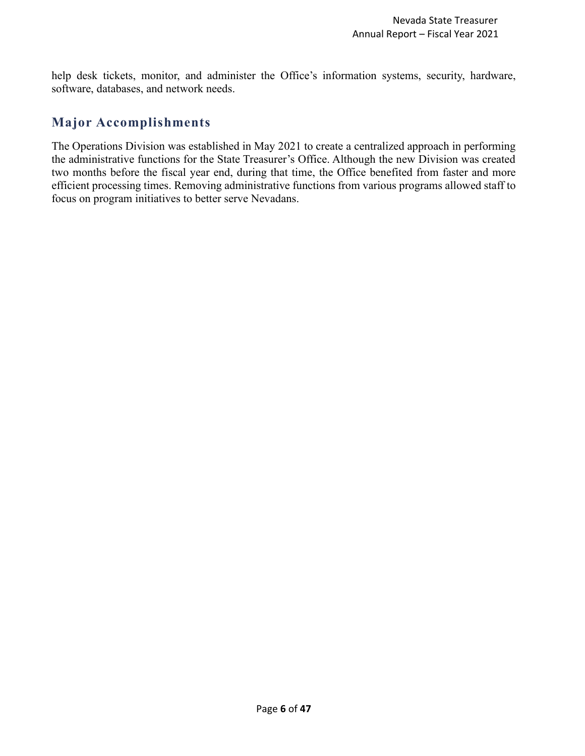help desk tickets, monitor, and administer the Office's information systems, security, hardware, software, databases, and network needs.

## Major Accomplishments

The Operations Division was established in May 2021 to create a centralized approach in performing the administrative functions for the State Treasurer's Office. Although the new Division was created two months before the fiscal year end, during that time, the Office benefited from faster and more efficient processing times. Removing administrative functions from various programs allowed staff to focus on program initiatives to better serve Nevadans.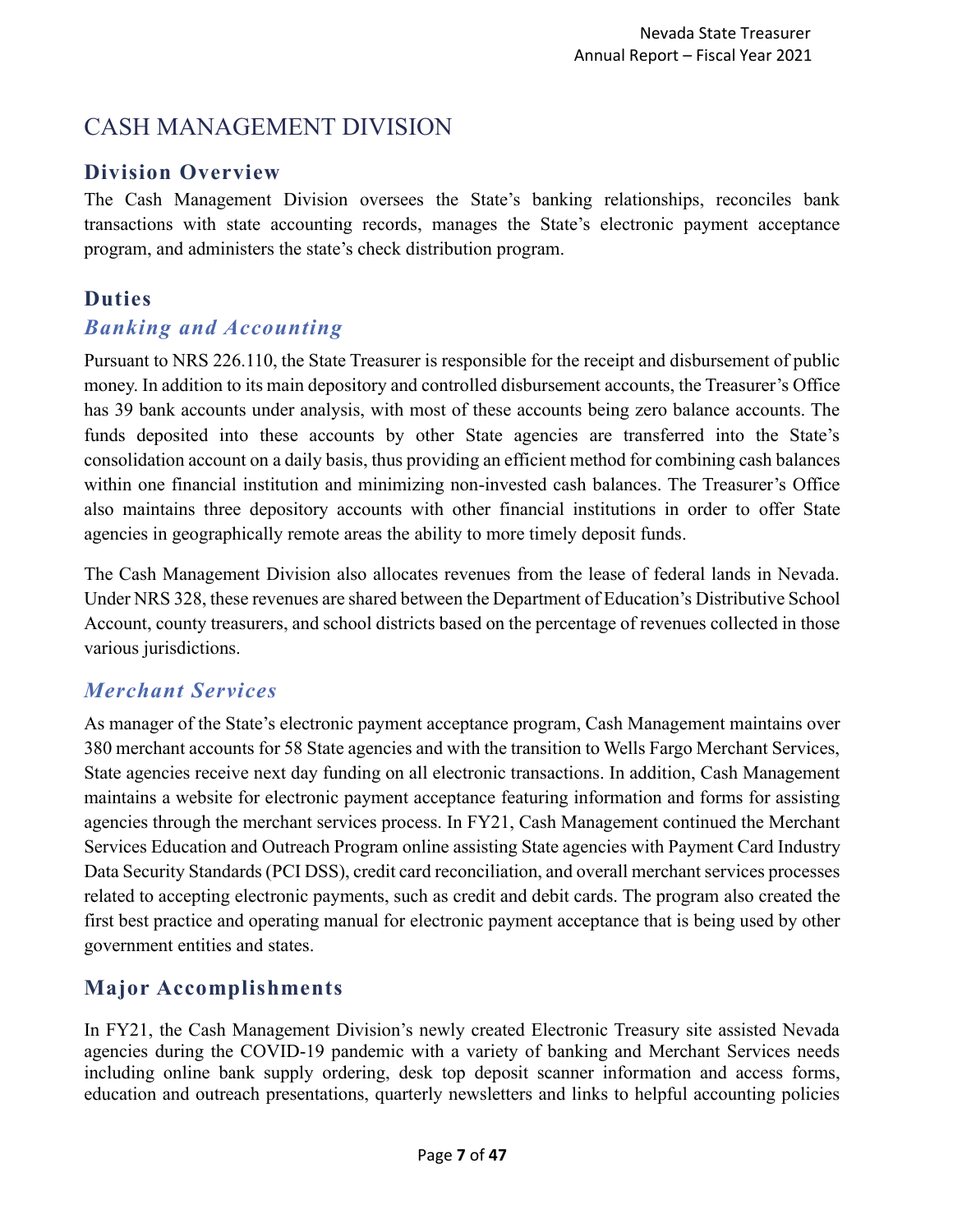# CASH MANAGEMENT DIVISION

## Division Overview

The Cash Management Division oversees the State's banking relationships, reconciles bank transactions with state accounting records, manages the State's electronic payment acceptance program, and administers the state's check distribution program.

## Duties

### *Banking and Accounting*

Pursuant to NRS 226.110, the State Treasurer is responsible for the receipt and disbursement of public money. In addition to its main depository and controlled disbursement accounts, the Treasurer's Office has 39 bank accounts under analysis, with most of these accounts being zero balance accounts. The funds deposited into these accounts by other State agencies are transferred into the State's consolidation account on a daily basis, thus providing an efficient method for combining cash balances within one financial institution and minimizing non-invested cash balances. The Treasurer's Office also maintains three depository accounts with other financial institutions in order to offer State agencies in geographically remote areas the ability to more timely deposit funds.

The Cash Management Division also allocates revenues from the lease of federal lands in Nevada. Under NRS 328, these revenues are shared between the Department of Education's Distributive School Account, county treasurers, and school districts based on the percentage of revenues collected in those various jurisdictions.

### *Merchant Services*

As manager of the State's electronic payment acceptance program, Cash Management maintains over 380 merchant accounts for 58 State agencies and with the transition to Wells Fargo Merchant Services, State agencies receive next day funding on all electronic transactions. In addition, Cash Management maintains a website for electronic payment acceptance featuring information and forms for assisting agencies through the merchant services process. In FY21, Cash Management continued the Merchant Services Education and Outreach Program online assisting State agencies with Payment Card Industry Data Security Standards (PCI DSS), credit card reconciliation, and overall merchant services processes related to accepting electronic payments, such as credit and debit cards. The program also created the first best practice and operating manual for electronic payment acceptance that is being used by other government entities and states.

## Major Accomplishments

In FY21, the Cash Management Division's newly created Electronic Treasury site assisted Nevada agencies during the COVID-19 pandemic with a variety of banking and Merchant Services needs including online bank supply ordering, desk top deposit scanner information and access forms, education and outreach presentations, quarterly newsletters and links to helpful accounting policies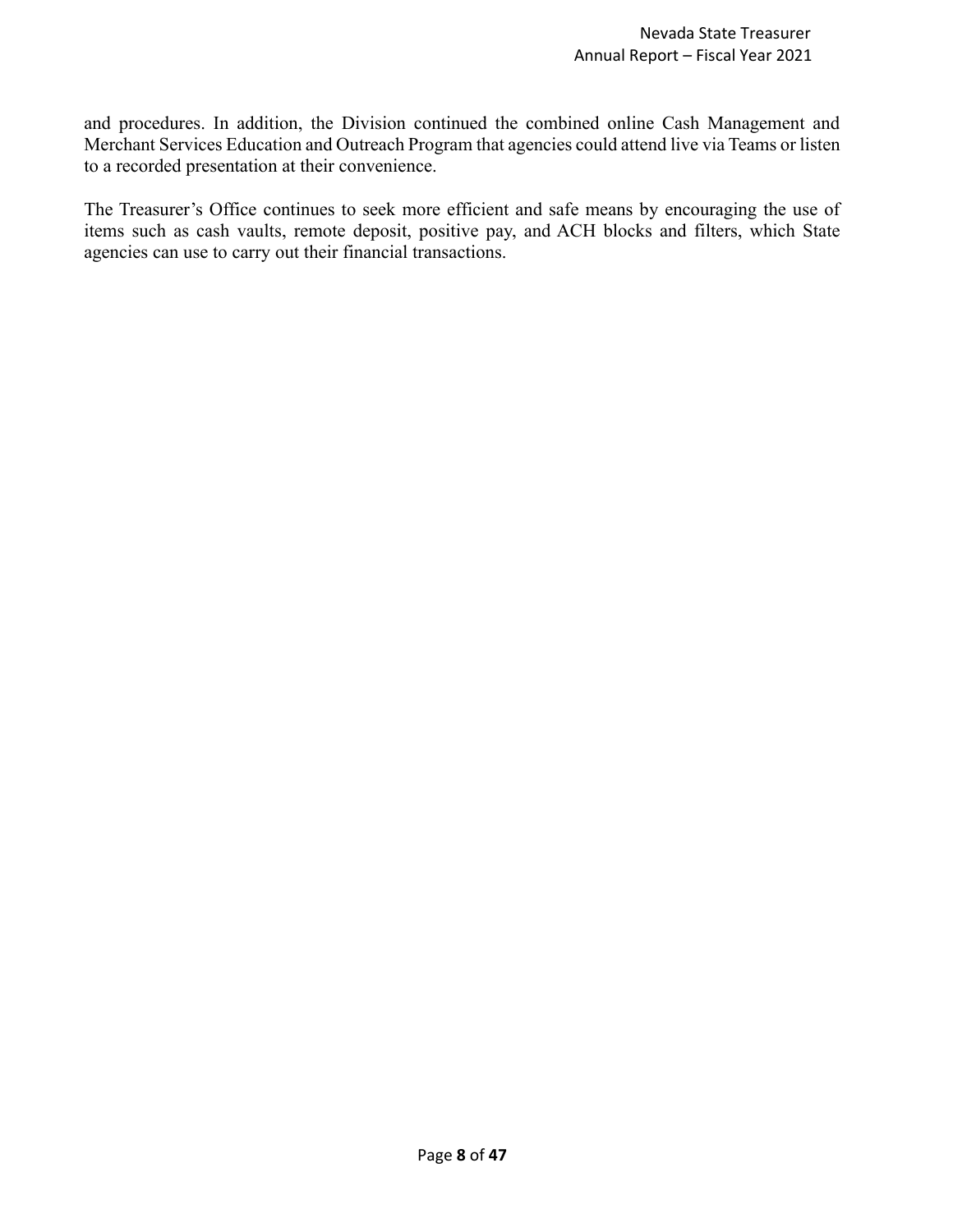and procedures. In addition, the Division continued the combined online Cash Management and Merchant Services Education and Outreach Program that agencies could attend live via Teams or listen to a recorded presentation at their convenience.

The Treasurer's Office continues to seek more efficient and safe means by encouraging the use of items such as cash vaults, remote deposit, positive pay, and ACH blocks and filters, which State agencies can use to carry out their financial transactions.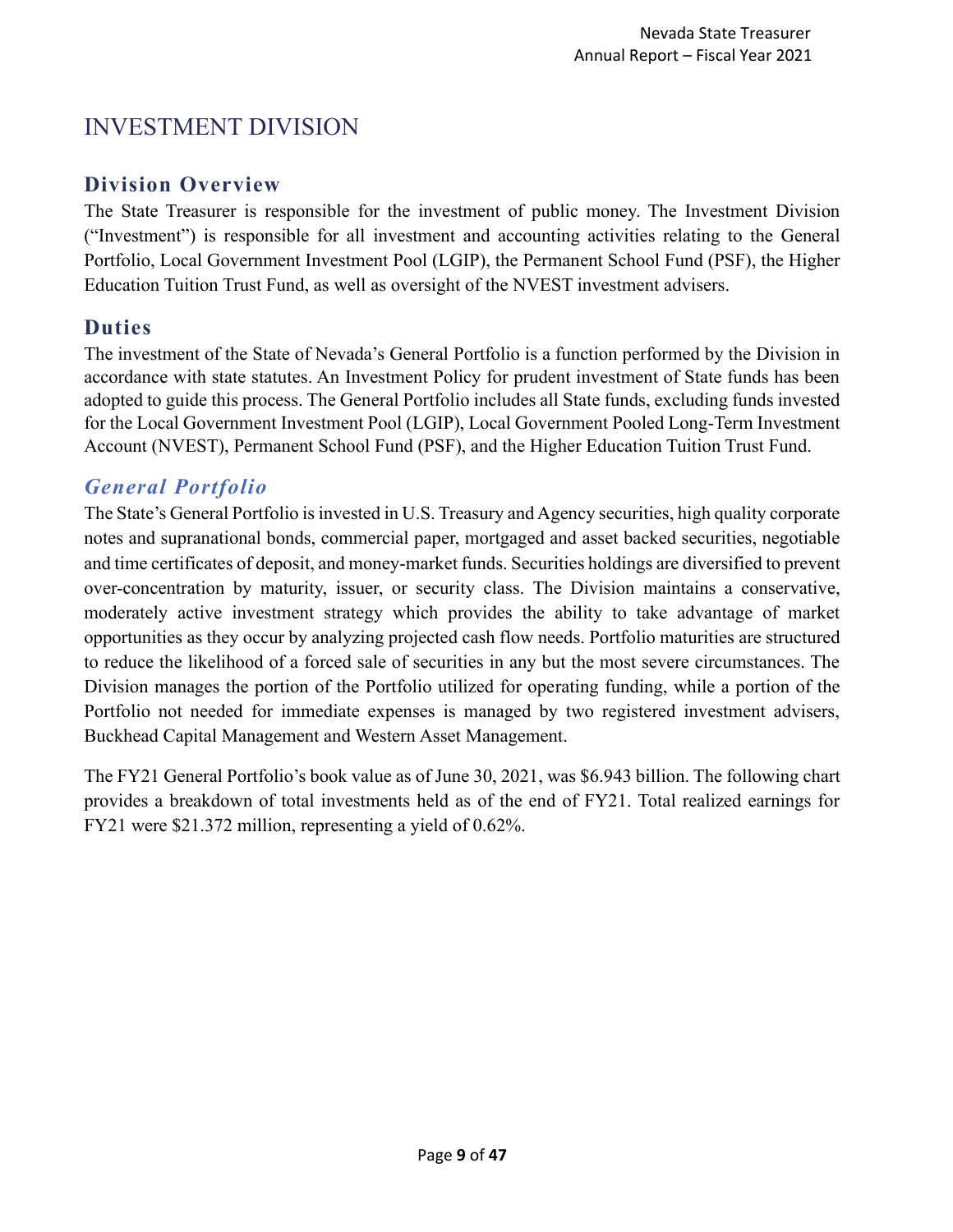# INVESTMENT DIVISION

## Division Overview

The State Treasurer is responsible for the investment of public money. The Investment Division ("Investment") is responsible for all investment and accounting activities relating to the General Portfolio, Local Government Investment Pool (LGIP), the Permanent School Fund (PSF), the Higher Education Tuition Trust Fund, as well as oversight of the NVEST investment advisers.

## Duties

The investment of the State of Nevada's General Portfolio is a function performed by the Division in accordance with state statutes. An Investment Policy for prudent investment of State funds has been adopted to guide this process. The General Portfolio includes all State funds, excluding funds invested for the Local Government Investment Pool (LGIP), Local Government Pooled Long-Term Investment Account (NVEST), Permanent School Fund (PSF), and the Higher Education Tuition Trust Fund.

### *General Portfolio*

The State's General Portfolio is invested in U.S. Treasury and Agency securities, high quality corporate notes and supranational bonds, commercial paper, mortgaged and asset backed securities, negotiable and time certificates of deposit, and money-market funds. Securities holdings are diversified to prevent over-concentration by maturity, issuer, or security class. The Division maintains a conservative, moderately active investment strategy which provides the ability to take advantage of market opportunities as they occur by analyzing projected cash flow needs. Portfolio maturities are structured to reduce the likelihood of a forced sale of securities in any but the most severe circumstances. The Division manages the portion of the Portfolio utilized for operating funding, while a portion of the Portfolio not needed for immediate expenses is managed by two registered investment advisers, Buckhead Capital Management and Western Asset Management.

The FY21 General Portfolio's book value as of June 30, 2021, was $6.943 billion. The following chart provides a breakdown of total investments held as of the end of FY21. Total realized earnings for FY21 were $21.372 million, representing a yield of 0.62%.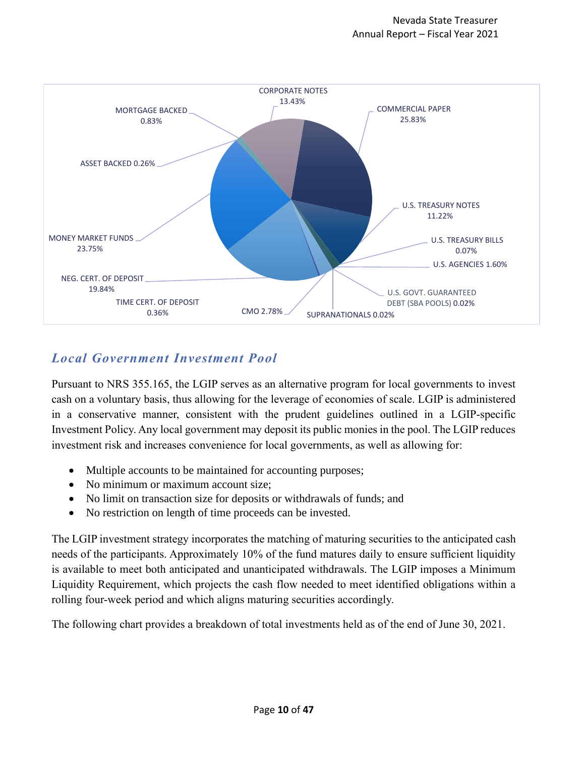CORPORATE NOTES 13.43%
COMMERCIAL PAPER 25.83%
MORTGAGE BACKED 0.83%
ASSET BACKED 0.26%
U.S. TREASURY NOTES 11.22%
MONEY MARKET FUNDS 23.75%
U.S. TREASURY BILLS 0.07%
U.S. AGENCIES 1.60%
NEG. CERT. OF DEPOSIT 19.84%
U.S. GOVT. GUARANTEED DEBT (SBA POOLS) 0.02%
TIME CERT. OF DEPOSIT 0.36%
CMO 2.78%
SUPRANATIONALS 0.02%

## *Local Government Investment Pool*

Pursuant to NRS 355.165, the LGIP serves as an alternative program for local governments to invest cash on a voluntary basis, thus allowing for the leverage of economies of scale. LGIP is administered in a conservative manner, consistent with the prudent guidelines outlined in a LGIP-specific Investment Policy. Any local government may deposit its public monies in the pool. The LGIP reduces investment risk and increases convenience for local governments, as well as allowing for:

- Multiple accounts to be maintained for accounting purposes;
- No minimum or maximum account size;
- No limit on transaction size for deposits or withdrawals of funds; and
- No restriction on length of time proceeds can be invested.

The LGIP investment strategy incorporates the matching of maturing securities to the anticipated cash needs of the participants. Approximately 10% of the fund matures daily to ensure sufficient liquidity is available to meet both anticipated and unanticipated withdrawals. The LGIP imposes a Minimum Liquidity Requirement, which projects the cash flow needed to meet identified obligations within a rolling four-week period and which aligns maturing securities accordingly.

The following chart provides a breakdown of total investments held as of the end of June 30, 2021.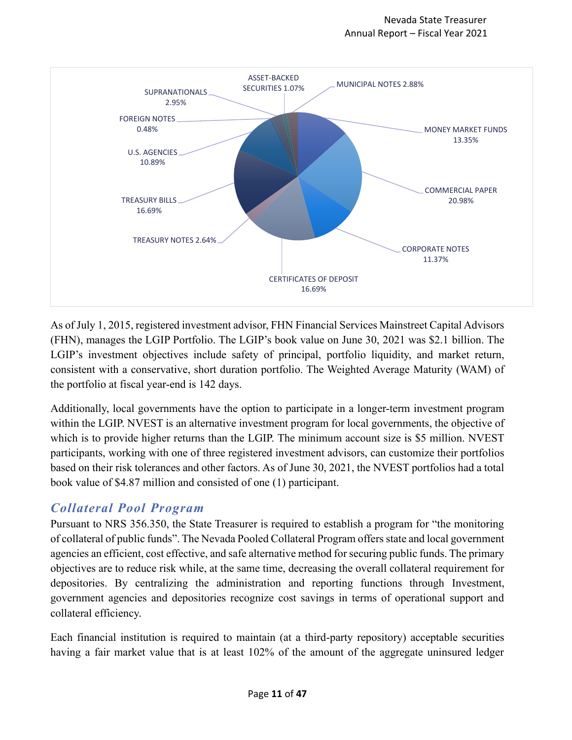| Category | Percentage |
| --- | --- |
| MONEY MARKET FUNDS | 13.35% |
| COMMERCIAL PAPER | 20.98% |
| CORPORATE NOTES | 11.37% |
| CERTIFICATES OF DEPOSIT | 16.69% |
| TREASURY NOTES | 2.64% |
| TREASURY BILLS | 16.69% |
| U.S. AGENCIES | 10.89% |
| FOREIGN NOTES | 0.48% |
| SUPRANATIONALS | 2.95% |
| ASSET-BACKED SECURITIES | 1.07% |
| MUNICIPAL NOTES | 2.88% |

As of July 1, 2015, registered investment advisor, FHN Financial Services Mainstreet Capital Advisors (FHN), manages the LGIP Portfolio. The LGIP's book value on June 30, 2021 was $2.1 billion. The LGIP's investment objectives include safety of principal, portfolio liquidity, and market return, consistent with a conservative, short duration portfolio. The Weighted Average Maturity (WAM) of the portfolio at fiscal year-end is 142 days.

Additionally, local governments have the option to participate in a longer-term investment program within the LGIP. NVEST is an alternative investment program for local governments, the objective of which is to provide higher returns than the LGIP. The minimum account size is $5 million. NVEST participants, working with one of three registered investment advisors, can customize their portfolios based on their risk tolerances and other factors. As of June 30, 2021, the NVEST portfolios had a total book value of $4.87 million and consisted of one (1) participant.

## *Collateral Pool Program*

Pursuant to NRS 356.350, the State Treasurer is required to establish a program for "the monitoring of collateral of public funds". The Nevada Pooled Collateral Program offers state and local government agencies an efficient, cost effective, and safe alternative method for securing public funds. The primary objectives are to reduce risk while, at the same time, decreasing the overall collateral requirement for depositories. By centralizing the administration and reporting functions through Investment, government agencies and depositories recognize cost savings in terms of operational support and collateral efficiency.

Each financial institution is required to maintain (at a third-party repository) acceptable securities having a fair market value that is at least 102% of the amount of the aggregate uninsured ledger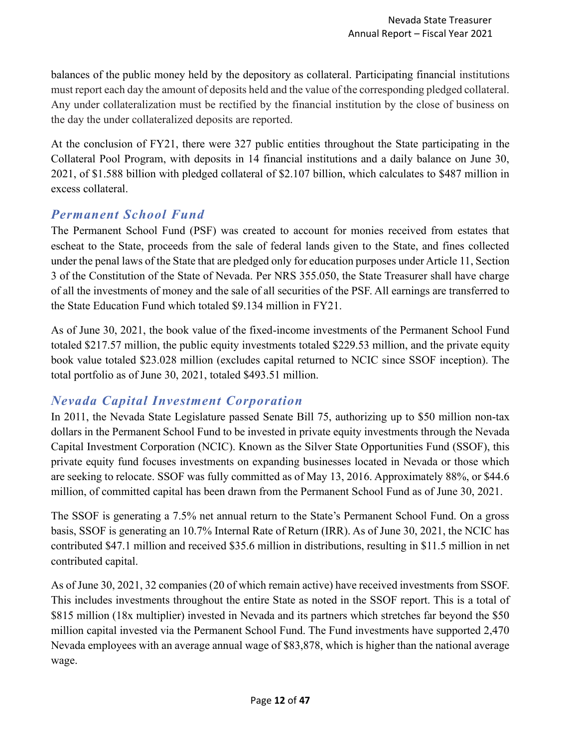balances of the public money held by the depository as collateral. Participating financial institutions must report each day the amount of deposits held and the value of the corresponding pledged collateral. Any under collateralization must be rectified by the financial institution by the close of business on the day the under collateralized deposits are reported.

At the conclusion of FY21, there were 327 public entities throughout the State participating in the Collateral Pool Program, with deposits in 14 financial institutions and a daily balance on June 30, 2021, of $1.588 billion with pledged collateral of $2.107 billion, which calculates to $487 million in excess collateral.

## *Permanent School Fund*

The Permanent School Fund (PSF) was created to account for monies received from estates that escheat to the State, proceeds from the sale of federal lands given to the State, and fines collected under the penal laws of the State that are pledged only for education purposes under Article 11, Section 3 of the Constitution of the State of Nevada. Per NRS 355.050, the State Treasurer shall have charge of all the investments of money and the sale of all securities of the PSF. All earnings are transferred to the State Education Fund which totaled $9.134 million in FY21.

As of June 30, 2021, the book value of the fixed-income investments of the Permanent School Fund totaled $217.57 million, the public equity investments totaled $229.53 million, and the private equity book value totaled $23.028 million (excludes capital returned to NCIC since SSOF inception). The total portfolio as of June 30, 2021, totaled $493.51 million.

## *Nevada Capital Investment Corporation*

In 2011, the Nevada State Legislature passed Senate Bill 75, authorizing up to $50 million non-tax dollars in the Permanent School Fund to be invested in private equity investments through the Nevada Capital Investment Corporation (NCIC). Known as the Silver State Opportunities Fund (SSOF), this private equity fund focuses investments on expanding businesses located in Nevada or those which are seeking to relocate. SSOF was fully committed as of May 13, 2016. Approximately 88%, or $44.6 million, of committed capital has been drawn from the Permanent School Fund as of June 30, 2021.

The SSOF is generating a 7.5% net annual return to the State's Permanent School Fund. On a gross basis, SSOF is generating an 10.7% Internal Rate of Return (IRR). As of June 30, 2021, the NCIC has contributed $47.1 million and received $35.6 million in distributions, resulting in $11.5 million in net contributed capital.

As of June 30, 2021, 32 companies (20 of which remain active) have received investments from SSOF. This includes investments throughout the entire State as noted in the SSOF report. This is a total of $815 million (18x multiplier) invested in Nevada and its partners which stretches far beyond the $50 million capital invested via the Permanent School Fund. The Fund investments have supported 2,470 Nevada employees with an average annual wage of $83,878, which is higher than the national average wage.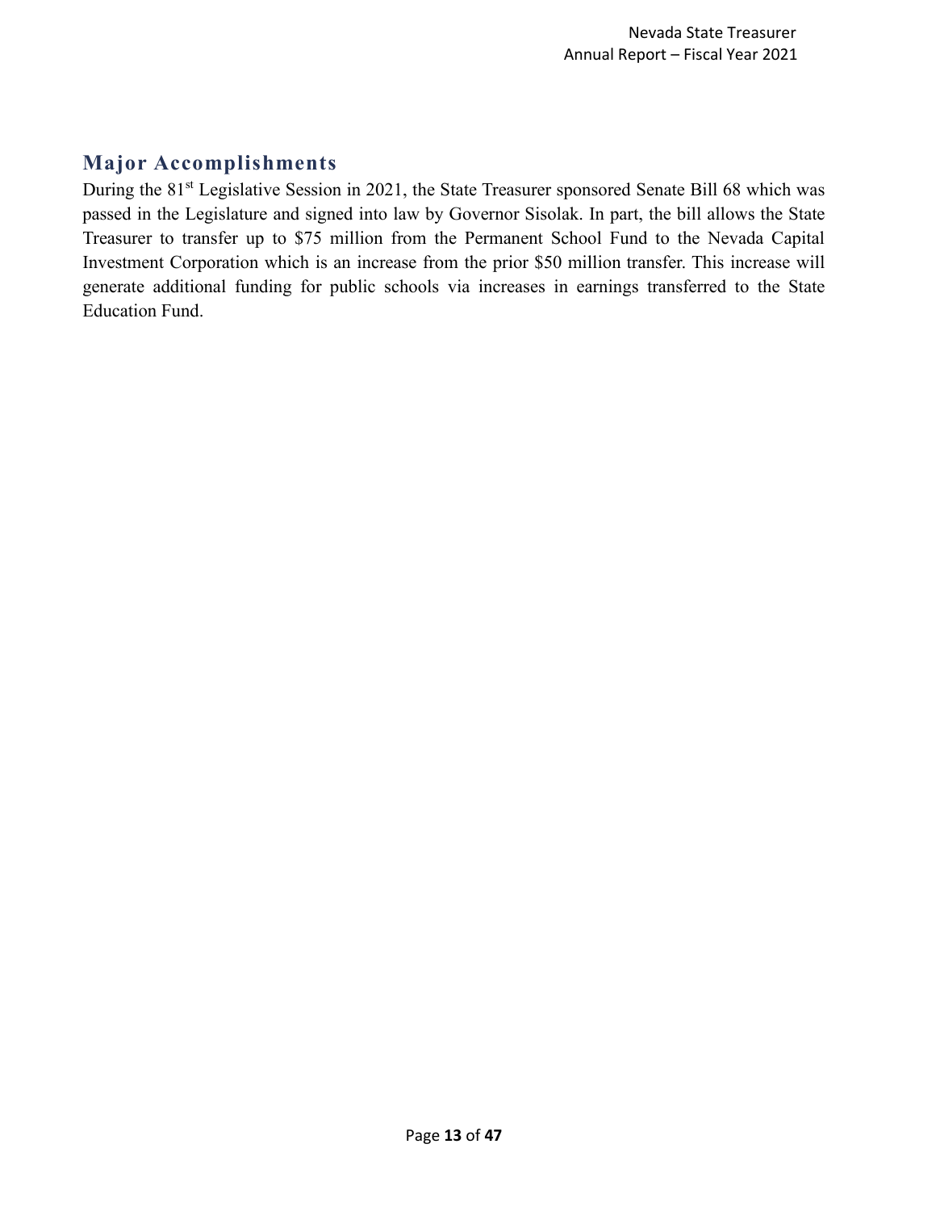## Major Accomplishments

During the 81st Legislative Session in 2021, the State Treasurer sponsored Senate Bill 68 which was passed in the Legislature and signed into law by Governor Sisolak. In part, the bill allows the State Treasurer to transfer up to $75 million from the Permanent School Fund to the Nevada Capital Investment Corporation which is an increase from the prior $50 million transfer. This increase will generate additional funding for public schools via increases in earnings transferred to the State Education Fund.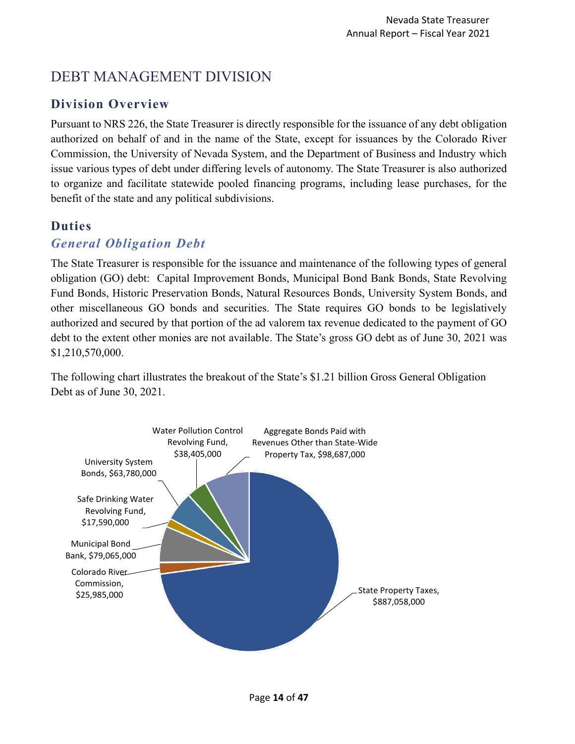# DEBT MANAGEMENT DIVISION

## Division Overview

Pursuant to NRS 226, the State Treasurer is directly responsible for the issuance of any debt obligation authorized on behalf of and in the name of the State, except for issuances by the Colorado River Commission, the University of Nevada System, and the Department of Business and Industry which issue various types of debt under differing levels of autonomy. The State Treasurer is also authorized to organize and facilitate statewide pooled financing programs, including lease purchases, for the benefit of the state and any political subdivisions.

## Duties

### *General Obligation Debt*

The State Treasurer is responsible for the issuance and maintenance of the following types of general obligation (GO) debt: Capital Improvement Bonds, Municipal Bond Bank Bonds, State Revolving Fund Bonds, Historic Preservation Bonds, Natural Resources Bonds, University System Bonds, and other miscellaneous GO bonds and securities. The State requires GO bonds to be legislatively authorized and secured by that portion of the ad valorem tax revenue dedicated to the payment of GO debt to the extent other monies are not available. The State's gross GO debt as of June 30, 2021 was $1,210,570,000.

The following chart illustrates the breakout of the State's $1.21 billion Gross General Obligation Debt as of June 30, 2021.

| Category | Amount |
|---|---|
| State Property Taxes | $887,058,000 |
| Colorado River Commission | $25,985,000 |
| Municipal Bond Bank | $79,065,000 |
| Safe Drinking Water Revolving Fund | $17,590,000 |
| University System Bonds | $63,780,000 |
| Water Pollution Control Revolving Fund | $38,405,000 |
| Aggregate Bonds Paid with Revenues Other than State-Wide Property Tax | $98,687,000 |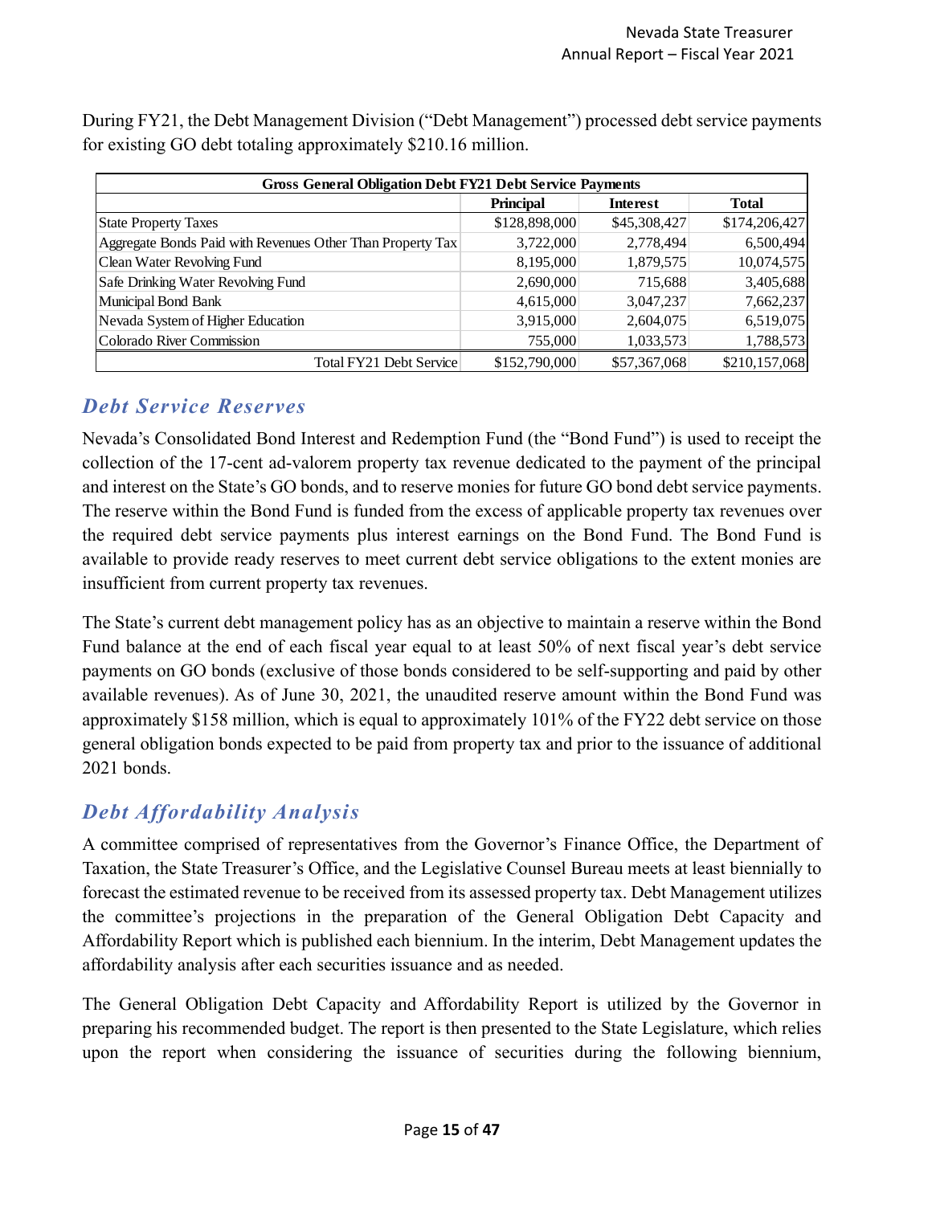During FY21, the Debt Management Division ("Debt Management") processed debt service payments for existing GO debt totaling approximately $210.16 million.

| Gross General Obligation Debt FY21 Debt Service Payments | | | |
|---|---|---|---|
| | Principal | Interest | Total |
| State Property Taxes | $128,898,000 | $45,308,427 | $174,206,427 |
| Aggregate Bonds Paid with Revenues Other Than Property Tax | 3,722,000 | 2,778,494 | 6,500,494 |
| Clean Water Revolving Fund | 8,195,000 | 1,879,575 | 10,074,575 |
| Safe Drinking Water Revolving Fund | 2,690,000 | 715,688 | 3,405,688 |
| Municipal Bond Bank | 4,615,000 | 3,047,237 | 7,662,237 |
| Nevada System of Higher Education | 3,915,000 | 2,604,075 | 6,519,075 |
| Colorado River Commission | 755,000 | 1,033,573 | 1,788,573 |
| Total FY21 Debt Service | $152,790,000 | $57,367,068 | $210,157,068 |

## *Debt Service Reserves*

Nevada's Consolidated Bond Interest and Redemption Fund (the "Bond Fund") is used to receipt the collection of the 17-cent ad-valorem property tax revenue dedicated to the payment of the principal and interest on the State's GO bonds, and to reserve monies for future GO bond debt service payments. The reserve within the Bond Fund is funded from the excess of applicable property tax revenues over the required debt service payments plus interest earnings on the Bond Fund. The Bond Fund is available to provide ready reserves to meet current debt service obligations to the extent monies are insufficient from current property tax revenues.

The State's current debt management policy has as an objective to maintain a reserve within the Bond Fund balance at the end of each fiscal year equal to at least 50% of next fiscal year's debt service payments on GO bonds (exclusive of those bonds considered to be self-supporting and paid by other available revenues). As of June 30, 2021, the unaudited reserve amount within the Bond Fund was approximately $158 million, which is equal to approximately 101% of the FY22 debt service on those general obligation bonds expected to be paid from property tax and prior to the issuance of additional 2021 bonds.

## *Debt Affordability Analysis*

A committee comprised of representatives from the Governor's Finance Office, the Department of Taxation, the State Treasurer's Office, and the Legislative Counsel Bureau meets at least biennially to forecast the estimated revenue to be received from its assessed property tax. Debt Management utilizes the committee's projections in the preparation of the General Obligation Debt Capacity and Affordability Report which is published each biennium. In the interim, Debt Management updates the affordability analysis after each securities issuance and as needed.

The General Obligation Debt Capacity and Affordability Report is utilized by the Governor in preparing his recommended budget. The report is then presented to the State Legislature, which relies upon the report when considering the issuance of securities during the following biennium,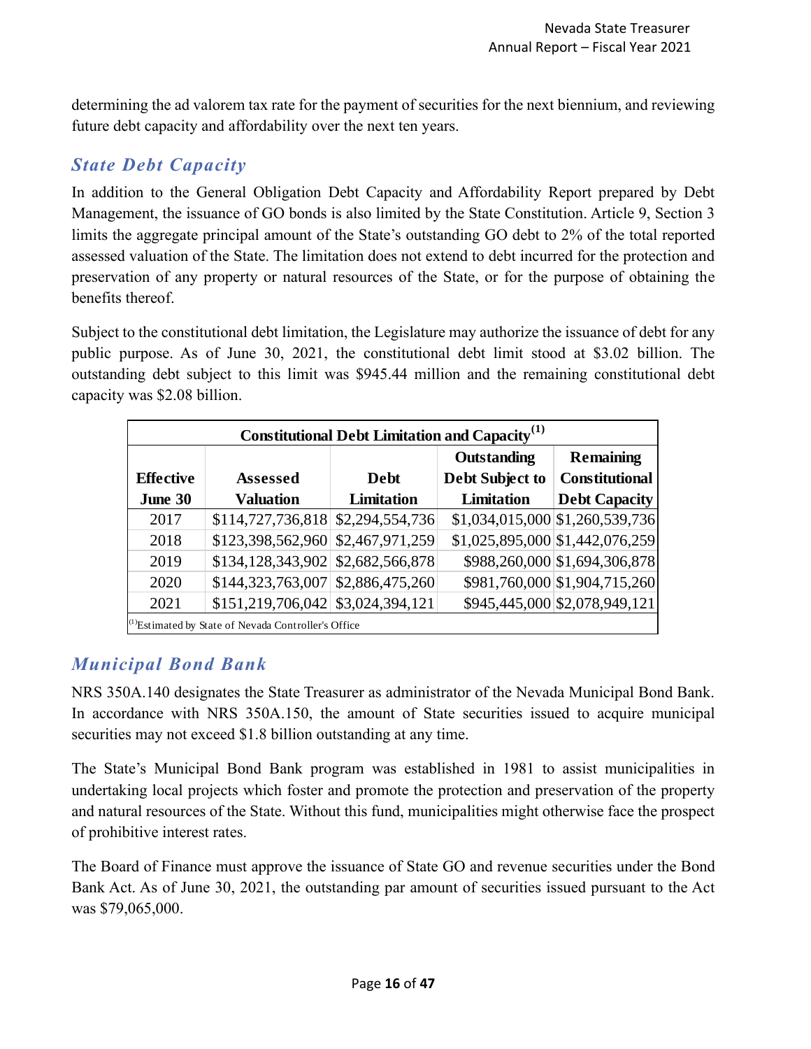determining the ad valorem tax rate for the payment of securities for the next biennium, and reviewing future debt capacity and affordability over the next ten years.

## *State Debt Capacity*

In addition to the General Obligation Debt Capacity and Affordability Report prepared by Debt Management, the issuance of GO bonds is also limited by the State Constitution. Article 9, Section 3 limits the aggregate principal amount of the State's outstanding GO debt to 2% of the total reported assessed valuation of the State. The limitation does not extend to debt incurred for the protection and preservation of any property or natural resources of the State, or for the purpose of obtaining the benefits thereof.

Subject to the constitutional debt limitation, the Legislature may authorize the issuance of debt for any public purpose. As of June 30, 2021, the constitutional debt limit stood at $3.02 billion. The outstanding debt subject to this limit was $945.44 million and the remaining constitutional debt capacity was $2.08 billion.

**Constitutional Debt Limitation and Capacity[1]**

| Effective June 30 | Assessed Valuation | Debt Limitation | Outstanding Debt Subject to Limitation | Remaining Constitutional Debt Capacity |
|---|---|---|---|---|
| 2017 | $114,727,736,818 | $2,294,554,736 | $1,034,015,000 | $1,260,539,736 |
| 2018 | $123,398,562,960 | $2,467,971,259 | $1,025,895,000 | $1,442,076,259 |
| 2019 | $134,128,343,902 | $2,682,566,878 | $988,260,000 | $1,694,306,878 |
| 2020 | $144,323,763,007 | $2,886,475,260 | $981,760,000 | $1,904,715,260 |
| 2021 | $151,219,706,042 | $3,024,394,121 | $945,445,000 | $2,078,949,121 |

[1]Estimated by State of Nevada Controller's Office

## *Municipal Bond Bank*

NRS 350A.140 designates the State Treasurer as administrator of the Nevada Municipal Bond Bank. In accordance with NRS 350A.150, the amount of State securities issued to acquire municipal securities may not exceed $1.8 billion outstanding at any time.

The State's Municipal Bond Bank program was established in 1981 to assist municipalities in undertaking local projects which foster and promote the protection and preservation of the property and natural resources of the State. Without this fund, municipalities might otherwise face the prospect of prohibitive interest rates.

The Board of Finance must approve the issuance of State GO and revenue securities under the Bond Bank Act. As of June 30, 2021, the outstanding par amount of securities issued pursuant to the Act was $79,065,000.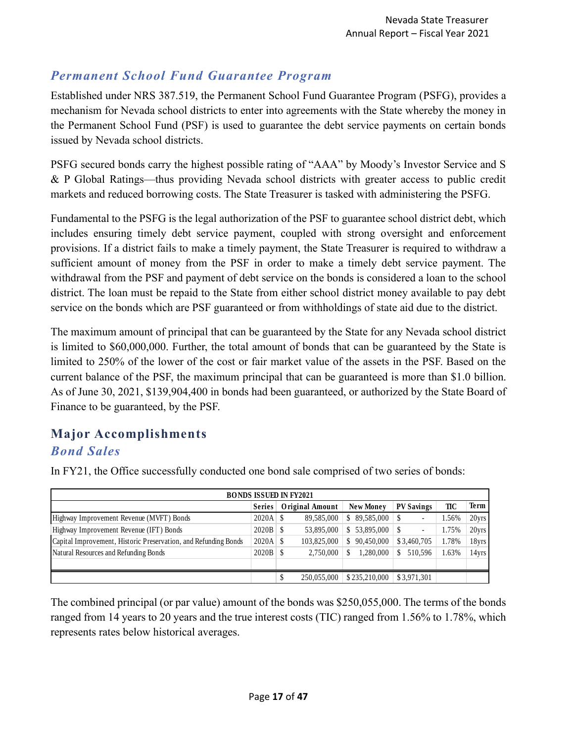## *Permanent School Fund Guarantee Program*

Established under NRS 387.519, the Permanent School Fund Guarantee Program (PSFG), provides a mechanism for Nevada school districts to enter into agreements with the State whereby the money in the Permanent School Fund (PSF) is used to guarantee the debt service payments on certain bonds issued by Nevada school districts.

PSFG secured bonds carry the highest possible rating of "AAA" by Moody's Investor Service and S & P Global Ratings—thus providing Nevada school districts with greater access to public credit markets and reduced borrowing costs. The State Treasurer is tasked with administering the PSFG.

Fundamental to the PSFG is the legal authorization of the PSF to guarantee school district debt, which includes ensuring timely debt service payment, coupled with strong oversight and enforcement provisions. If a district fails to make a timely payment, the State Treasurer is required to withdraw a sufficient amount of money from the PSF in order to make a timely debt service payment. The withdrawal from the PSF and payment of debt service on the bonds is considered a loan to the school district. The loan must be repaid to the State from either school district money available to pay debt service on the bonds which are PSF guaranteed or from withholdings of state aid due to the district.

The maximum amount of principal that can be guaranteed by the State for any Nevada school district is limited to $60,000,000. Further, the total amount of bonds that can be guaranteed by the State is limited to 250% of the lower of the cost or fair market value of the assets in the PSF. Based on the current balance of the PSF, the maximum principal that can be guaranteed is more than $1.0 billion. As of June 30, 2021, $139,904,400 in bonds had been guaranteed, or authorized by the State Board of Finance to be guaranteed, by the PSF.

# Major Accomplishments

## *Bond Sales*

In FY21, the Office successfully conducted one bond sale comprised of two series of bonds:

| BONDS ISSUED IN FY2021 | | | | | | |
|---|---|---|---|---|---|---|
| | Series | Original Amount | New Money | PV Savings | TIC | Term |
| Highway Improvement Revenue (MVFT) Bonds | 2020A | $ 89,585,000 | $ 89,585,000 | $ - | 1.56% | 20yrs |
| Highway Improvement Revenue (IFT) Bonds | 2020B | $ 53,895,000 | $ 53,895,000 | $ - | 1.75% | 20yrs |
| Capital Improvement, Historic Preservation, and Refunding Bonds | 2020A | $ 103,825,000 | $ 90,450,000 | $ 3,460,705 | 1.78% | 18yrs |
| Natural Resources and Refunding Bonds | 2020B | $ 2,750,000 | $ 1,280,000 | $ 510,596 | 1.63% | 14yrs |
| | | | | | | |
| | | $ 250,055,000 | $ 235,210,000 | $ 3,971,301 | | |

The combined principal (or par value) amount of the bonds was $250,055,000. The terms of the bonds ranged from 14 years to 20 years and the true interest costs (TIC) ranged from 1.56% to 1.78%, which represents rates below historical averages.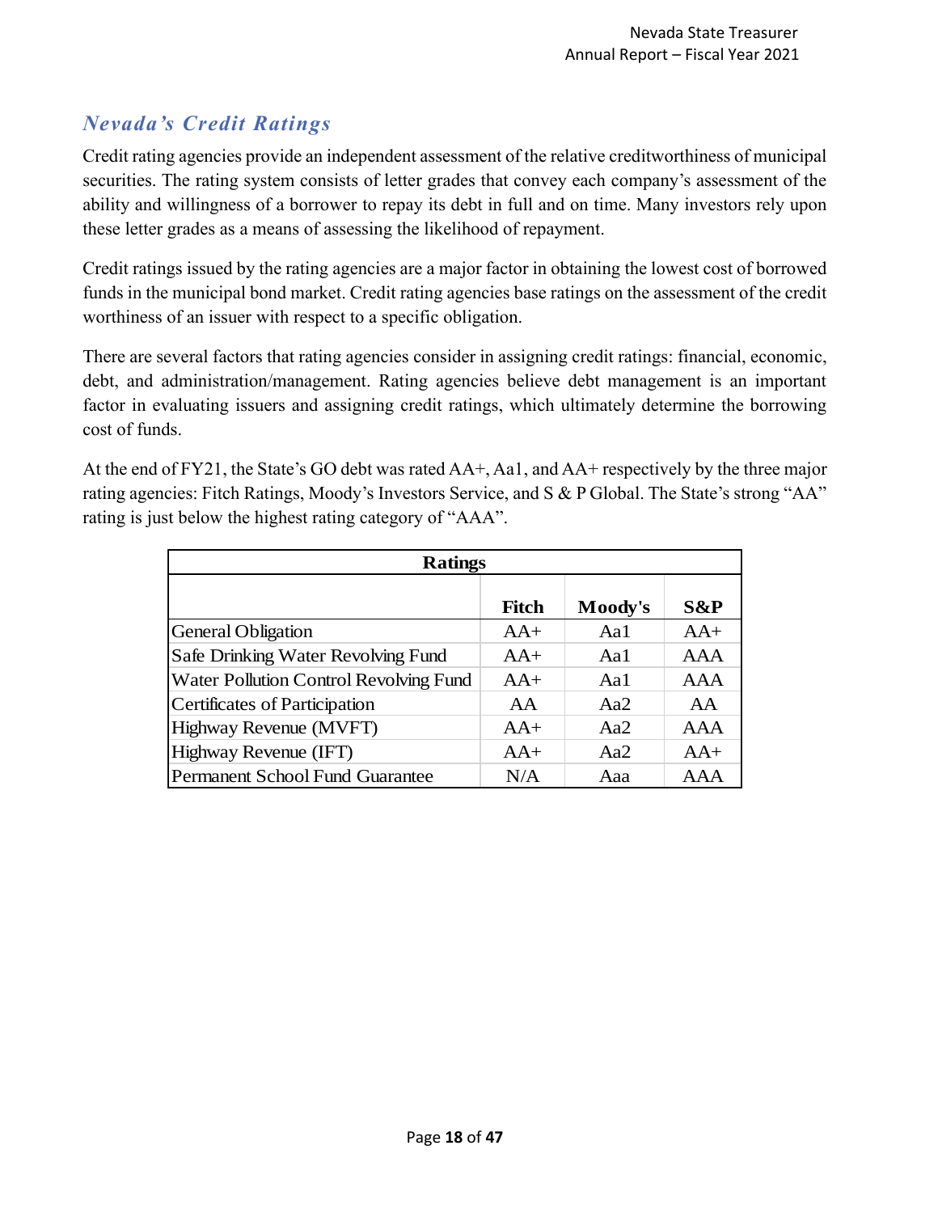## *Nevada's Credit Ratings*

Credit rating agencies provide an independent assessment of the relative creditworthiness of municipal securities. The rating system consists of letter grades that convey each company's assessment of the ability and willingness of a borrower to repay its debt in full and on time. Many investors rely upon these letter grades as a means of assessing the likelihood of repayment.

Credit ratings issued by the rating agencies are a major factor in obtaining the lowest cost of borrowed funds in the municipal bond market. Credit rating agencies base ratings on the assessment of the credit worthiness of an issuer with respect to a specific obligation.

There are several factors that rating agencies consider in assigning credit ratings: financial, economic, debt, and administration/management. Rating agencies believe debt management is an important factor in evaluating issuers and assigning credit ratings, which ultimately determine the borrowing cost of funds.

At the end of FY21, the State's GO debt was rated AA+, Aa1, and AA+ respectively by the three major rating agencies: Fitch Ratings, Moody's Investors Service, and S & P Global. The State's strong "AA" rating is just below the highest rating category of "AAA".

| Ratings | | | |
|---|---|---|---|
| | **Fitch** | **Moody's** | **S&P** |
| General Obligation | AA+ | Aa1 | AA+ |
| Safe Drinking Water Revolving Fund | AA+ | Aa1 | AAA |
| Water Pollution Control Revolving Fund | AA+ | Aa1 | AAA |
| Certificates of Participation | AA | Aa2 | AA |
| Highway Revenue (MVFT) | AA+ | Aa2 | AAA |
| Highway Revenue (IFT) | AA+ | Aa2 | AA+ |
| Permanent School Fund Guarantee | N/A | Aaa | AAA |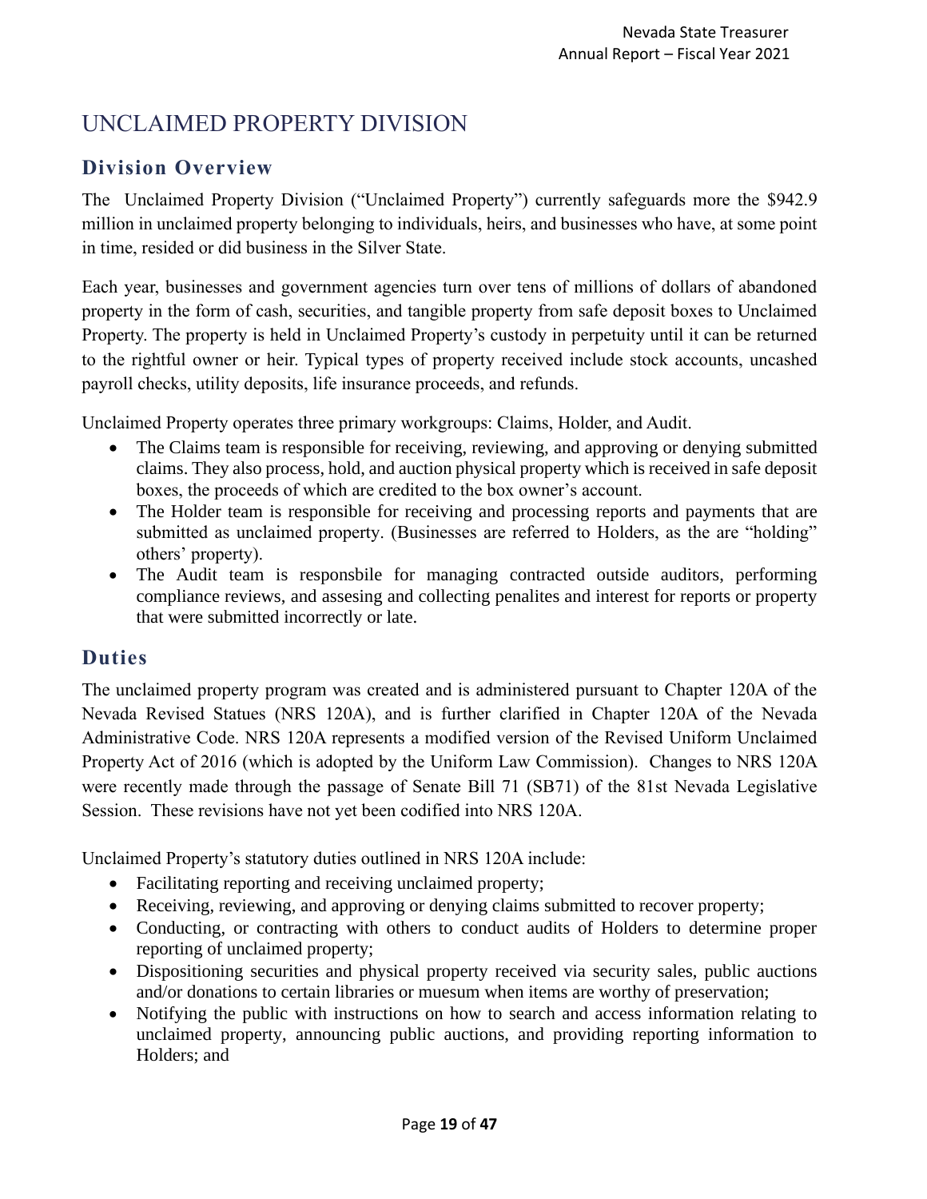# UNCLAIMED PROPERTY DIVISION

## Division Overview

The Unclaimed Property Division ("Unclaimed Property") currently safeguards more the \$942.9 million in unclaimed property belonging to individuals, heirs, and businesses who have, at some point in time, resided or did business in the Silver State.

Each year, businesses and government agencies turn over tens of millions of dollars of abandoned property in the form of cash, securities, and tangible property from safe deposit boxes to Unclaimed Property. The property is held in Unclaimed Property's custody in perpetuity until it can be returned to the rightful owner or heir. Typical types of property received include stock accounts, uncashed payroll checks, utility deposits, life insurance proceeds, and refunds.

Unclaimed Property operates three primary workgroups: Claims, Holder, and Audit.

- The Claims team is responsible for receiving, reviewing, and approving or denying submitted claims. They also process, hold, and auction physical property which is received in safe deposit boxes, the proceeds of which are credited to the box owner's account.
- The Holder team is responsible for receiving and processing reports and payments that are submitted as unclaimed property. (Businesses are referred to Holders, as the are "holding" others' property).
- The Audit team is responsbile for managing contracted outside auditors, performing compliance reviews, and assesing and collecting penalites and interest for reports or property that were submitted incorrectly or late.

## Duties

The unclaimed property program was created and is administered pursuant to Chapter 120A of the Nevada Revised Statues (NRS 120A), and is further clarified in Chapter 120A of the Nevada Administrative Code. NRS 120A represents a modified version of the Revised Uniform Unclaimed Property Act of 2016 (which is adopted by the Uniform Law Commission). Changes to NRS 120A were recently made through the passage of Senate Bill 71 (SB71) of the 81st Nevada Legislative Session. These revisions have not yet been codified into NRS 120A.

Unclaimed Property's statutory duties outlined in NRS 120A include:

- Facilitating reporting and receiving unclaimed property;
- Receiving, reviewing, and approving or denying claims submitted to recover property;
- Conducting, or contracting with others to conduct audits of Holders to determine proper reporting of unclaimed property;
- Dispositioning securities and physical property received via security sales, public auctions and/or donations to certain libraries or muesum when items are worthy of preservation;
- Notifying the public with instructions on how to search and access information relating to unclaimed property, announcing public auctions, and providing reporting information to Holders; and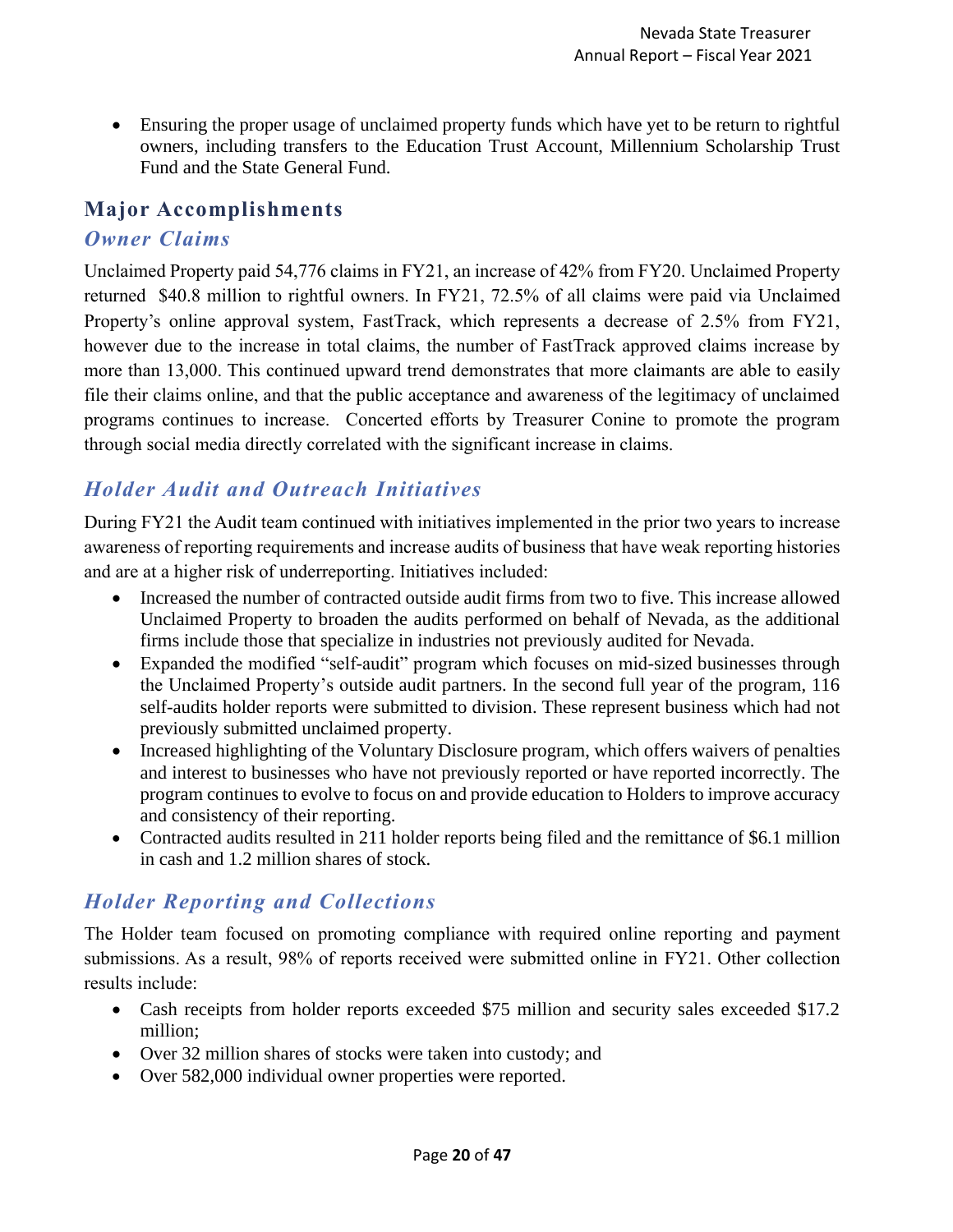- Ensuring the proper usage of unclaimed property funds which have yet to be return to rightful owners, including transfers to the Education Trust Account, Millennium Scholarship Trust Fund and the State General Fund.

## Major Accomplishments

### *Owner Claims*

Unclaimed Property paid 54,776 claims in FY21, an increase of 42% from FY20. Unclaimed Property returned $40.8 million to rightful owners. In FY21, 72.5% of all claims were paid via Unclaimed Property's online approval system, FastTrack, which represents a decrease of 2.5% from FY21, however due to the increase in total claims, the number of FastTrack approved claims increase by more than 13,000. This continued upward trend demonstrates that more claimants are able to easily file their claims online, and that the public acceptance and awareness of the legitimacy of unclaimed programs continues to increase. Concerted efforts by Treasurer Conine to promote the program through social media directly correlated with the significant increase in claims.

### *Holder Audit and Outreach Initiatives*

During FY21 the Audit team continued with initiatives implemented in the prior two years to increase awareness of reporting requirements and increase audits of business that have weak reporting histories and are at a higher risk of underreporting. Initiatives included:

- Increased the number of contracted outside audit firms from two to five. This increase allowed Unclaimed Property to broaden the audits performed on behalf of Nevada, as the additional firms include those that specialize in industries not previously audited for Nevada.
- Expanded the modified "self-audit" program which focuses on mid-sized businesses through the Unclaimed Property's outside audit partners. In the second full year of the program, 116 self-audits holder reports were submitted to division. These represent business which had not previously submitted unclaimed property.
- Increased highlighting of the Voluntary Disclosure program, which offers waivers of penalties and interest to businesses who have not previously reported or have reported incorrectly. The program continues to evolve to focus on and provide education to Holders to improve accuracy and consistency of their reporting.
- Contracted audits resulted in 211 holder reports being filed and the remittance of $6.1 million in cash and 1.2 million shares of stock.

### *Holder Reporting and Collections*

The Holder team focused on promoting compliance with required online reporting and payment submissions. As a result, 98% of reports received were submitted online in FY21. Other collection results include:

- Cash receipts from holder reports exceeded $75 million and security sales exceeded $17.2 million;
- Over 32 million shares of stocks were taken into custody; and
- Over 582,000 individual owner properties were reported.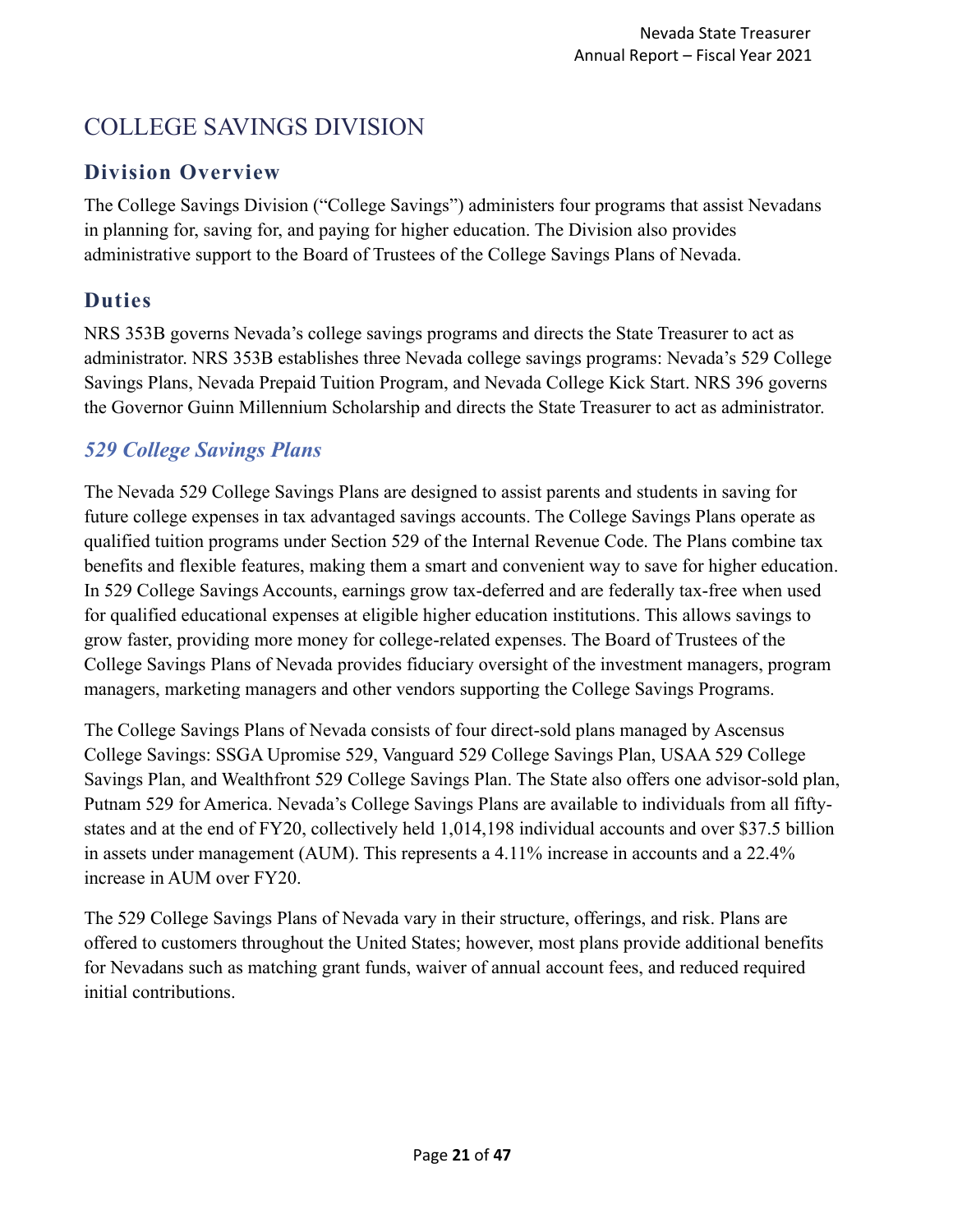# COLLEGE SAVINGS DIVISION

## Division Overview

The College Savings Division ("College Savings") administers four programs that assist Nevadans in planning for, saving for, and paying for higher education. The Division also provides administrative support to the Board of Trustees of the College Savings Plans of Nevada.

## Duties

NRS 353B governs Nevada's college savings programs and directs the State Treasurer to act as administrator. NRS 353B establishes three Nevada college savings programs: Nevada's 529 College Savings Plans, Nevada Prepaid Tuition Program, and Nevada College Kick Start. NRS 396 governs the Governor Guinn Millennium Scholarship and directs the State Treasurer to act as administrator.

### *529 College Savings Plans*

The Nevada 529 College Savings Plans are designed to assist parents and students in saving for future college expenses in tax advantaged savings accounts. The College Savings Plans operate as qualified tuition programs under Section 529 of the Internal Revenue Code. The Plans combine tax benefits and flexible features, making them a smart and convenient way to save for higher education. In 529 College Savings Accounts, earnings grow tax-deferred and are federally tax-free when used for qualified educational expenses at eligible higher education institutions. This allows savings to grow faster, providing more money for college-related expenses. The Board of Trustees of the College Savings Plans of Nevada provides fiduciary oversight of the investment managers, program managers, marketing managers and other vendors supporting the College Savings Programs.

The College Savings Plans of Nevada consists of four direct-sold plans managed by Ascensus College Savings: SSGA Upromise 529, Vanguard 529 College Savings Plan, USAA 529 College Savings Plan, and Wealthfront 529 College Savings Plan. The State also offers one advisor-sold plan, Putnam 529 for America. Nevada's College Savings Plans are available to individuals from all fifty-states and at the end of FY20, collectively held 1,014,198 individual accounts and over $37.5 billion in assets under management (AUM). This represents a 4.11% increase in accounts and a 22.4% increase in AUM over FY20.

The 529 College Savings Plans of Nevada vary in their structure, offerings, and risk. Plans are offered to customers throughout the United States; however, most plans provide additional benefits for Nevadans such as matching grant funds, waiver of annual account fees, and reduced required initial contributions.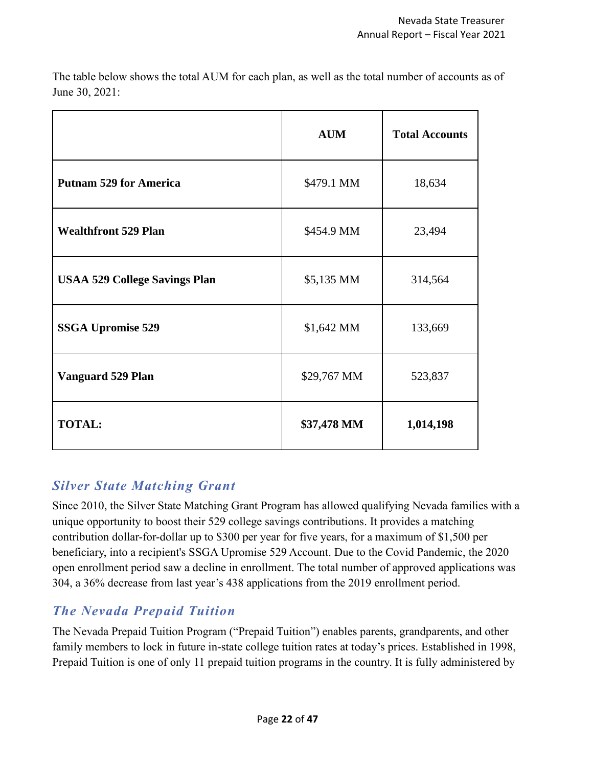The table below shows the total AUM for each plan, as well as the total number of accounts as of June 30, 2021:

| | AUM | Total Accounts |
|---|---|---|
| **Putnam 529 for America** | $479.1 MM | 18,634 |
| **Wealthfront 529 Plan** | $454.9 MM | 23,494 |
| **USAA 529 College Savings Plan** | $5,135 MM | 314,564 |
| **SSGA Upromise 529** | $1,642 MM | 133,669 |
| **Vanguard 529 Plan** | $29,767 MM | 523,837 |
| **TOTAL:** | **$37,478 MM** | **1,014,198** |

## *Silver State Matching Grant*

Since 2010, the Silver State Matching Grant Program has allowed qualifying Nevada families with a unique opportunity to boost their 529 college savings contributions. It provides a matching contribution dollar-for-dollar up to $300 per year for five years, for a maximum of $1,500 per beneficiary, into a recipient's SSGA Upromise 529 Account. Due to the Covid Pandemic, the 2020 open enrollment period saw a decline in enrollment. The total number of approved applications was 304, a 36% decrease from last year's 438 applications from the 2019 enrollment period.

## *The Nevada Prepaid Tuition*

The Nevada Prepaid Tuition Program ("Prepaid Tuition") enables parents, grandparents, and other family members to lock in future in-state college tuition rates at today's prices. Established in 1998, Prepaid Tuition is one of only 11 prepaid tuition programs in the country. It is fully administered by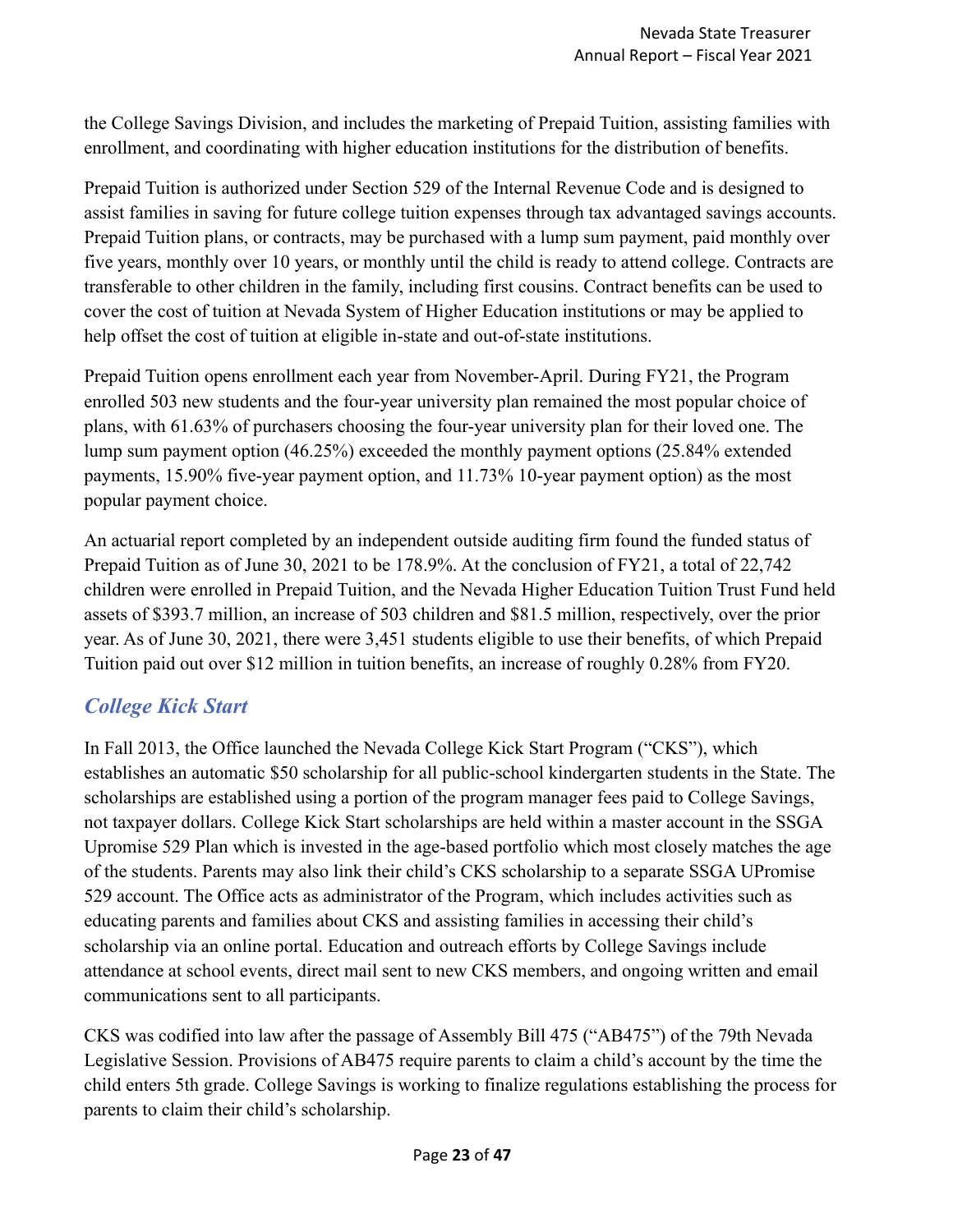the College Savings Division, and includes the marketing of Prepaid Tuition, assisting families with enrollment, and coordinating with higher education institutions for the distribution of benefits.

Prepaid Tuition is authorized under Section 529 of the Internal Revenue Code and is designed to assist families in saving for future college tuition expenses through tax advantaged savings accounts. Prepaid Tuition plans, or contracts, may be purchased with a lump sum payment, paid monthly over five years, monthly over 10 years, or monthly until the child is ready to attend college. Contracts are transferable to other children in the family, including first cousins. Contract benefits can be used to cover the cost of tuition at Nevada System of Higher Education institutions or may be applied to help offset the cost of tuition at eligible in-state and out-of-state institutions.

Prepaid Tuition opens enrollment each year from November-April. During FY21, the Program enrolled 503 new students and the four-year university plan remained the most popular choice of plans, with 61.63% of purchasers choosing the four-year university plan for their loved one. The lump sum payment option (46.25%) exceeded the monthly payment options (25.84% extended payments, 15.90% five-year payment option, and 11.73% 10-year payment option) as the most popular payment choice.

An actuarial report completed by an independent outside auditing firm found the funded status of Prepaid Tuition as of June 30, 2021 to be 178.9%. At the conclusion of FY21, a total of 22,742 children were enrolled in Prepaid Tuition, and the Nevada Higher Education Tuition Trust Fund held assets of $393.7 million, an increase of 503 children and $81.5 million, respectively, over the prior year. As of June 30, 2021, there were 3,451 students eligible to use their benefits, of which Prepaid Tuition paid out over $12 million in tuition benefits, an increase of roughly 0.28% from FY20.

## *College Kick Start*

In Fall 2013, the Office launched the Nevada College Kick Start Program ("CKS"), which establishes an automatic $50 scholarship for all public-school kindergarten students in the State. The scholarships are established using a portion of the program manager fees paid to College Savings, not taxpayer dollars. College Kick Start scholarships are held within a master account in the SSGA Upromise 529 Plan which is invested in the age-based portfolio which most closely matches the age of the students. Parents may also link their child's CKS scholarship to a separate SSGA UPromise 529 account. The Office acts as administrator of the Program, which includes activities such as educating parents and families about CKS and assisting families in accessing their child's scholarship via an online portal. Education and outreach efforts by College Savings include attendance at school events, direct mail sent to new CKS members, and ongoing written and email communications sent to all participants.

CKS was codified into law after the passage of Assembly Bill 475 ("AB475") of the 79th Nevada Legislative Session. Provisions of AB475 require parents to claim a child's account by the time the child enters 5th grade. College Savings is working to finalize regulations establishing the process for parents to claim their child's scholarship.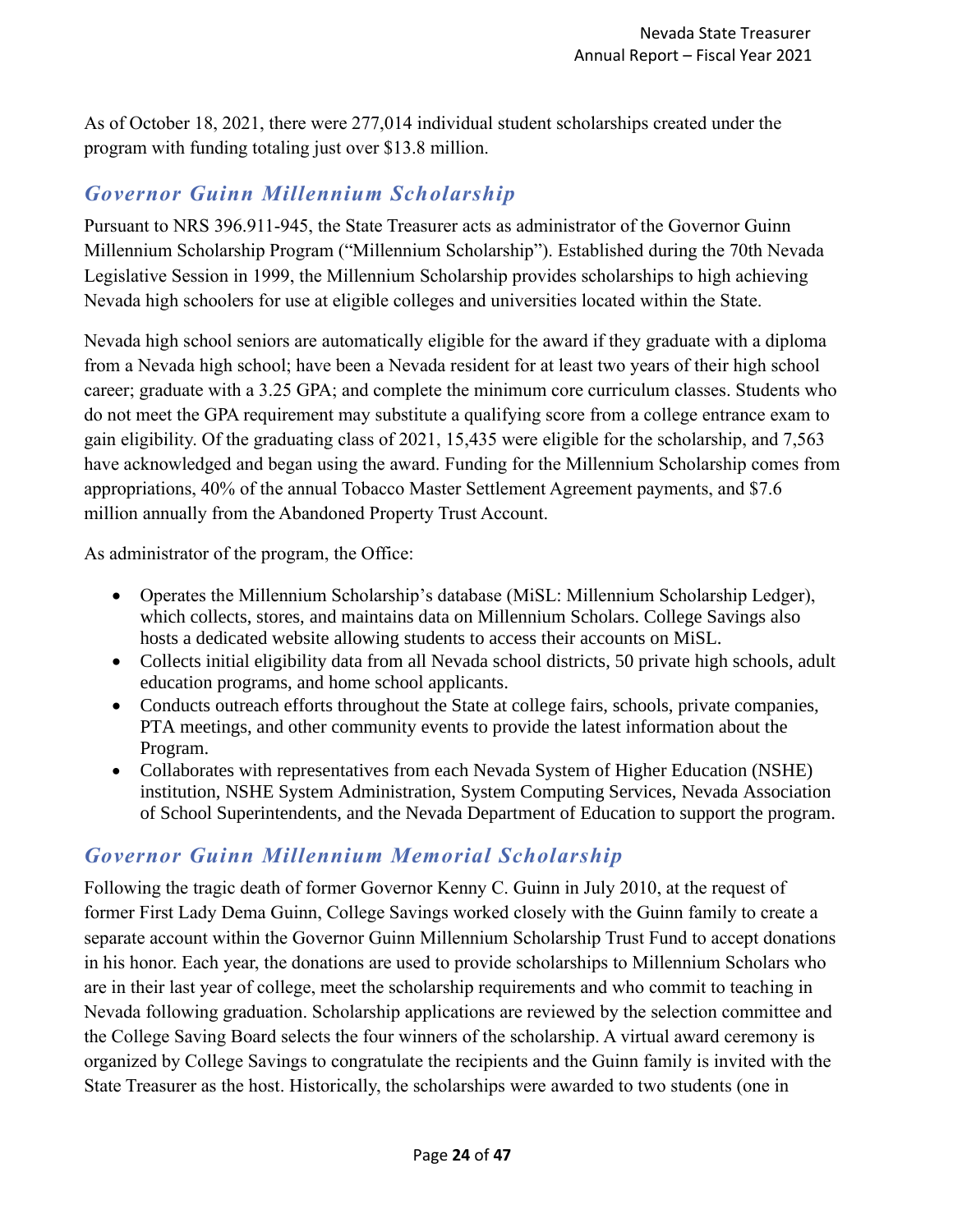As of October 18, 2021, there were 277,014 individual student scholarships created under the program with funding totaling just over $13.8 million.

## *Governor Guinn Millennium Scholarship*

Pursuant to NRS 396.911-945, the State Treasurer acts as administrator of the Governor Guinn Millennium Scholarship Program ("Millennium Scholarship"). Established during the 70th Nevada Legislative Session in 1999, the Millennium Scholarship provides scholarships to high achieving Nevada high schoolers for use at eligible colleges and universities located within the State.

Nevada high school seniors are automatically eligible for the award if they graduate with a diploma from a Nevada high school; have been a Nevada resident for at least two years of their high school career; graduate with a 3.25 GPA; and complete the minimum core curriculum classes. Students who do not meet the GPA requirement may substitute a qualifying score from a college entrance exam to gain eligibility. Of the graduating class of 2021, 15,435 were eligible for the scholarship, and 7,563 have acknowledged and began using the award. Funding for the Millennium Scholarship comes from appropriations, 40% of the annual Tobacco Master Settlement Agreement payments, and $7.6 million annually from the Abandoned Property Trust Account.

As administrator of the program, the Office:

- Operates the Millennium Scholarship's database (MiSL: Millennium Scholarship Ledger), which collects, stores, and maintains data on Millennium Scholars. College Savings also hosts a dedicated website allowing students to access their accounts on MiSL.
- Collects initial eligibility data from all Nevada school districts, 50 private high schools, adult education programs, and home school applicants.
- Conducts outreach efforts throughout the State at college fairs, schools, private companies, PTA meetings, and other community events to provide the latest information about the Program.
- Collaborates with representatives from each Nevada System of Higher Education (NSHE) institution, NSHE System Administration, System Computing Services, Nevada Association of School Superintendents, and the Nevada Department of Education to support the program.

## *Governor Guinn Millennium Memorial Scholarship*

Following the tragic death of former Governor Kenny C. Guinn in July 2010, at the request of former First Lady Dema Guinn, College Savings worked closely with the Guinn family to create a separate account within the Governor Guinn Millennium Scholarship Trust Fund to accept donations in his honor. Each year, the donations are used to provide scholarships to Millennium Scholars who are in their last year of college, meet the scholarship requirements and who commit to teaching in Nevada following graduation. Scholarship applications are reviewed by the selection committee and the College Saving Board selects the four winners of the scholarship. A virtual award ceremony is organized by College Savings to congratulate the recipients and the Guinn family is invited with the State Treasurer as the host. Historically, the scholarships were awarded to two students (one in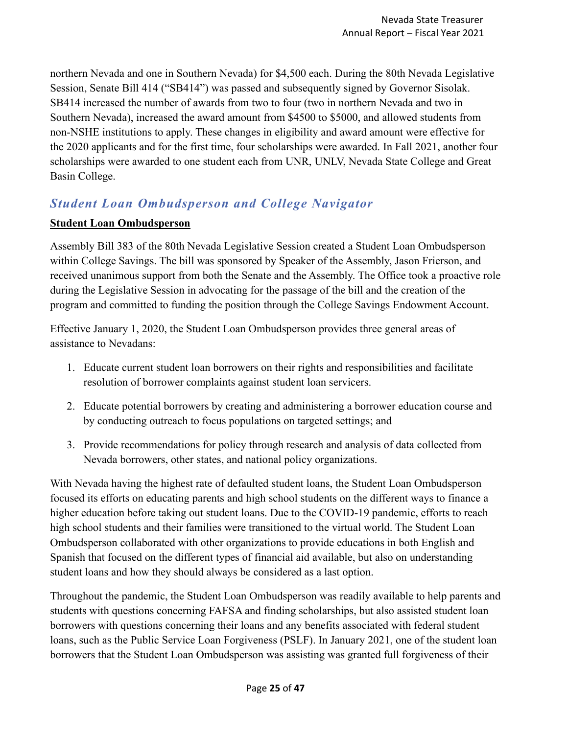northern Nevada and one in Southern Nevada) for $4,500 each. During the 80th Nevada Legislative Session, Senate Bill 414 ("SB414") was passed and subsequently signed by Governor Sisolak. SB414 increased the number of awards from two to four (two in northern Nevada and two in Southern Nevada), increased the award amount from $4500 to $5000, and allowed students from non-NSHE institutions to apply. These changes in eligibility and award amount were effective for the 2020 applicants and for the first time, four scholarships were awarded. In Fall 2021, another four scholarships were awarded to one student each from UNR, UNLV, Nevada State College and Great Basin College.

## *Student Loan Ombudsperson and College Navigator*

### Student Loan Ombudsperson

Assembly Bill 383 of the 80th Nevada Legislative Session created a Student Loan Ombudsperson within College Savings. The bill was sponsored by Speaker of the Assembly, Jason Frierson, and received unanimous support from both the Senate and the Assembly. The Office took a proactive role during the Legislative Session in advocating for the passage of the bill and the creation of the program and committed to funding the position through the College Savings Endowment Account.

Effective January 1, 2020, the Student Loan Ombudsperson provides three general areas of assistance to Nevadans:

1. Educate current student loan borrowers on their rights and responsibilities and facilitate resolution of borrower complaints against student loan servicers.
2. Educate potential borrowers by creating and administering a borrower education course and by conducting outreach to focus populations on targeted settings; and
3. Provide recommendations for policy through research and analysis of data collected from Nevada borrowers, other states, and national policy organizations.

With Nevada having the highest rate of defaulted student loans, the Student Loan Ombudsperson focused its efforts on educating parents and high school students on the different ways to finance a higher education before taking out student loans. Due to the COVID-19 pandemic, efforts to reach high school students and their families were transitioned to the virtual world. The Student Loan Ombudsperson collaborated with other organizations to provide educations in both English and Spanish that focused on the different types of financial aid available, but also on understanding student loans and how they should always be considered as a last option.

Throughout the pandemic, the Student Loan Ombudsperson was readily available to help parents and students with questions concerning FAFSA and finding scholarships, but also assisted student loan borrowers with questions concerning their loans and any benefits associated with federal student loans, such as the Public Service Loan Forgiveness (PSLF). In January 2021, one of the student loan borrowers that the Student Loan Ombudsperson was assisting was granted full forgiveness of their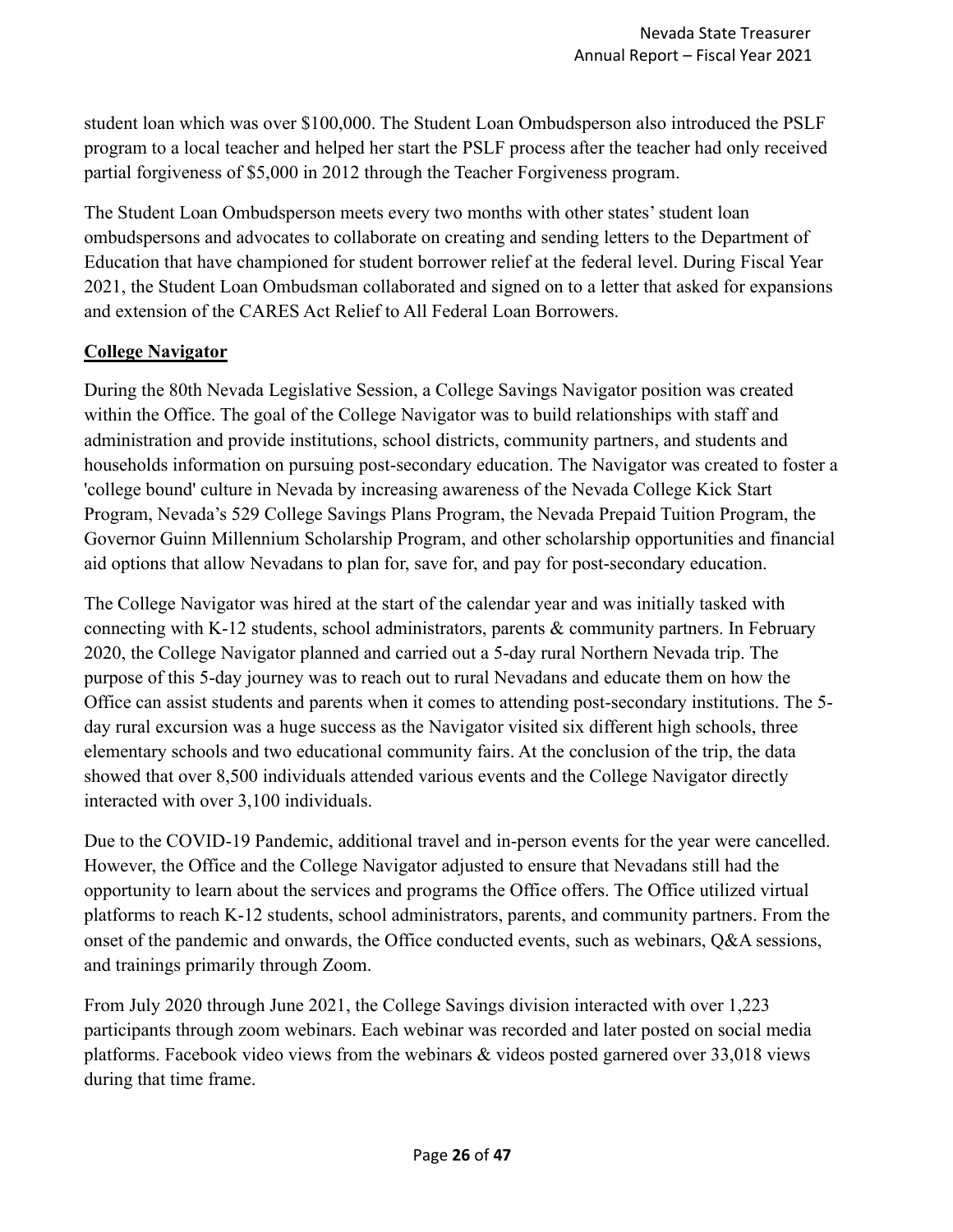student loan which was over $100,000. The Student Loan Ombudsperson also introduced the PSLF program to a local teacher and helped her start the PSLF process after the teacher had only received partial forgiveness of $5,000 in 2012 through the Teacher Forgiveness program.

The Student Loan Ombudsperson meets every two months with other states' student loan ombudspersons and advocates to collaborate on creating and sending letters to the Department of Education that have championed for student borrower relief at the federal level. During Fiscal Year 2021, the Student Loan Ombudsman collaborated and signed on to a letter that asked for expansions and extension of the CARES Act Relief to All Federal Loan Borrowers.

## College Navigator

During the 80th Nevada Legislative Session, a College Savings Navigator position was created within the Office. The goal of the College Navigator was to build relationships with staff and administration and provide institutions, school districts, community partners, and students and households information on pursuing post-secondary education. The Navigator was created to foster a 'college bound' culture in Nevada by increasing awareness of the Nevada College Kick Start Program, Nevada's 529 College Savings Plans Program, the Nevada Prepaid Tuition Program, the Governor Guinn Millennium Scholarship Program, and other scholarship opportunities and financial aid options that allow Nevadans to plan for, save for, and pay for post-secondary education.

The College Navigator was hired at the start of the calendar year and was initially tasked with connecting with K-12 students, school administrators, parents & community partners. In February 2020, the College Navigator planned and carried out a 5-day rural Northern Nevada trip. The purpose of this 5-day journey was to reach out to rural Nevadans and educate them on how the Office can assist students and parents when it comes to attending post-secondary institutions. The 5-day rural excursion was a huge success as the Navigator visited six different high schools, three elementary schools and two educational community fairs. At the conclusion of the trip, the data showed that over 8,500 individuals attended various events and the College Navigator directly interacted with over 3,100 individuals.

Due to the COVID-19 Pandemic, additional travel and in-person events for the year were cancelled. However, the Office and the College Navigator adjusted to ensure that Nevadans still had the opportunity to learn about the services and programs the Office offers. The Office utilized virtual platforms to reach K-12 students, school administrators, parents, and community partners. From the onset of the pandemic and onwards, the Office conducted events, such as webinars, Q&A sessions, and trainings primarily through Zoom.

From July 2020 through June 2021, the College Savings division interacted with over 1,223 participants through zoom webinars. Each webinar was recorded and later posted on social media platforms. Facebook video views from the webinars & videos posted garnered over 33,018 views during that time frame.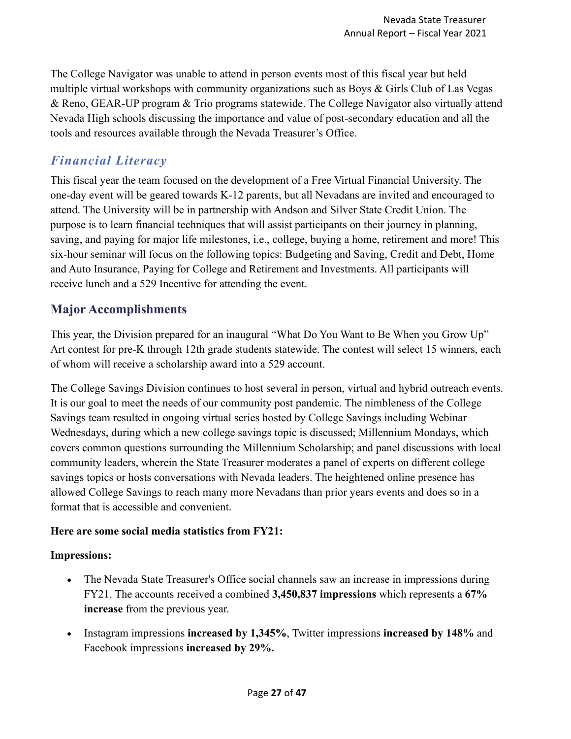The College Navigator was unable to attend in person events most of this fiscal year but held multiple virtual workshops with community organizations such as Boys & Girls Club of Las Vegas & Reno, GEAR-UP program & Trio programs statewide. The College Navigator also virtually attend Nevada High schools discussing the importance and value of post-secondary education and all the tools and resources available through the Nevada Treasurer's Office.

### *Financial Literacy*

This fiscal year the team focused on the development of a Free Virtual Financial University. The one-day event will be geared towards K-12 parents, but all Nevadans are invited and encouraged to attend. The University will be in partnership with Andson and Silver State Credit Union. The purpose is to learn financial techniques that will assist participants on their journey in planning, saving, and paying for major life milestones, i.e., college, buying a home, retirement and more! This six-hour seminar will focus on the following topics: Budgeting and Saving, Credit and Debt, Home and Auto Insurance, Paying for College and Retirement and Investments. All participants will receive lunch and a 529 Incentive for attending the event.

## Major Accomplishments

This year, the Division prepared for an inaugural "What Do You Want to Be When you Grow Up" Art contest for pre-K through 12th grade students statewide. The contest will select 15 winners, each of whom will receive a scholarship award into a 529 account.

The College Savings Division continues to host several in person, virtual and hybrid outreach events. It is our goal to meet the needs of our community post pandemic. The nimbleness of the College Savings team resulted in ongoing virtual series hosted by College Savings including Webinar Wednesdays, during which a new college savings topic is discussed; Millennium Mondays, which covers common questions surrounding the Millennium Scholarship; and panel discussions with local community leaders, wherein the State Treasurer moderates a panel of experts on different college savings topics or hosts conversations with Nevada leaders. The heightened online presence has allowed College Savings to reach many more Nevadans than prior years events and does so in a format that is accessible and convenient.

**Here are some social media statistics from FY21:**

**Impressions:**

- The Nevada State Treasurer's Office social channels saw an increase in impressions during FY21. The accounts received a combined **3,450,837 impressions** which represents a **67% increase** from the previous year.
- Instagram impressions **increased by 1,345%**, Twitter impressions **increased by 148%** and Facebook impressions **increased by 29%.**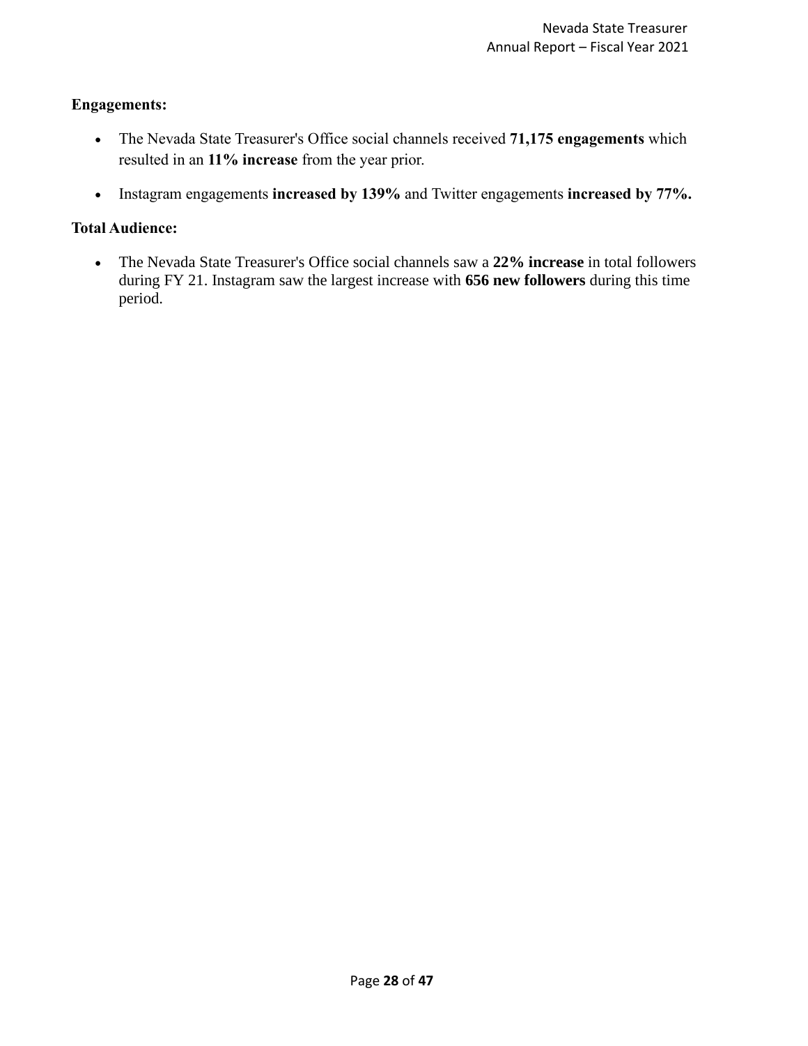**Engagements:**

- The Nevada State Treasurer's Office social channels received **71,175 engagements** which resulted in an **11% increase** from the year prior.
- Instagram engagements **increased by 139%** and Twitter engagements **increased by 77%.**

**Total Audience:**

- The Nevada State Treasurer's Office social channels saw a **22% increase** in total followers during FY 21. Instagram saw the largest increase with **656 new followers** during this time period.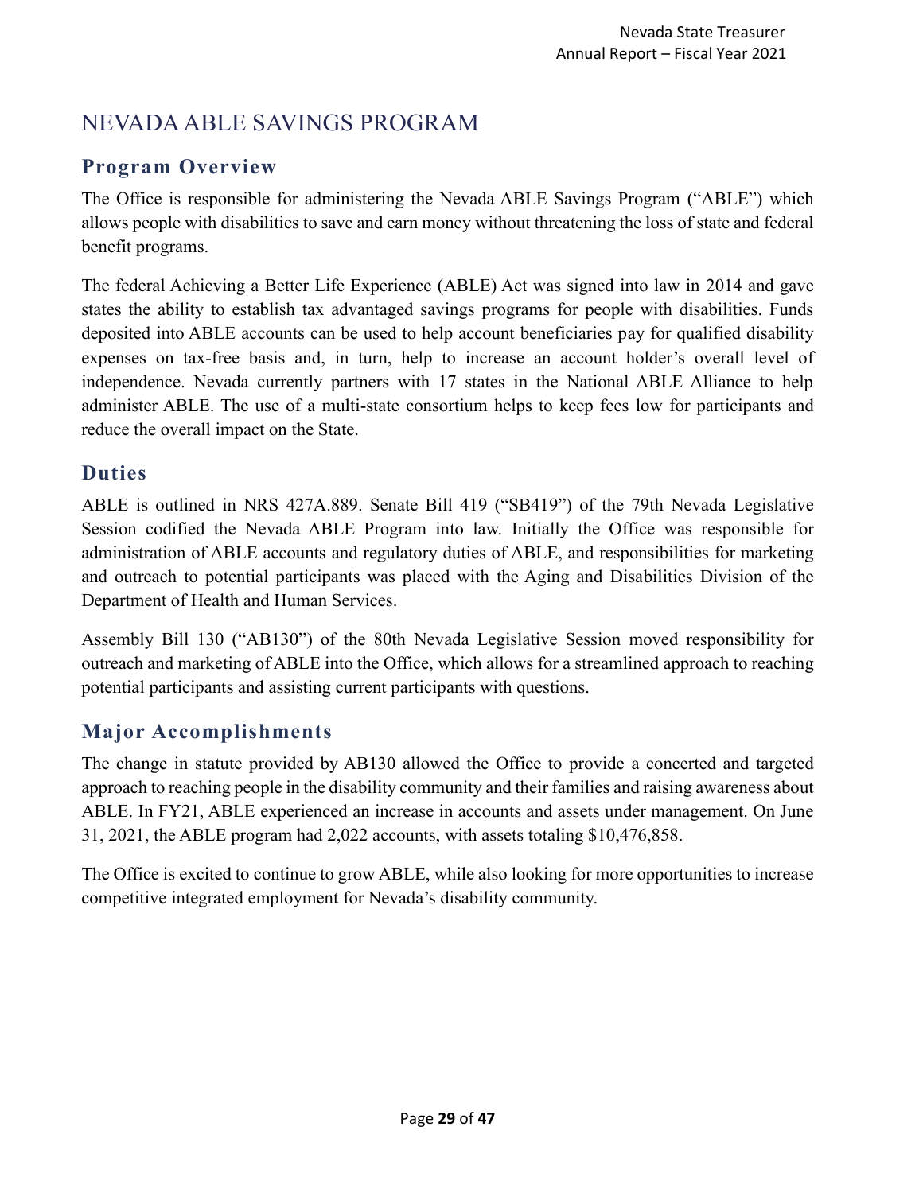# NEVADA ABLE SAVINGS PROGRAM

## Program Overview

The Office is responsible for administering the Nevada ABLE Savings Program ("ABLE") which allows people with disabilities to save and earn money without threatening the loss of state and federal benefit programs.

The federal Achieving a Better Life Experience (ABLE) Act was signed into law in 2014 and gave states the ability to establish tax advantaged savings programs for people with disabilities. Funds deposited into ABLE accounts can be used to help account beneficiaries pay for qualified disability expenses on tax-free basis and, in turn, help to increase an account holder's overall level of independence. Nevada currently partners with 17 states in the National ABLE Alliance to help administer ABLE. The use of a multi-state consortium helps to keep fees low for participants and reduce the overall impact on the State.

## Duties

ABLE is outlined in NRS 427A.889. Senate Bill 419 ("SB419") of the 79th Nevada Legislative Session codified the Nevada ABLE Program into law. Initially the Office was responsible for administration of ABLE accounts and regulatory duties of ABLE, and responsibilities for marketing and outreach to potential participants was placed with the Aging and Disabilities Division of the Department of Health and Human Services.

Assembly Bill 130 ("AB130") of the 80th Nevada Legislative Session moved responsibility for outreach and marketing of ABLE into the Office, which allows for a streamlined approach to reaching potential participants and assisting current participants with questions.

## Major Accomplishments

The change in statute provided by AB130 allowed the Office to provide a concerted and targeted approach to reaching people in the disability community and their families and raising awareness about ABLE. In FY21, ABLE experienced an increase in accounts and assets under management. On June 31, 2021, the ABLE program had 2,022 accounts, with assets totaling $10,476,858.

The Office is excited to continue to grow ABLE, while also looking for more opportunities to increase competitive integrated employment for Nevada's disability community.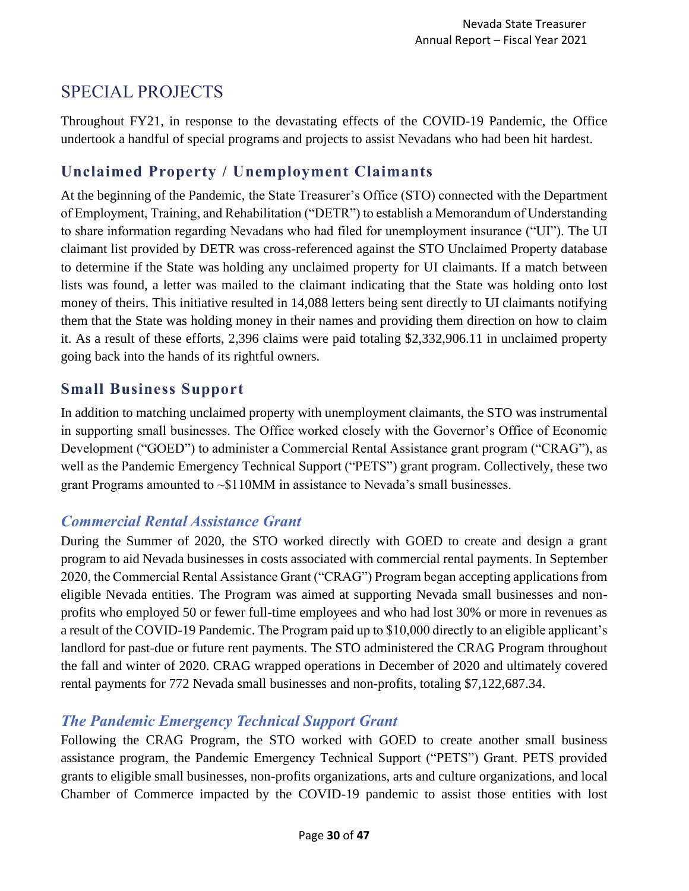# SPECIAL PROJECTS

Throughout FY21, in response to the devastating effects of the COVID-19 Pandemic, the Office undertook a handful of special programs and projects to assist Nevadans who had been hit hardest.

## Unclaimed Property / Unemployment Claimants

At the beginning of the Pandemic, the State Treasurer's Office (STO) connected with the Department of Employment, Training, and Rehabilitation ("DETR") to establish a Memorandum of Understanding to share information regarding Nevadans who had filed for unemployment insurance ("UI"). The UI claimant list provided by DETR was cross-referenced against the STO Unclaimed Property database to determine if the State was holding any unclaimed property for UI claimants. If a match between lists was found, a letter was mailed to the claimant indicating that the State was holding onto lost money of theirs. This initiative resulted in 14,088 letters being sent directly to UI claimants notifying them that the State was holding money in their names and providing them direction on how to claim it. As a result of these efforts, 2,396 claims were paid totaling $2,332,906.11 in unclaimed property going back into the hands of its rightful owners.

## Small Business Support

In addition to matching unclaimed property with unemployment claimants, the STO was instrumental in supporting small businesses. The Office worked closely with the Governor's Office of Economic Development ("GOED") to administer a Commercial Rental Assistance grant program ("CRAG"), as well as the Pandemic Emergency Technical Support ("PETS") grant program. Collectively, these two grant Programs amounted to ~$110MM in assistance to Nevada's small businesses.

### *Commercial Rental Assistance Grant*

During the Summer of 2020, the STO worked directly with GOED to create and design a grant program to aid Nevada businesses in costs associated with commercial rental payments. In September 2020, the Commercial Rental Assistance Grant ("CRAG") Program began accepting applications from eligible Nevada entities. The Program was aimed at supporting Nevada small businesses and non-profits who employed 50 or fewer full-time employees and who had lost 30% or more in revenues as a result of the COVID-19 Pandemic. The Program paid up to $10,000 directly to an eligible applicant's landlord for past-due or future rent payments. The STO administered the CRAG Program throughout the fall and winter of 2020. CRAG wrapped operations in December of 2020 and ultimately covered rental payments for 772 Nevada small businesses and non-profits, totaling $7,122,687.34.

### *The Pandemic Emergency Technical Support Grant*

Following the CRAG Program, the STO worked with GOED to create another small business assistance program, the Pandemic Emergency Technical Support ("PETS") Grant. PETS provided grants to eligible small businesses, non-profits organizations, arts and culture organizations, and local Chamber of Commerce impacted by the COVID-19 pandemic to assist those entities with lost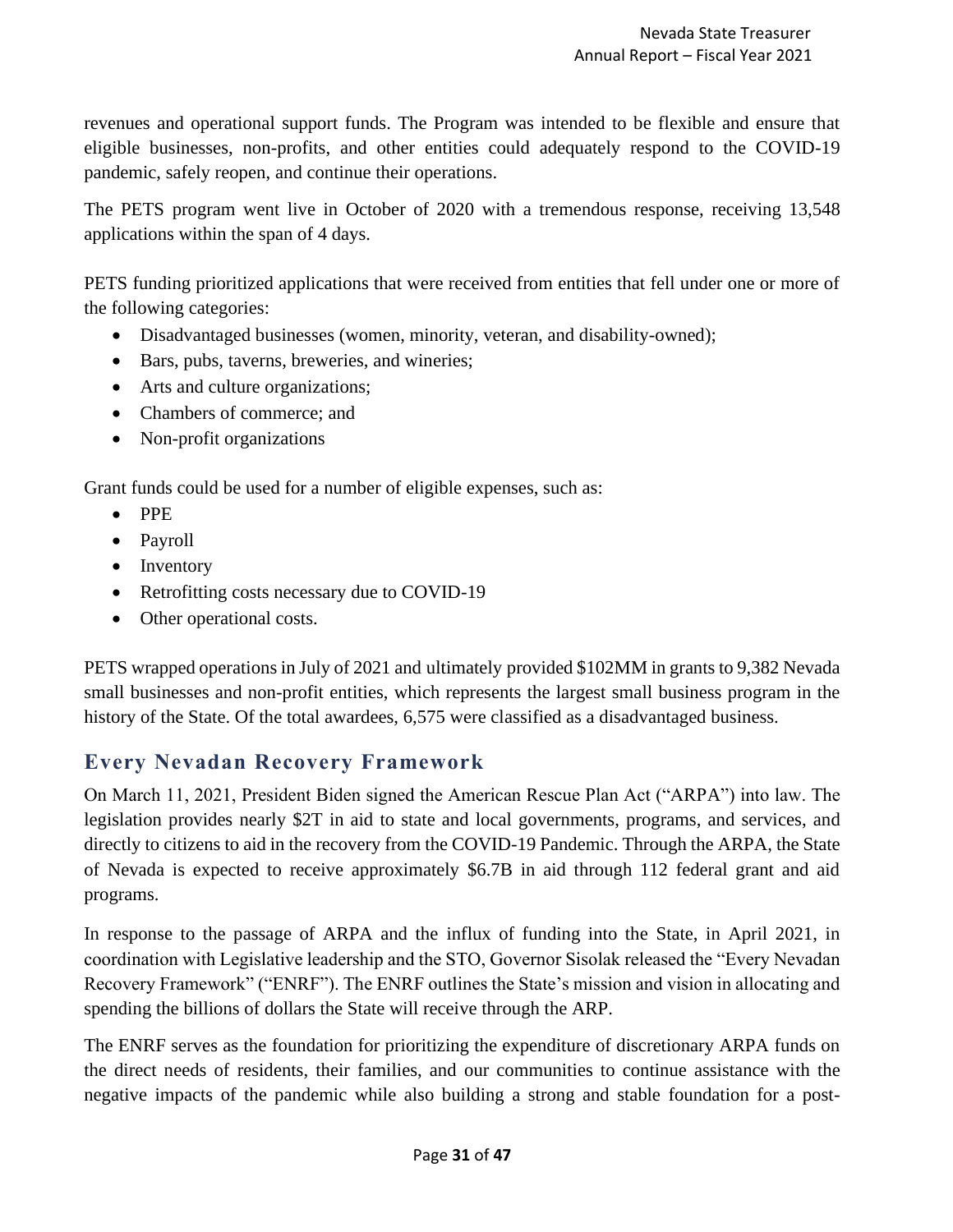revenues and operational support funds. The Program was intended to be flexible and ensure that eligible businesses, non-profits, and other entities could adequately respond to the COVID-19 pandemic, safely reopen, and continue their operations.

The PETS program went live in October of 2020 with a tremendous response, receiving 13,548 applications within the span of 4 days.

PETS funding prioritized applications that were received from entities that fell under one or more of the following categories:

- Disadvantaged businesses (women, minority, veteran, and disability-owned);
- Bars, pubs, taverns, breweries, and wineries;
- Arts and culture organizations;
- Chambers of commerce; and
- Non-profit organizations

Grant funds could be used for a number of eligible expenses, such as:

- PPE
- Payroll
- Inventory
- Retrofitting costs necessary due to COVID-19
- Other operational costs.

PETS wrapped operations in July of 2021 and ultimately provided $102MM in grants to 9,382 Nevada small businesses and non-profit entities, which represents the largest small business program in the history of the State. Of the total awardees, 6,575 were classified as a disadvantaged business.

## Every Nevadan Recovery Framework

On March 11, 2021, President Biden signed the American Rescue Plan Act ("ARPA") into law. The legislation provides nearly $2T in aid to state and local governments, programs, and services, and directly to citizens to aid in the recovery from the COVID-19 Pandemic. Through the ARPA, the State of Nevada is expected to receive approximately $6.7B in aid through 112 federal grant and aid programs.

In response to the passage of ARPA and the influx of funding into the State, in April 2021, in coordination with Legislative leadership and the STO, Governor Sisolak released the "Every Nevadan Recovery Framework" ("ENRF"). The ENRF outlines the State's mission and vision in allocating and spending the billions of dollars the State will receive through the ARP.

The ENRF serves as the foundation for prioritizing the expenditure of discretionary ARPA funds on the direct needs of residents, their families, and our communities to continue assistance with the negative impacts of the pandemic while also building a strong and stable foundation for a post-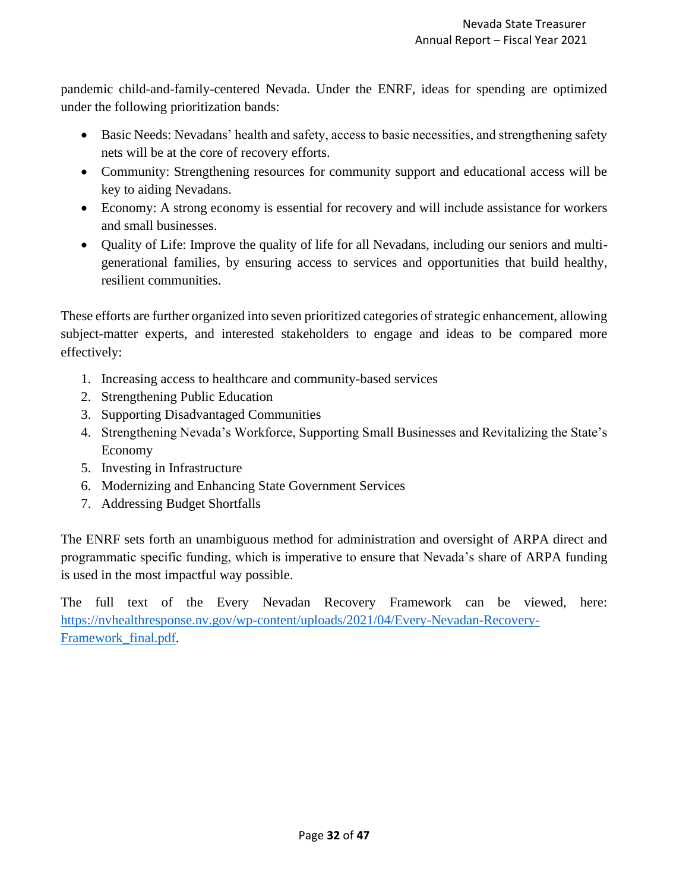pandemic child-and-family-centered Nevada. Under the ENRF, ideas for spending are optimized under the following prioritization bands:

- Basic Needs: Nevadans' health and safety, access to basic necessities, and strengthening safety nets will be at the core of recovery efforts.
- Community: Strengthening resources for community support and educational access will be key to aiding Nevadans.
- Economy: A strong economy is essential for recovery and will include assistance for workers and small businesses.
- Quality of Life: Improve the quality of life for all Nevadans, including our seniors and multi-generational families, by ensuring access to services and opportunities that build healthy, resilient communities.

These efforts are further organized into seven prioritized categories of strategic enhancement, allowing subject-matter experts, and interested stakeholders to engage and ideas to be compared more effectively:

1. Increasing access to healthcare and community-based services
2. Strengthening Public Education
3. Supporting Disadvantaged Communities
4. Strengthening Nevada's Workforce, Supporting Small Businesses and Revitalizing the State's Economy
5. Investing in Infrastructure
6. Modernizing and Enhancing State Government Services
7. Addressing Budget Shortfalls

The ENRF sets forth an unambiguous method for administration and oversight of ARPA direct and programmatic specific funding, which is imperative to ensure that Nevada's share of ARPA funding is used in the most impactful way possible.

The full text of the Every Nevadan Recovery Framework can be viewed, here: [https://nvhealthresponse.nv.gov/wp-content/uploads/2021/04/Every-Nevadan-Recovery-Framework_final.pdf](https://nvhealthresponse.nv.gov/wp-content/uploads/2021/04/Every-Nevadan-Recovery-Framework_final.pdf).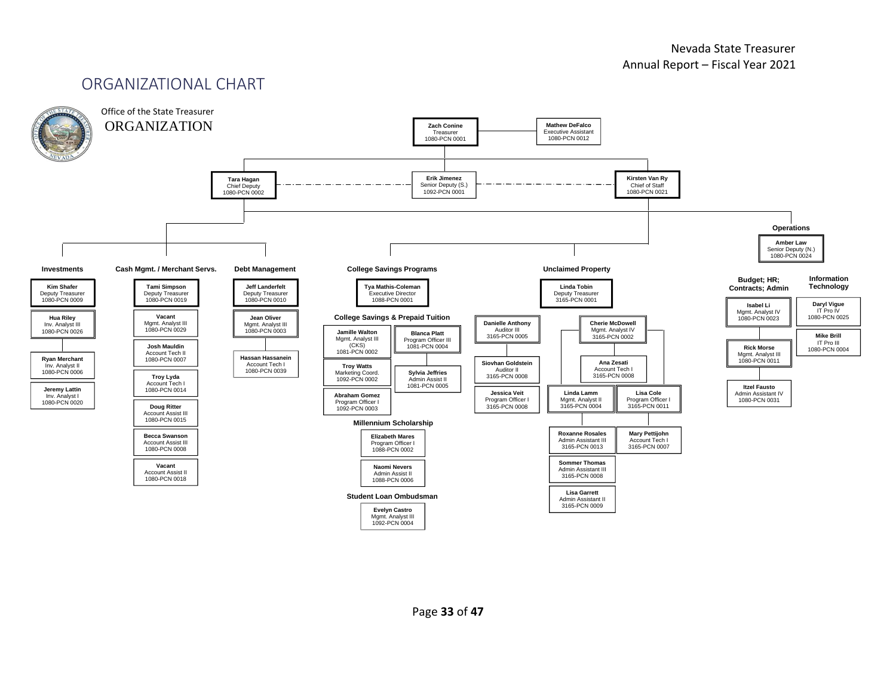# ORGANIZATIONAL CHART

Office of the State Treasurer
ORGANIZATION

**Zach Conine**
Treasurer
1080-PCN 0001

**Mathew DeFalco**
Executive Assistant
1080-PCN 0012

**Tara Hagan**
Chief Deputy
1080-PCN 0002

**Erik Jimenez**
Senior Deputy (S.)
1092-PCN 0001

**Kirsten Van Ry**
Chief of Staff
1080-PCN 0021

## Investments

- **Kim Shafer** – Deputy Treasurer – 1080-PCN 0009
- **Hua Riley** – Inv. Analyst III – 1080-PCN 0026
- **Ryan Merchant** – Inv. Analyst II – 1080-PCN 0006
- **Jeremy Lattin** – Inv. Analyst I – 1080-PCN 0020

## Cash Mgmt. / Merchant Servs.

- **Tami Simpson** – Deputy Treasurer – 1080-PCN 0019
- **Vacant** – Mgmt. Analyst III – 1080-PCN 0029
- **Josh Mauldin** – Account Tech II – 1080-PCN 0007
- **Troy Lyda** – Account Tech I – 1080-PCN 0014
- **Doug Ritter** – Account Assist III – 1080-PCN 0015
- **Becca Swanson** – Account Assist III – 1080-PCN 0008
- **Vacant** – Account Assist II – 1080-PCN 0018

## Debt Management

- **Jeff Landerfelt** – Deputy Treasurer – 1080-PCN 0010
- **Jean Oliver** – Mgmt. Analyst III – 1080-PCN 0003
- **Hassan Hassanein** – Account Tech I – 1080-PCN 0039

## College Savings Programs

- **Tya Mathis-Coleman** – Executive Director – 1088-PCN 0001

### College Savings & Prepaid Tuition

- **Jamille Walton** – Mgmt. Analyst III (CKS) – 1081-PCN 0002
- **Blanca Platt** – Program Officer III – 1081-PCN 0004
- **Sylvia Jeffries** – Admin Assist II – 1081-PCN 0005
- **Troy Watts** – Marketing Coord. – 1092-PCN 0002
- **Abraham Gomez** – Program Officer I – 1092-PCN 0003

### Millennium Scholarship

- **Elizabeth Mares** – Program Officer I – 1088-PCN 0002
- **Naomi Nevers** – Admin Assist II – 1088-PCN 0006

### Student Loan Ombudsman

- **Evelyn Castro** – Mgmt. Analyst III – 1092-PCN 0004

## Unclaimed Property

- **Linda Tobin** – Deputy Treasurer – 3165-PCN 0001
- **Danielle Anthony** – Auditor III – 3165-PCN 0005
- **Siovhan Goldstein** – Auditor II – 3165-PCN 0008
- **Jessica Veit** – Program Officer I – 3165-PCN 0008
- **Cherie McDowell** – Mgmt. Analyst IV – 3165-PCN 0002
- **Ana Zesati** – Account Tech I – 3165-PCN 0008
- **Linda Lamm** – Mgmt. Analyst II – 3165-PCN 0004
- **Lisa Cole** – Program Officer I – 3165-PCN 0011
- **Roxanne Rosales** – Admin Assistant III – 3165-PCN 0013
- **Mary Pettijohn** – Account Tech I – 3165-PCN 0007
- **Sommer Thomas** – Admin Assistant III – 3165-PCN 0008
- **Lisa Garrett** – Admin Assistant II – 3165-PCN 0009

## Operations

- **Amber Law** – Senior Deputy (N.) – 1080-PCN 0024

### Budget; HR; Contracts; Admin

- **Isabel Li** – Mgmt. Analyst IV – 1080-PCN 0023
- **Rick Morse** – Mgmt. Analyst III – 1080-PCN 0011
- **Itzel Fausto** – Admin Assistant IV – 1080-PCN 0031

### Information Technology

- **Daryl Vigue** – IT Pro IV – 1080-PCN 0025
- **Mike Brill** – IT Pro III – 1080-PCN 0004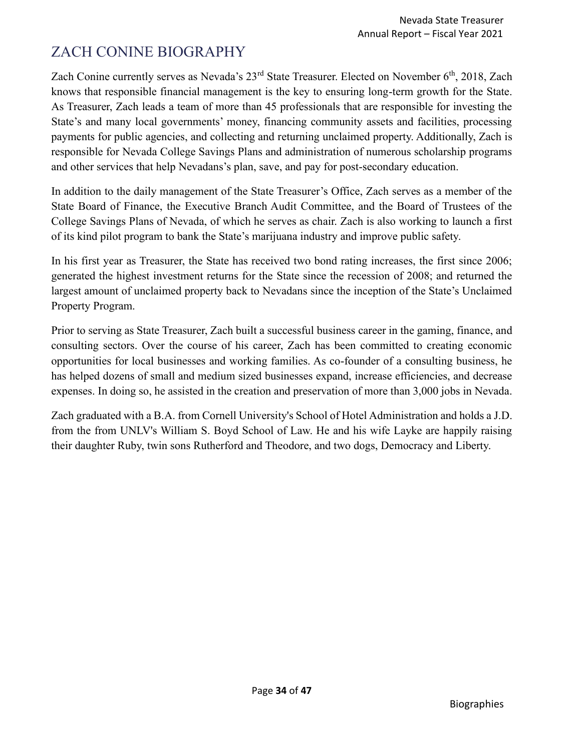# ZACH CONINE BIOGRAPHY

Zach Conine currently serves as Nevada's 23rd State Treasurer. Elected on November 6th, 2018, Zach knows that responsible financial management is the key to ensuring long-term growth for the State. As Treasurer, Zach leads a team of more than 45 professionals that are responsible for investing the State's and many local governments' money, financing community assets and facilities, processing payments for public agencies, and collecting and returning unclaimed property. Additionally, Zach is responsible for Nevada College Savings Plans and administration of numerous scholarship programs and other services that help Nevadans's plan, save, and pay for post-secondary education.

In addition to the daily management of the State Treasurer's Office, Zach serves as a member of the State Board of Finance, the Executive Branch Audit Committee, and the Board of Trustees of the College Savings Plans of Nevada, of which he serves as chair. Zach is also working to launch a first of its kind pilot program to bank the State's marijuana industry and improve public safety.

In his first year as Treasurer, the State has received two bond rating increases, the first since 2006; generated the highest investment returns for the State since the recession of 2008; and returned the largest amount of unclaimed property back to Nevadans since the inception of the State's Unclaimed Property Program.

Prior to serving as State Treasurer, Zach built a successful business career in the gaming, finance, and consulting sectors. Over the course of his career, Zach has been committed to creating economic opportunities for local businesses and working families. As co-founder of a consulting business, he has helped dozens of small and medium sized businesses expand, increase efficiencies, and decrease expenses. In doing so, he assisted in the creation and preservation of more than 3,000 jobs in Nevada.

Zach graduated with a B.A. from Cornell University's School of Hotel Administration and holds a J.D. from the from UNLV's William S. Boyd School of Law. He and his wife Layke are happily raising their daughter Ruby, twin sons Rutherford and Theodore, and two dogs, Democracy and Liberty.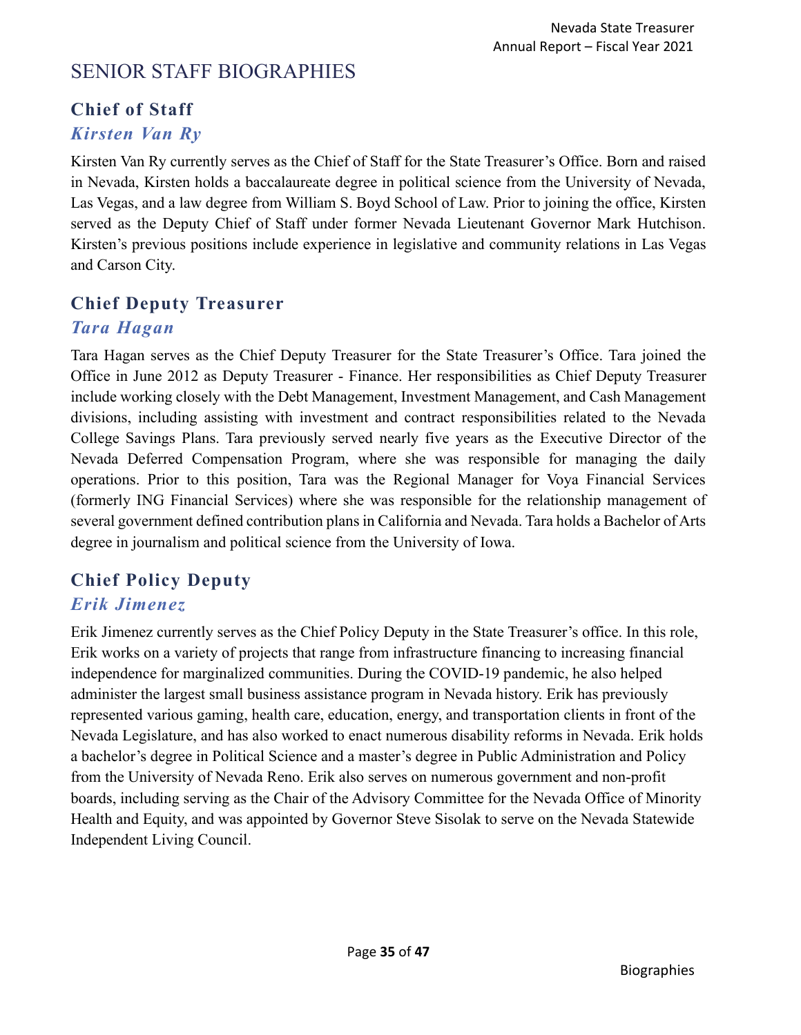# SENIOR STAFF BIOGRAPHIES

## Chief of Staff

### *Kirsten Van Ry*

Kirsten Van Ry currently serves as the Chief of Staff for the State Treasurer's Office. Born and raised in Nevada, Kirsten holds a baccalaureate degree in political science from the University of Nevada, Las Vegas, and a law degree from William S. Boyd School of Law. Prior to joining the office, Kirsten served as the Deputy Chief of Staff under former Nevada Lieutenant Governor Mark Hutchison. Kirsten's previous positions include experience in legislative and community relations in Las Vegas and Carson City.

## Chief Deputy Treasurer

### *Tara Hagan*

Tara Hagan serves as the Chief Deputy Treasurer for the State Treasurer's Office. Tara joined the Office in June 2012 as Deputy Treasurer - Finance. Her responsibilities as Chief Deputy Treasurer include working closely with the Debt Management, Investment Management, and Cash Management divisions, including assisting with investment and contract responsibilities related to the Nevada College Savings Plans. Tara previously served nearly five years as the Executive Director of the Nevada Deferred Compensation Program, where she was responsible for managing the daily operations. Prior to this position, Tara was the Regional Manager for Voya Financial Services (formerly ING Financial Services) where she was responsible for the relationship management of several government defined contribution plans in California and Nevada. Tara holds a Bachelor of Arts degree in journalism and political science from the University of Iowa.

## Chief Policy Deputy

### *Erik Jimenez*

Erik Jimenez currently serves as the Chief Policy Deputy in the State Treasurer's office. In this role, Erik works on a variety of projects that range from infrastructure financing to increasing financial independence for marginalized communities. During the COVID-19 pandemic, he also helped administer the largest small business assistance program in Nevada history. Erik has previously represented various gaming, health care, education, energy, and transportation clients in front of the Nevada Legislature, and has also worked to enact numerous disability reforms in Nevada. Erik holds a bachelor's degree in Political Science and a master's degree in Public Administration and Policy from the University of Nevada Reno. Erik also serves on numerous government and non-profit boards, including serving as the Chair of the Advisory Committee for the Nevada Office of Minority Health and Equity, and was appointed by Governor Steve Sisolak to serve on the Nevada Statewide Independent Living Council.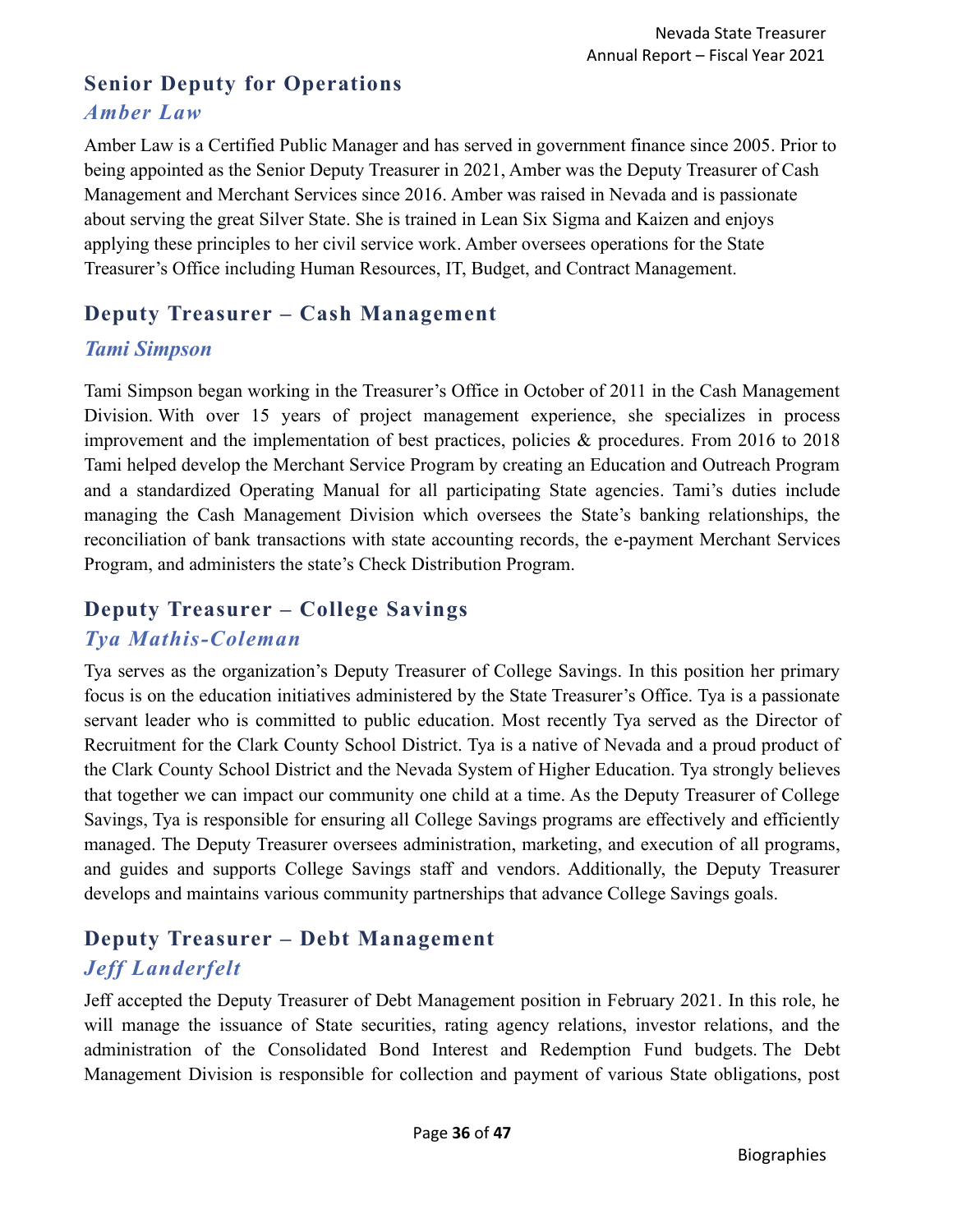## Senior Deputy for Operations

### *Amber Law*

Amber Law is a Certified Public Manager and has served in government finance since 2005. Prior to being appointed as the Senior Deputy Treasurer in 2021, Amber was the Deputy Treasurer of Cash Management and Merchant Services since 2016. Amber was raised in Nevada and is passionate about serving the great Silver State. She is trained in Lean Six Sigma and Kaizen and enjoys applying these principles to her civil service work. Amber oversees operations for the State Treasurer's Office including Human Resources, IT, Budget, and Contract Management.

## Deputy Treasurer – Cash Management

### *Tami Simpson*

Tami Simpson began working in the Treasurer's Office in October of 2011 in the Cash Management Division. With over 15 years of project management experience, she specializes in process improvement and the implementation of best practices, policies & procedures. From 2016 to 2018 Tami helped develop the Merchant Service Program by creating an Education and Outreach Program and a standardized Operating Manual for all participating State agencies. Tami's duties include managing the Cash Management Division which oversees the State's banking relationships, the reconciliation of bank transactions with state accounting records, the e-payment Merchant Services Program, and administers the state's Check Distribution Program.

## Deputy Treasurer – College Savings

### *Tya Mathis-Coleman*

Tya serves as the organization's Deputy Treasurer of College Savings. In this position her primary focus is on the education initiatives administered by the State Treasurer's Office. Tya is a passionate servant leader who is committed to public education. Most recently Tya served as the Director of Recruitment for the Clark County School District. Tya is a native of Nevada and a proud product of the Clark County School District and the Nevada System of Higher Education. Tya strongly believes that together we can impact our community one child at a time. As the Deputy Treasurer of College Savings, Tya is responsible for ensuring all College Savings programs are effectively and efficiently managed. The Deputy Treasurer oversees administration, marketing, and execution of all programs, and guides and supports College Savings staff and vendors. Additionally, the Deputy Treasurer develops and maintains various community partnerships that advance College Savings goals.

## Deputy Treasurer – Debt Management

### *Jeff Landerfelt*

Jeff accepted the Deputy Treasurer of Debt Management position in February 2021. In this role, he will manage the issuance of State securities, rating agency relations, investor relations, and the administration of the Consolidated Bond Interest and Redemption Fund budgets. The Debt Management Division is responsible for collection and payment of various State obligations, post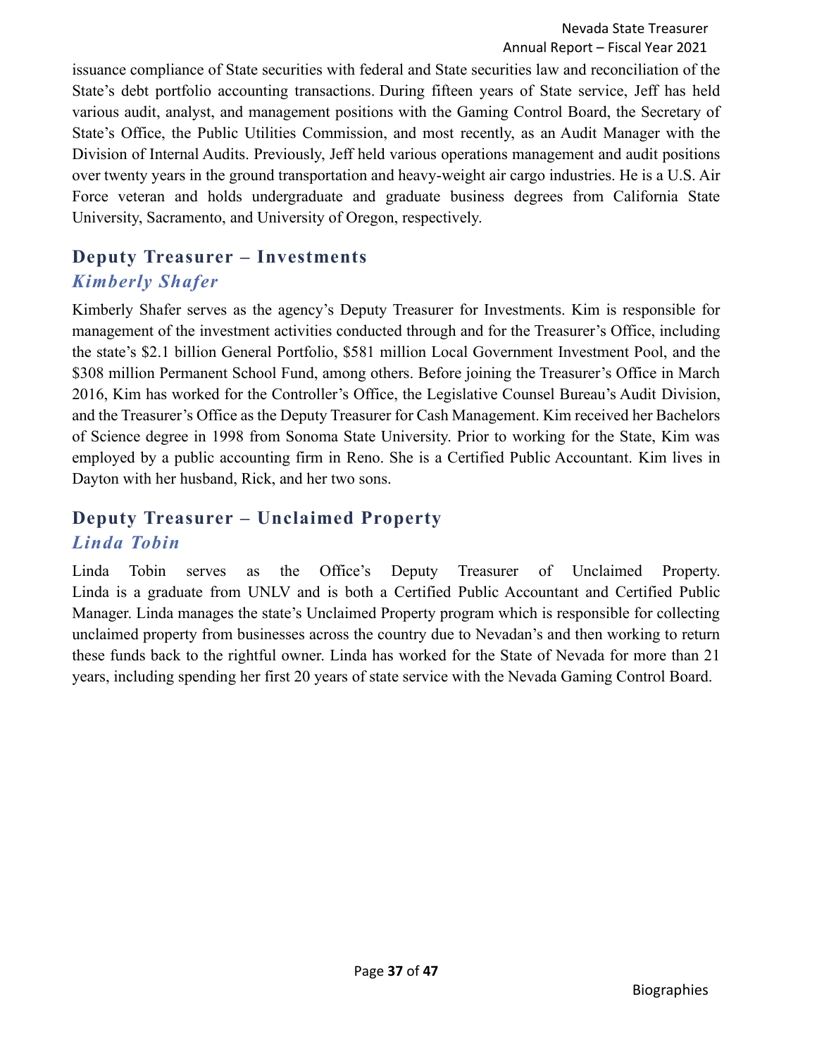issuance compliance of State securities with federal and State securities law and reconciliation of the State's debt portfolio accounting transactions. During fifteen years of State service, Jeff has held various audit, analyst, and management positions with the Gaming Control Board, the Secretary of State's Office, the Public Utilities Commission, and most recently, as an Audit Manager with the Division of Internal Audits. Previously, Jeff held various operations management and audit positions over twenty years in the ground transportation and heavy-weight air cargo industries. He is a U.S. Air Force veteran and holds undergraduate and graduate business degrees from California State University, Sacramento, and University of Oregon, respectively.

## Deputy Treasurer – Investments

### *Kimberly Shafer*

Kimberly Shafer serves as the agency's Deputy Treasurer for Investments. Kim is responsible for management of the investment activities conducted through and for the Treasurer's Office, including the state's $2.1 billion General Portfolio, $581 million Local Government Investment Pool, and the $308 million Permanent School Fund, among others. Before joining the Treasurer's Office in March 2016, Kim has worked for the Controller's Office, the Legislative Counsel Bureau's Audit Division, and the Treasurer's Office as the Deputy Treasurer for Cash Management. Kim received her Bachelors of Science degree in 1998 from Sonoma State University. Prior to working for the State, Kim was employed by a public accounting firm in Reno. She is a Certified Public Accountant. Kim lives in Dayton with her husband, Rick, and her two sons.

## Deputy Treasurer – Unclaimed Property

### *Linda Tobin*

Linda Tobin serves as the Office's Deputy Treasurer of Unclaimed Property. Linda is a graduate from UNLV and is both a Certified Public Accountant and Certified Public Manager. Linda manages the state's Unclaimed Property program which is responsible for collecting unclaimed property from businesses across the country due to Nevadan's and then working to return these funds back to the rightful owner. Linda has worked for the State of Nevada for more than 21 years, including spending her first 20 years of state service with the Nevada Gaming Control Board.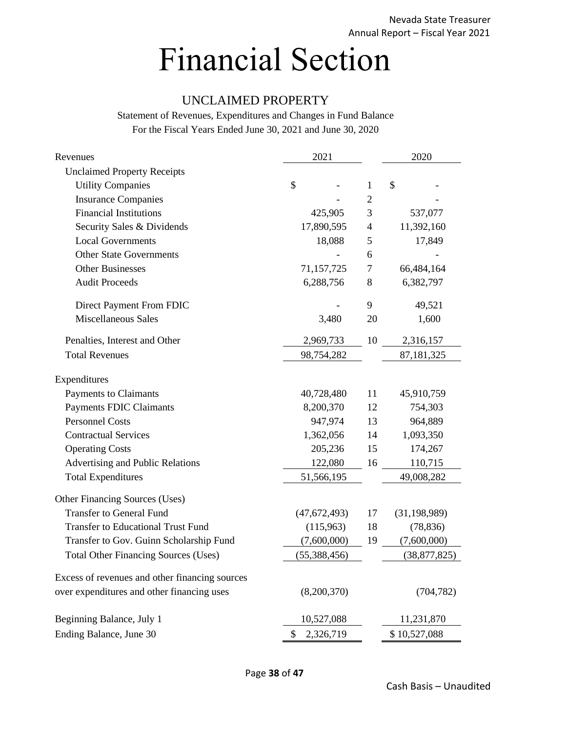# Financial Section

## UNCLAIMED PROPERTY

Statement of Revenues, Expenditures and Changes in Fund Balance
For the Fiscal Years Ended June 30, 2021 and June 30, 2020

| Revenues | 2021 | | 2020 |
|---|---|---|---|
| Unclaimed Property Receipts | | | |
| Utility Companies | $ - | 1 | $ - |
| Insurance Companies | - | 2 | - |
| Financial Institutions | 425,905 | 3 | 537,077 |
| Security Sales & Dividends | 17,890,595 | 4 | 11,392,160 |
| Local Governments | 18,088 | 5 | 17,849 |
| Other State Governments | - | 6 | - |
| Other Businesses | 71,157,725 | 7 | 66,484,164 |
| Audit Proceeds | 6,288,756 | 8 | 6,382,797 |
| Direct Payment From FDIC | - | 9 | 49,521 |
| Miscellaneous Sales | 3,480 | 20 | 1,600 |
| Penalties, Interest and Other | 2,969,733 | 10 | 2,316,157 |
| Total Revenues | 98,754,282 | | 87,181,325 |
| **Expenditures** | | | |
| Payments to Claimants | 40,728,480 | 11 | 45,910,759 |
| Payments FDIC Claimants | 8,200,370 | 12 | 754,303 |
| Personnel Costs | 947,974 | 13 | 964,889 |
| Contractual Services | 1,362,056 | 14 | 1,093,350 |
| Operating Costs | 205,236 | 15 | 174,267 |
| Advertising and Public Relations | 122,080 | 16 | 110,715 |
| Total Expenditures | 51,566,195 | | 49,008,282 |
| **Other Financing Sources (Uses)** | | | |
| Transfer to General Fund | (47,672,493) | 17 | (31,198,989) |
| Transfer to Educational Trust Fund | (115,963) | 18 | (78,836) |
| Transfer to Gov. Guinn Scholarship Fund | (7,600,000) | 19 | (7,600,000) |
| Total Other Financing Sources (Uses) | (55,388,456) | | (38,877,825) |
| Excess of revenues and other financing sources over expenditures and other financing uses | (8,200,370) | | (704,782) |
| Beginning Balance, July 1 | 10,527,088 | | 11,231,870 |
| Ending Balance, June 30 | $ 2,326,719 | | $ 10,527,088 |

Cash Basis – Unaudited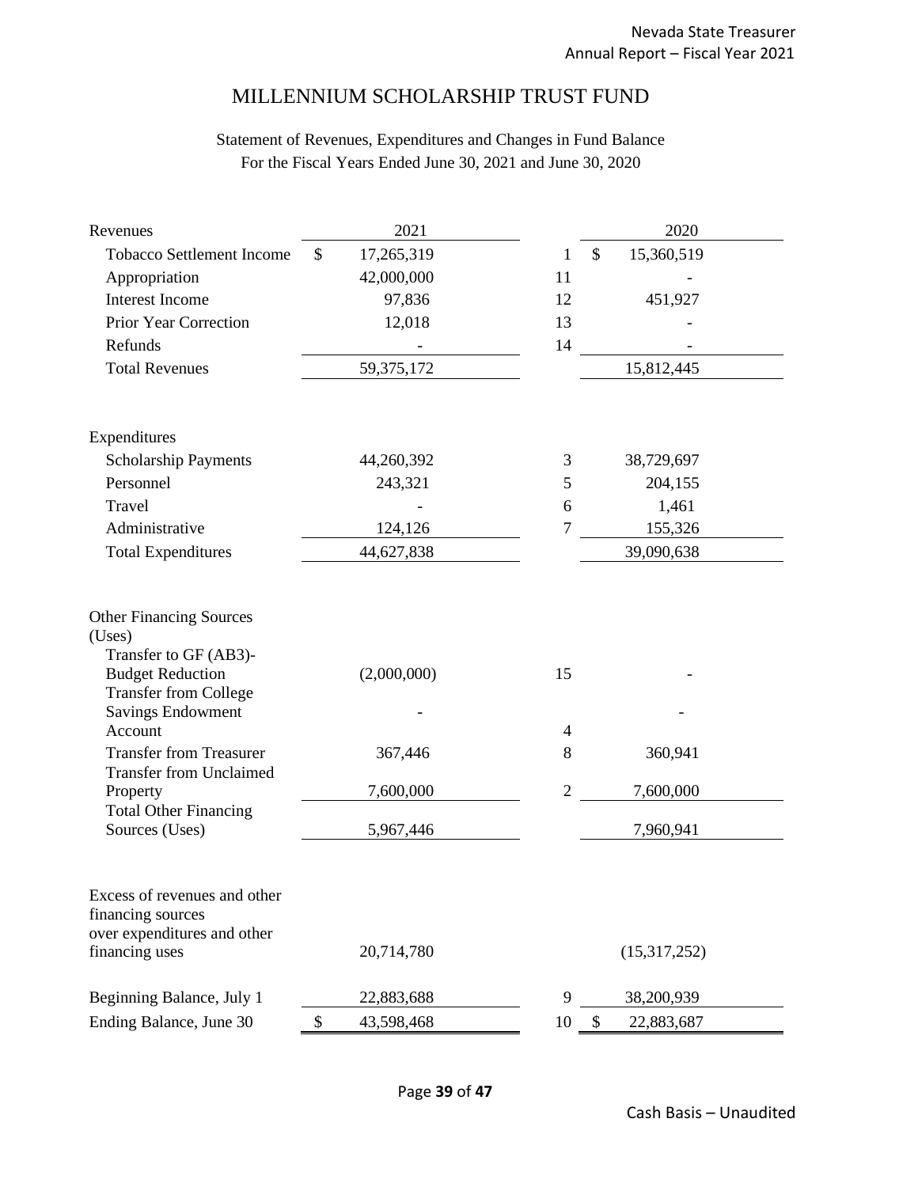# MILLENNIUM SCHOLARSHIP TRUST FUND

Statement of Revenues, Expenditures and Changes in Fund Balance
For the Fiscal Years Ended June 30, 2021 and June 30, 2020

| Revenues | 2021 | | 2020 |
|---|---|---|---|
| Tobacco Settlement Income | $ 17,265,319 | 1 | $ 15,360,519 |
| Appropriation | 42,000,000 | 11 | - |
| Interest Income | 97,836 | 12 | 451,927 |
| Prior Year Correction | 12,018 | 13 | - |
| Refunds | - | 14 | - |
| Total Revenues | 59,375,172 | | 15,812,445 |
| | | | |
| Expenditures | | | |
| Scholarship Payments | 44,260,392 | 3 | 38,729,697 |
| Personnel | 243,321 | 5 | 204,155 |
| Travel | - | 6 | 1,461 |
| Administrative | 124,126 | 7 | 155,326 |
| Total Expenditures | 44,627,838 | | 39,090,638 |
| | | | |
| Other Financing Sources (Uses) | | | |
| Transfer to GF (AB3)-Budget Reduction | (2,000,000) | 15 | - |
| Transfer from College Savings Endowment Account | - | 4 | - |
| Transfer from Treasurer | 367,446 | 8 | 360,941 |
| Transfer from Unclaimed Property | 7,600,000 | 2 | 7,600,000 |
| Total Other Financing Sources (Uses) | 5,967,446 | | 7,960,941 |
| | | | |
| Excess of revenues and other financing sources over expenditures and other financing uses | 20,714,780 | | (15,317,252) |
| | | | |
| Beginning Balance, July 1 | 22,883,688 | 9 | 38,200,939 |
| Ending Balance, June 30 | $ 43,598,468 | 10 | $ 22,883,687 |

Cash Basis – Unaudited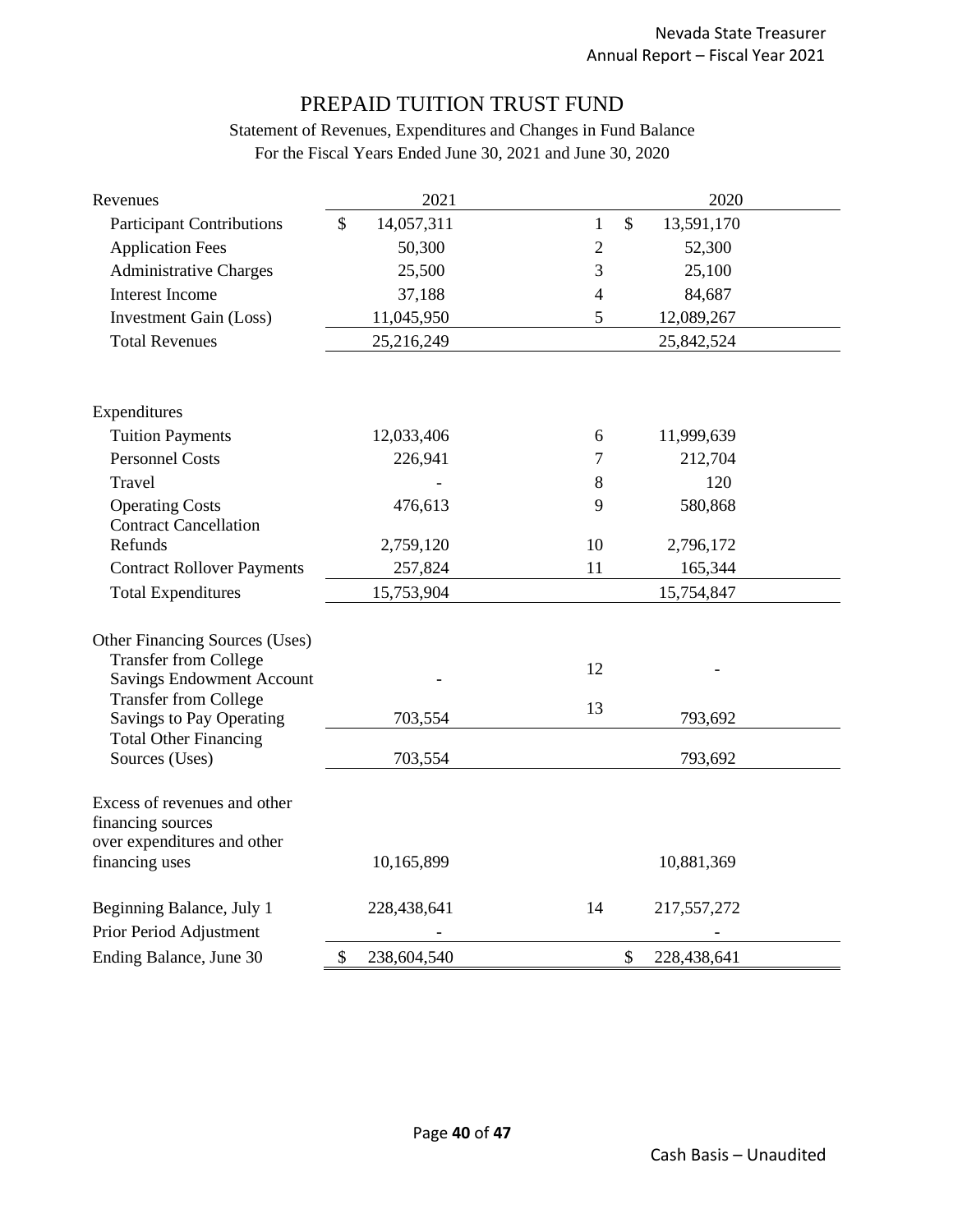# PREPAID TUITION TRUST FUND

Statement of Revenues, Expenditures and Changes in Fund Balance
For the Fiscal Years Ended June 30, 2021 and June 30, 2020

| Revenues | 2021 | | 2020 |
|---|---|---|---|
| Participant Contributions | $ 14,057,311 | 1 | $ 13,591,170 |
| Application Fees | 50,300 | 2 | 52,300 |
| Administrative Charges | 25,500 | 3 | 25,100 |
| Interest Income | 37,188 | 4 | 84,687 |
| Investment Gain (Loss) | 11,045,950 | 5 | 12,089,267 |
| Total Revenues | 25,216,249 | | 25,842,524 |
| | | | |
| Expenditures | | | |
| Tuition Payments | 12,033,406 | 6 | 11,999,639 |
| Personnel Costs | 226,941 | 7 | 212,704 |
| Travel | - | 8 | 120 |
| Operating Costs | 476,613 | 9 | 580,868 |
| Contract Cancellation Refunds | 2,759,120 | 10 | 2,796,172 |
| Contract Rollover Payments | 257,824 | 11 | 165,344 |
| Total Expenditures | 15,753,904 | | 15,754,847 |
| | | | |
| Other Financing Sources (Uses) | | | |
| Transfer from College Savings Endowment Account | - | 12 | - |
| Transfer from College Savings to Pay Operating | 703,554 | 13 | 793,692 |
| Total Other Financing Sources (Uses) | 703,554 | | 793,692 |
| | | | |
| Excess of revenues and other financing sources over expenditures and other financing uses | 10,165,899 | | 10,881,369 |
| | | | |
| Beginning Balance, July 1 | 228,438,641 | 14 | 217,557,272 |
| Prior Period Adjustment | - | | - |
| Ending Balance, June 30 | $ 238,604,540 | | $ 228,438,641 |

Cash Basis – Unaudited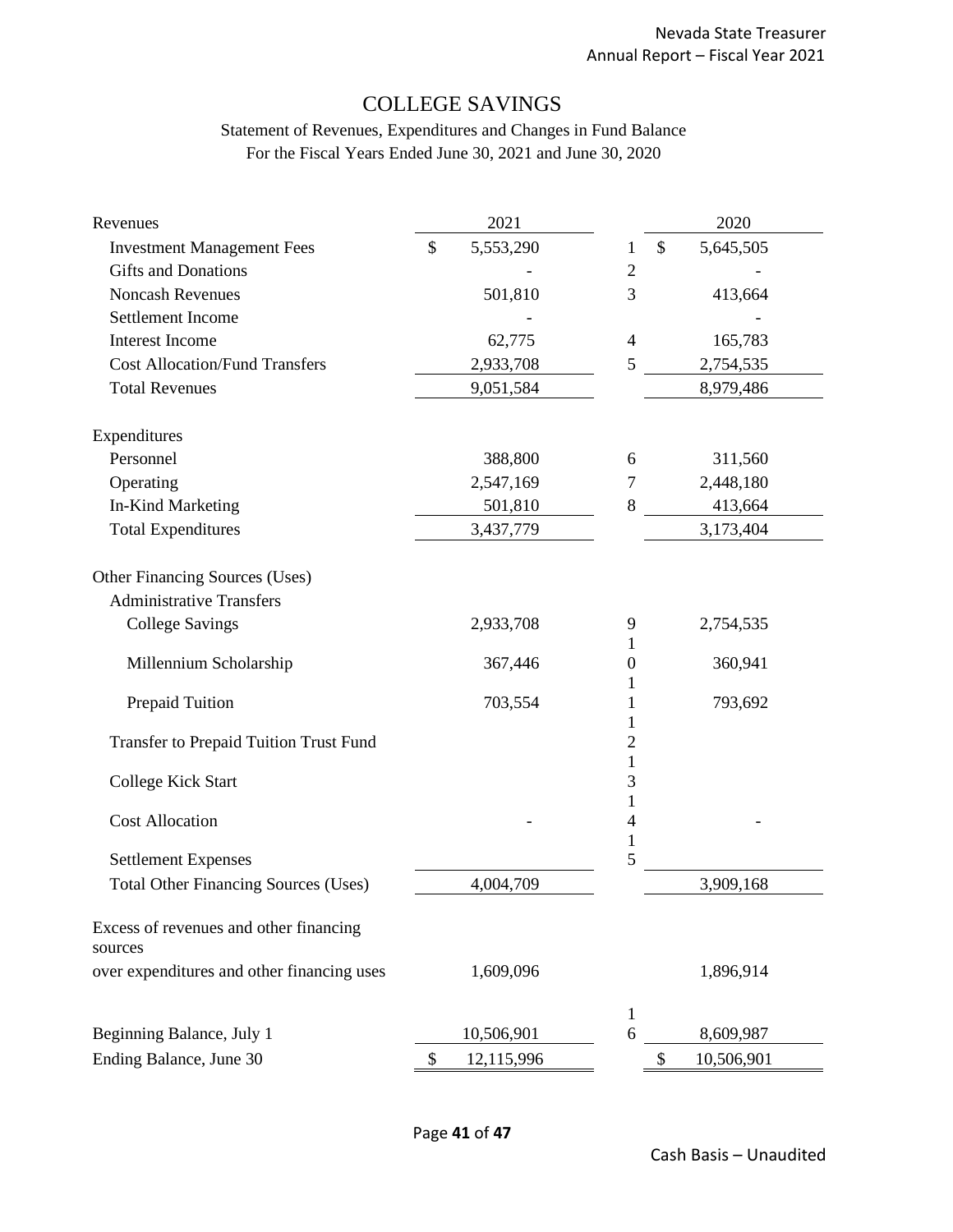# COLLEGE SAVINGS

Statement of Revenues, Expenditures and Changes in Fund Balance
For the Fiscal Years Ended June 30, 2021 and June 30, 2020

| Revenues | 2021 | | 2020 |
|---|---|---|---|
| Investment Management Fees | $ 5,553,290 | 1 | $ 5,645,505 |
| Gifts and Donations | - | 2 | - |
| Noncash Revenues | 501,810 | 3 | 413,664 |
| Settlement Income | - | | - |
| Interest Income | 62,775 | 4 | 165,783 |
| Cost Allocation/Fund Transfers | 2,933,708 | 5 | 2,754,535 |
| Total Revenues | 9,051,584 | | 8,979,486 |
| | | | |
| Expenditures | | | |
| Personnel | 388,800 | 6 | 311,560 |
| Operating | 2,547,169 | 7 | 2,448,180 |
| In-Kind Marketing | 501,810 | 8 | 413,664 |
| Total Expenditures | 3,437,779 | | 3,173,404 |
| | | | |
| Other Financing Sources (Uses) | | | |
| Administrative Transfers | | | |
| College Savings | 2,933,708 | 9 | 2,754,535 |
| Millennium Scholarship | 367,446 | 10 | 360,941 |
| Prepaid Tuition | 703,554 | 11 | 793,692 |
| Transfer to Prepaid Tuition Trust Fund | | 12 | |
| College Kick Start | | 13 | |
| Cost Allocation | - | 14 | - |
| Settlement Expenses | | 15 | |
| Total Other Financing Sources (Uses) | 4,004,709 | | 3,909,168 |
| | | | |
| Excess of revenues and other financing sources over expenditures and other financing uses | 1,609,096 | | 1,896,914 |
| | | | |
| Beginning Balance, July 1 | 10,506,901 | 16 | 8,609,987 |
| Ending Balance, June 30 | $ 12,115,996 | | $ 10,506,901 |

Cash Basis – Unaudited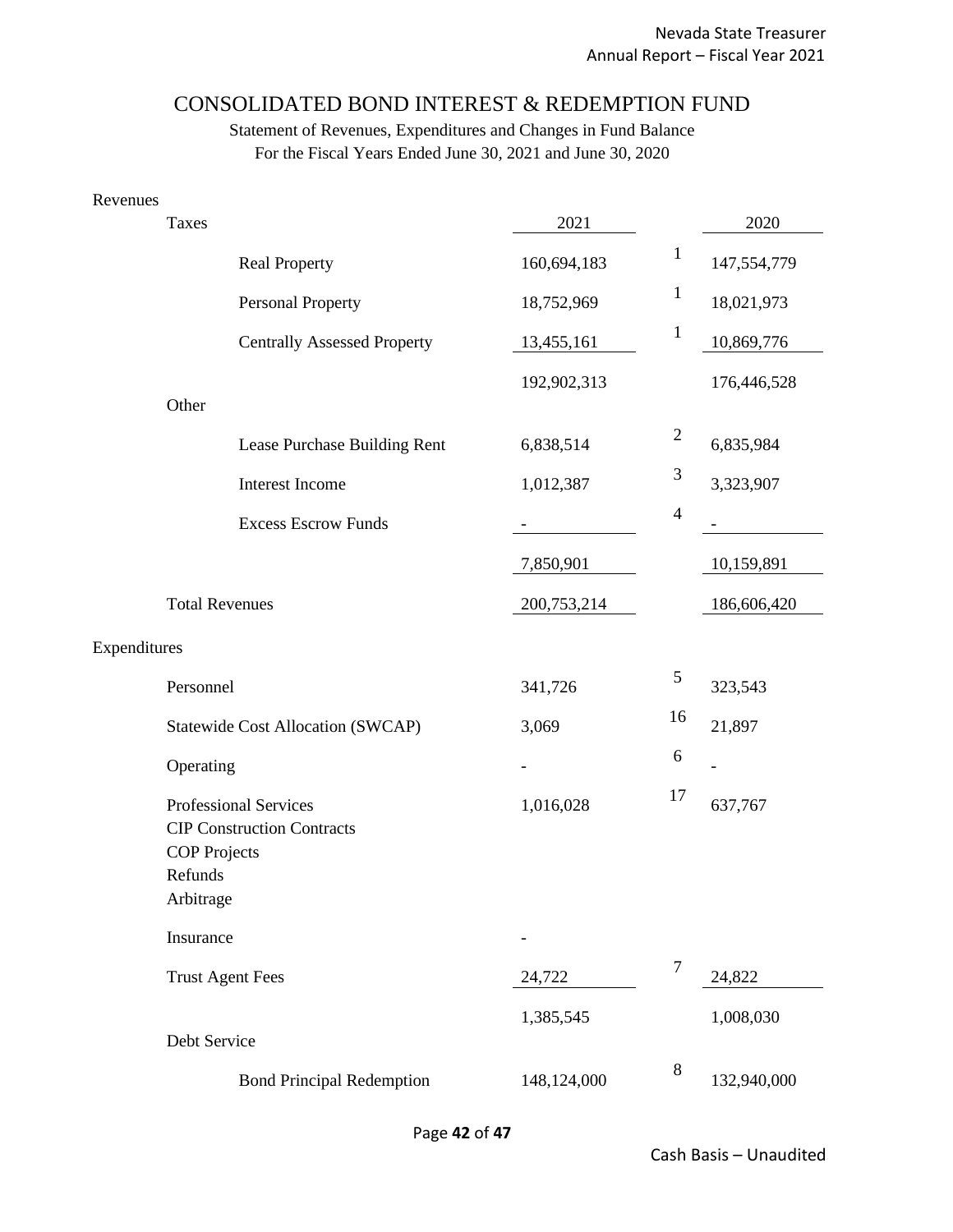# CONSOLIDATED BOND INTEREST & REDEMPTION FUND

Statement of Revenues, Expenditures and Changes in Fund Balance
For the Fiscal Years Ended June 30, 2021 and June 30, 2020

| | 2021 | Note | 2020 |
|---|---|---|---|
| **Revenues** | | | |
| Taxes | | | |
| Real Property | 160,694,183 | 1 | 147,554,779 |
| Personal Property | 18,752,969 | 1 | 18,021,973 |
| Centrally Assessed Property | 13,455,161 | 1 | 10,869,776 |
| | 192,902,313 | | 176,446,528 |
| Other | | | |
| Lease Purchase Building Rent | 6,838,514 | 2 | 6,835,984 |
| Interest Income | 1,012,387 | 3 | 3,323,907 |
| Excess Escrow Funds | - | 4 | - |
| | 7,850,901 | | 10,159,891 |
| Total Revenues | 200,753,214 | | 186,606,420 |
| **Expenditures** | | | |
| Personnel | 341,726 | 5 | 323,543 |
| Statewide Cost Allocation (SWCAP) | 3,069 | 16 | 21,897 |
| Operating | - | 6 | - |
| Professional Services | 1,016,028 | 17 | 637,767 |
| CIP Construction Contracts | | | |
| COP Projects | | | |
| Refunds | | | |
| Arbitrage | | | |
| Insurance | - | | |
| Trust Agent Fees | 24,722 | 7 | 24,822 |
| | 1,385,545 | | 1,008,030 |
| Debt Service | | | |
| Bond Principal Redemption | 148,124,000 | 8 | 132,940,000 |

Cash Basis – Unaudited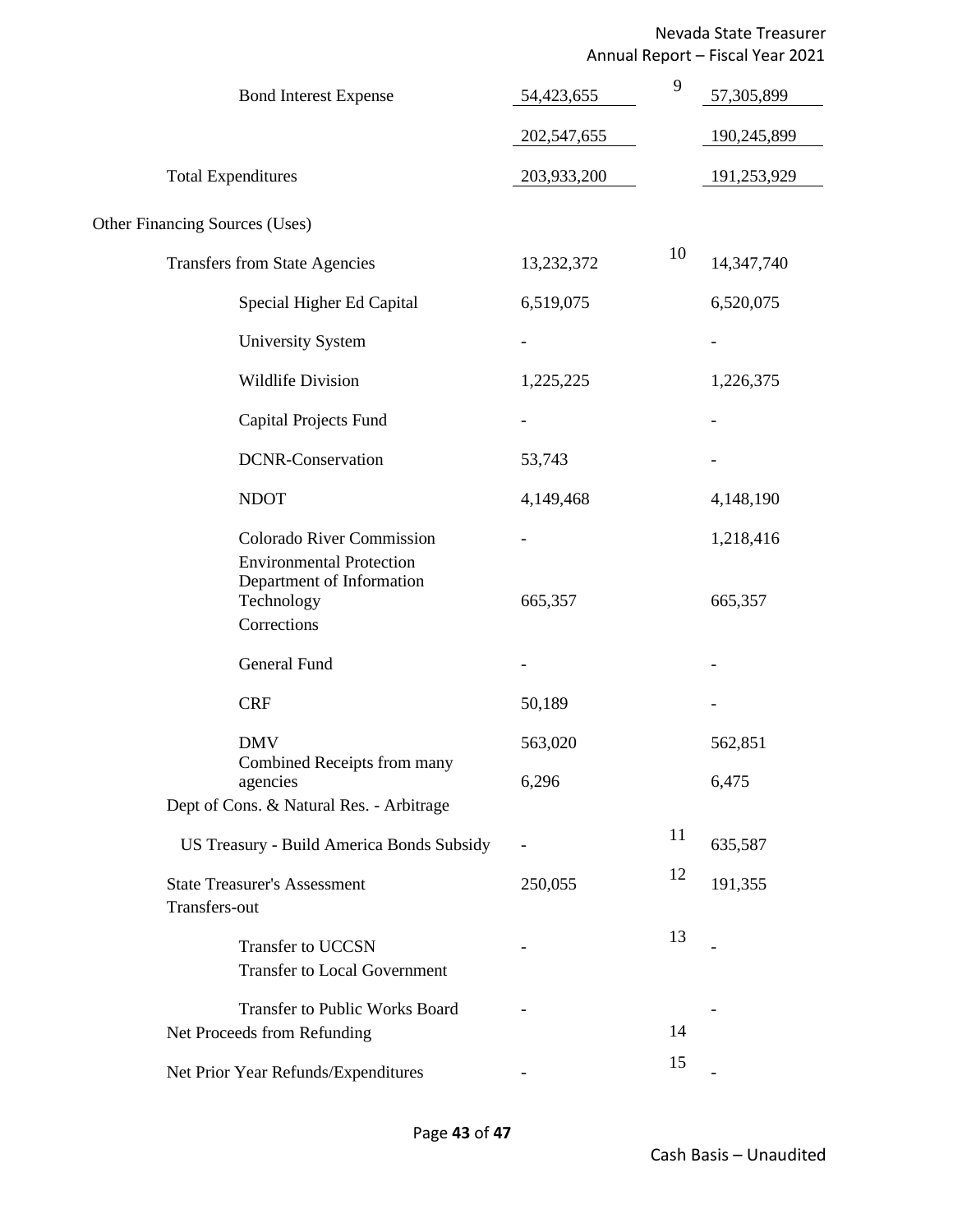| | | Note | |
|---|---|---|---|
| Bond Interest Expense | 54,423,655 | 9 | 57,305,899 |
| | 202,547,655 | | 190,245,899 |
| Total Expenditures | 203,933,200 | | 191,253,929 |
| **Other Financing Sources (Uses)** | | | |
| Transfers from State Agencies | 13,232,372 | 10 | 14,347,740 |
| Special Higher Ed Capital | 6,519,075 | | 6,520,075 |
| University System | - | | - |
| Wildlife Division | 1,225,225 | | 1,226,375 |
| Capital Projects Fund | - | | - |
| DCNR-Conservation | 53,743 | | - |
| NDOT | 4,149,468 | | 4,148,190 |
| Colorado River Commission | - | | 1,218,416 |
| Environmental Protection | | | |
| Department of Information Technology | 665,357 | | 665,357 |
| Corrections | | | |
| General Fund | - | | - |
| CRF | 50,189 | | - |
| DMV | 563,020 | | 562,851 |
| Combined Receipts from many agencies | 6,296 | | 6,475 |
| Dept of Cons. & Natural Res. - Arbitrage | | | |
| US Treasury - Build America Bonds Subsidy | - | 11 | 635,587 |
| State Treasurer's Assessment | 250,055 | 12 | 191,355 |
| Transfers-out | | | |
| Transfer to UCCSN | - | 13 | - |
| Transfer to Local Government | | | |
| Transfer to Public Works Board | - | | - |
| Net Proceeds from Refunding | | 14 | |
| Net Prior Year Refunds/Expenditures | - | 15 | - |

Cash Basis – Unaudited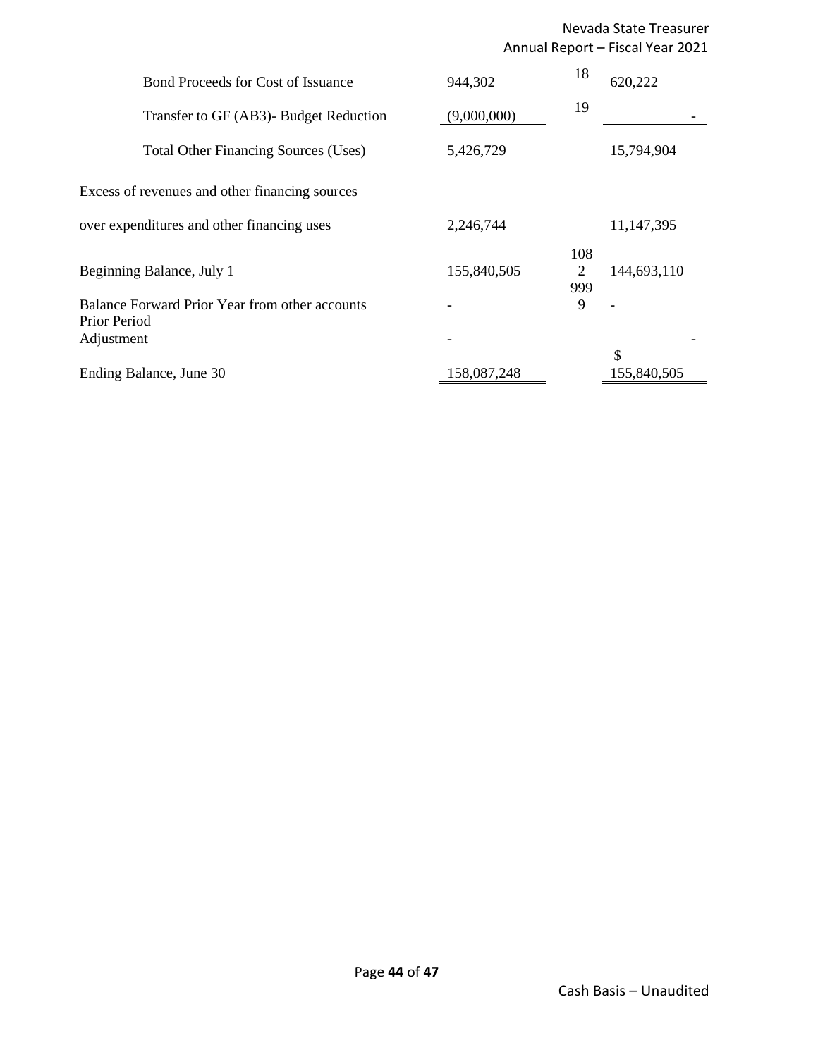| | | | |
|---|---|---|---|
| Bond Proceeds for Cost of Issuance | 944,302 | 18 | 620,222 |
| Transfer to GF (AB3)- Budget Reduction | (9,000,000) | 19 | - |
| Total Other Financing Sources (Uses) | 5,426,729 | | 15,794,904 |
| Excess of revenues and other financing sources | | | |
| over expenditures and other financing uses | 2,246,744 | | 11,147,395 |
| Beginning Balance, July 1 | 155,840,505 | 108 2 | 144,693,110 |
| Balance Forward Prior Year from other accounts | - | 999 9 | - |
| Prior Period Adjustment | - | | - |
| Ending Balance, June 30 | 158,087,248 | | $ 155,840,505 |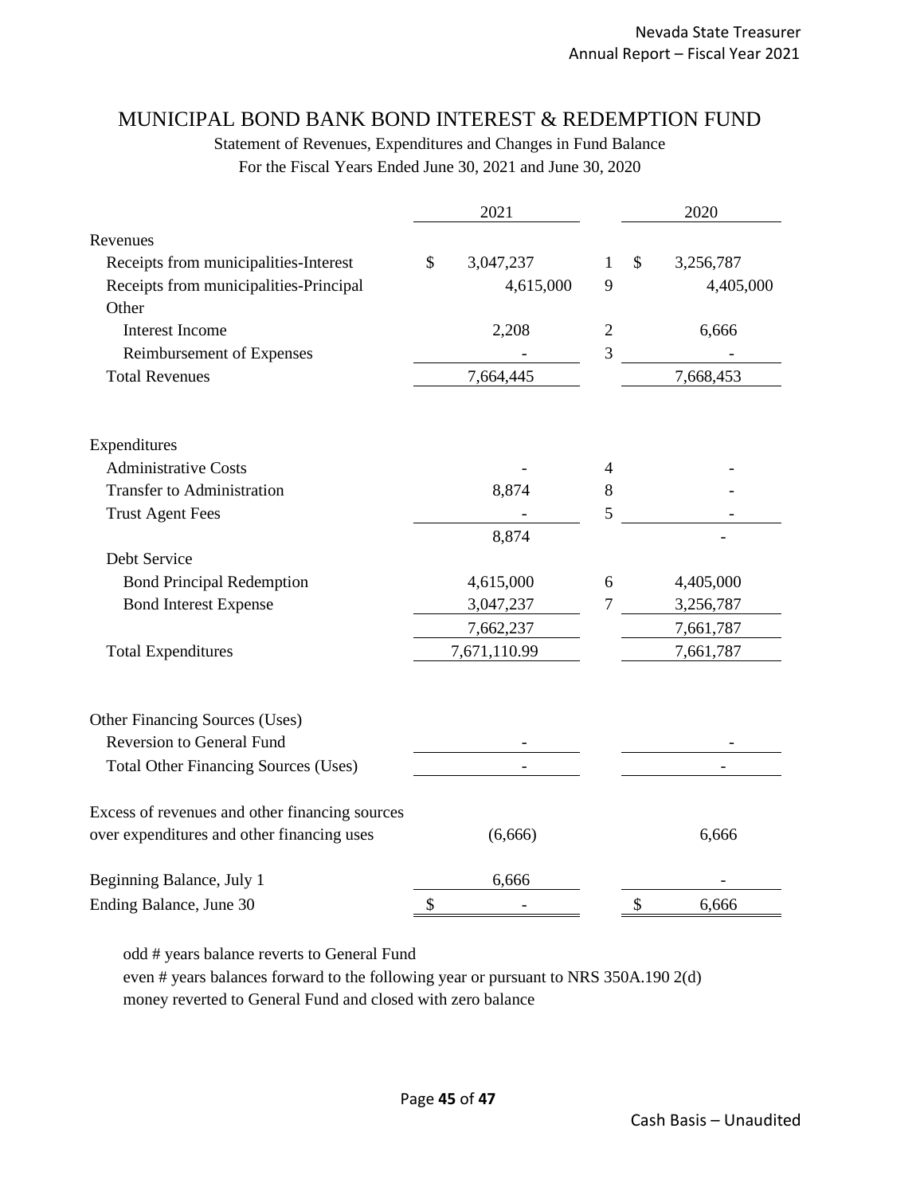# MUNICIPAL BOND BANK BOND INTEREST & REDEMPTION FUND

Statement of Revenues, Expenditures and Changes in Fund Balance

For the Fiscal Years Ended June 30, 2021 and June 30, 2020

| | 2021 | | 2020 |
|---|---|---|---|
| **Revenues** | | | |
| Receipts from municipalities-Interest | $ 3,047,237 | 1 | $ 3,256,787 |
| Receipts from municipalities-Principal | 4,615,000 | 9 | 4,405,000 |
| Other | | | |
| Interest Income | 2,208 | 2 | 6,666 |
| Reimbursement of Expenses | - | 3 | - |
| Total Revenues | 7,664,445 | | 7,668,453 |
| | | | |
| **Expenditures** | | | |
| Administrative Costs | - | 4 | - |
| Transfer to Administration | 8,874 | 8 | - |
| Trust Agent Fees | - | 5 | - |
| | 8,874 | | - |
| Debt Service | | | |
| Bond Principal Redemption | 4,615,000 | 6 | 4,405,000 |
| Bond Interest Expense | 3,047,237 | 7 | 3,256,787 |
| | 7,662,237 | | 7,661,787 |
| Total Expenditures | 7,671,110.99 | | 7,661,787 |
| | | | |
| **Other Financing Sources (Uses)** | | | |
| Reversion to General Fund | - | | - |
| Total Other Financing Sources (Uses) | - | | - |
| | | | |
| Excess of revenues and other financing sources over expenditures and other financing uses | (6,666) | | 6,666 |
| | | | |
| Beginning Balance, July 1 | 6,666 | | - |
| Ending Balance, June 30 | $ - | | $ 6,666 |

odd # years balance reverts to General Fund

even # years balances forward to the following year or pursuant to NRS 350A.190 2(d)

money reverted to General Fund and closed with zero balance

Cash Basis – Unaudited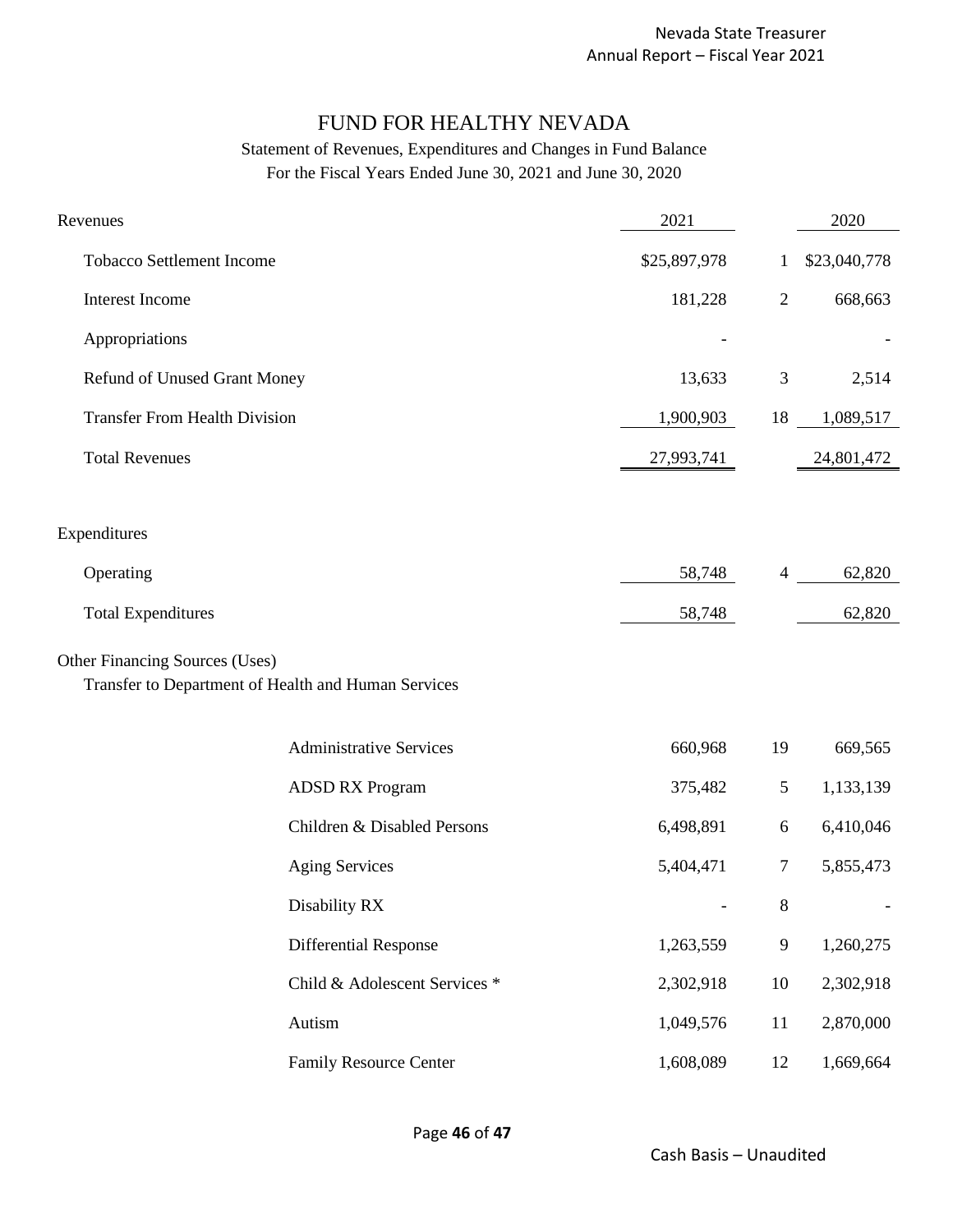# FUND FOR HEALTHY NEVADA

Statement of Revenues, Expenditures and Changes in Fund Balance

For the Fiscal Years Ended June 30, 2021 and June 30, 2020

| Revenues | 2021 | | 2020 |
|---|---|---|---|
| Tobacco Settlement Income | $25,897,978 | 1 | $23,040,778 |
| Interest Income | 181,228 | 2 | 668,663 |
| Appropriations | - | | - |
| Refund of Unused Grant Money | 13,633 | 3 | 2,514 |
| Transfer From Health Division | 1,900,903 | 18 | 1,089,517 |
| Total Revenues | 27,993,741 | | 24,801,472 |
| | | | |
| **Expenditures** | | | |
| Operating | 58,748 | 4 | 62,820 |
| Total Expenditures | 58,748 | | 62,820 |
| | | | |
| **Other Financing Sources (Uses)** | | | |
| Transfer to Department of Health and Human Services | | | |
| Administrative Services | 660,968 | 19 | 669,565 |
| ADSD RX Program | 375,482 | 5 | 1,133,139 |
| Children & Disabled Persons | 6,498,891 | 6 | 6,410,046 |
| Aging Services | 5,404,471 | 7 | 5,855,473 |
| Disability RX | - | 8 | - |
| Differential Response | 1,263,559 | 9 | 1,260,275 |
| Child & Adolescent Services * | 2,302,918 | 10 | 2,302,918 |
| Autism | 1,049,576 | 11 | 2,870,000 |
| Family Resource Center | 1,608,089 | 12 | 1,669,664 |

Cash Basis – Unaudited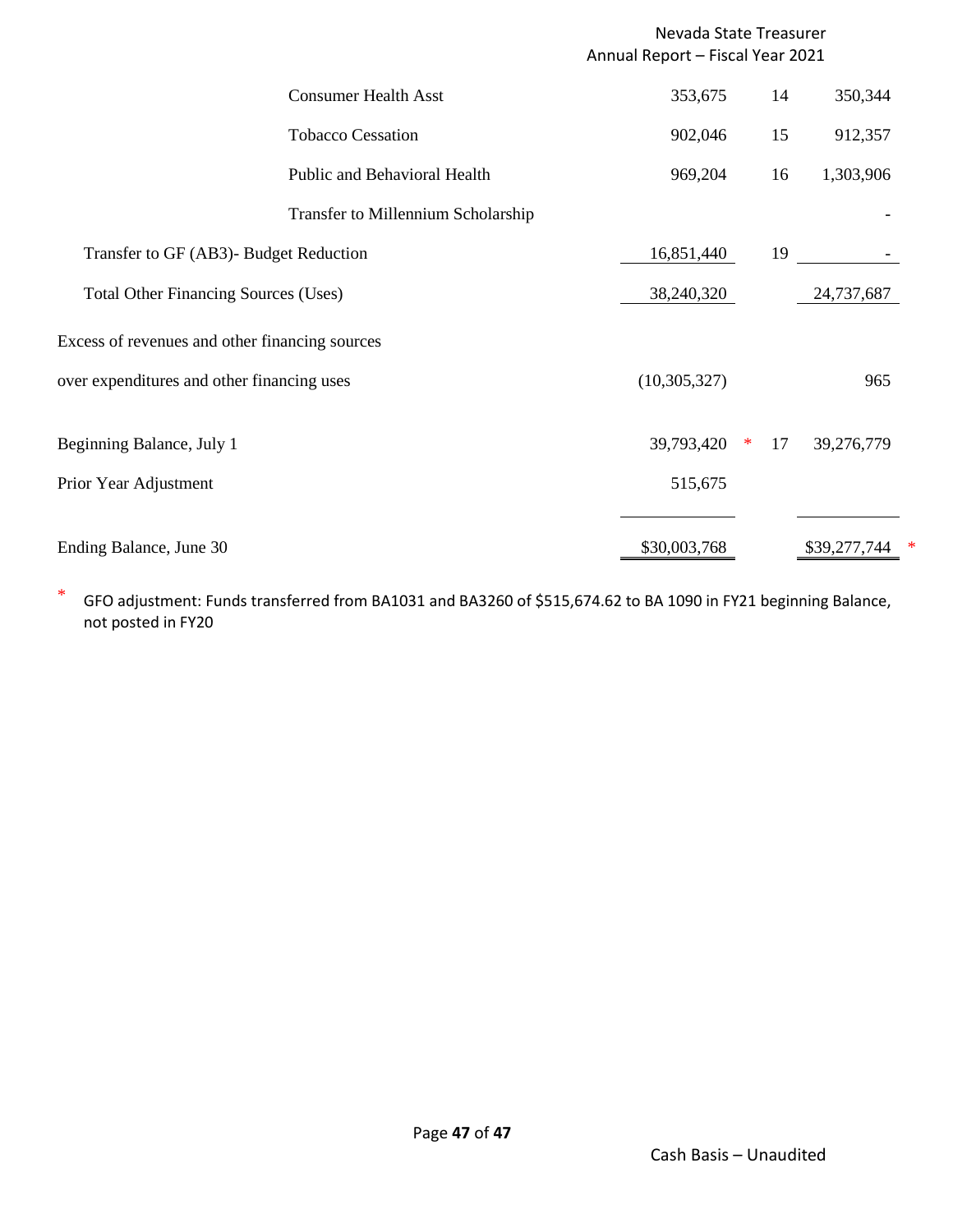| | | | |
|---|---|---|---|
| Consumer Health Asst | 353,675 | 14 | 350,344 |
| Tobacco Cessation | 902,046 | 15 | 912,357 |
| Public and Behavioral Health | 969,204 | 16 | 1,303,906 |
| Transfer to Millennium Scholarship | | | - |
| Transfer to GF (AB3)- Budget Reduction | 16,851,440 | 19 | - |
| Total Other Financing Sources (Uses) | 38,240,320 | | 24,737,687 |
| Excess of revenues and other financing sources over expenditures and other financing uses | (10,305,327) | | 965 |
| Beginning Balance, July 1 | 39,793,420 * | 17 | 39,276,779 |
| Prior Year Adjustment | 515,675 | | |
| Ending Balance, June 30 | $30,003,768 | | $39,277,744 * |

\* GFO adjustment: Funds transferred from BA1031 and BA3260 of $515,674.62 to BA 1090 in FY21 beginning Balance, not posted in FY20

Cash Basis – Unaudited